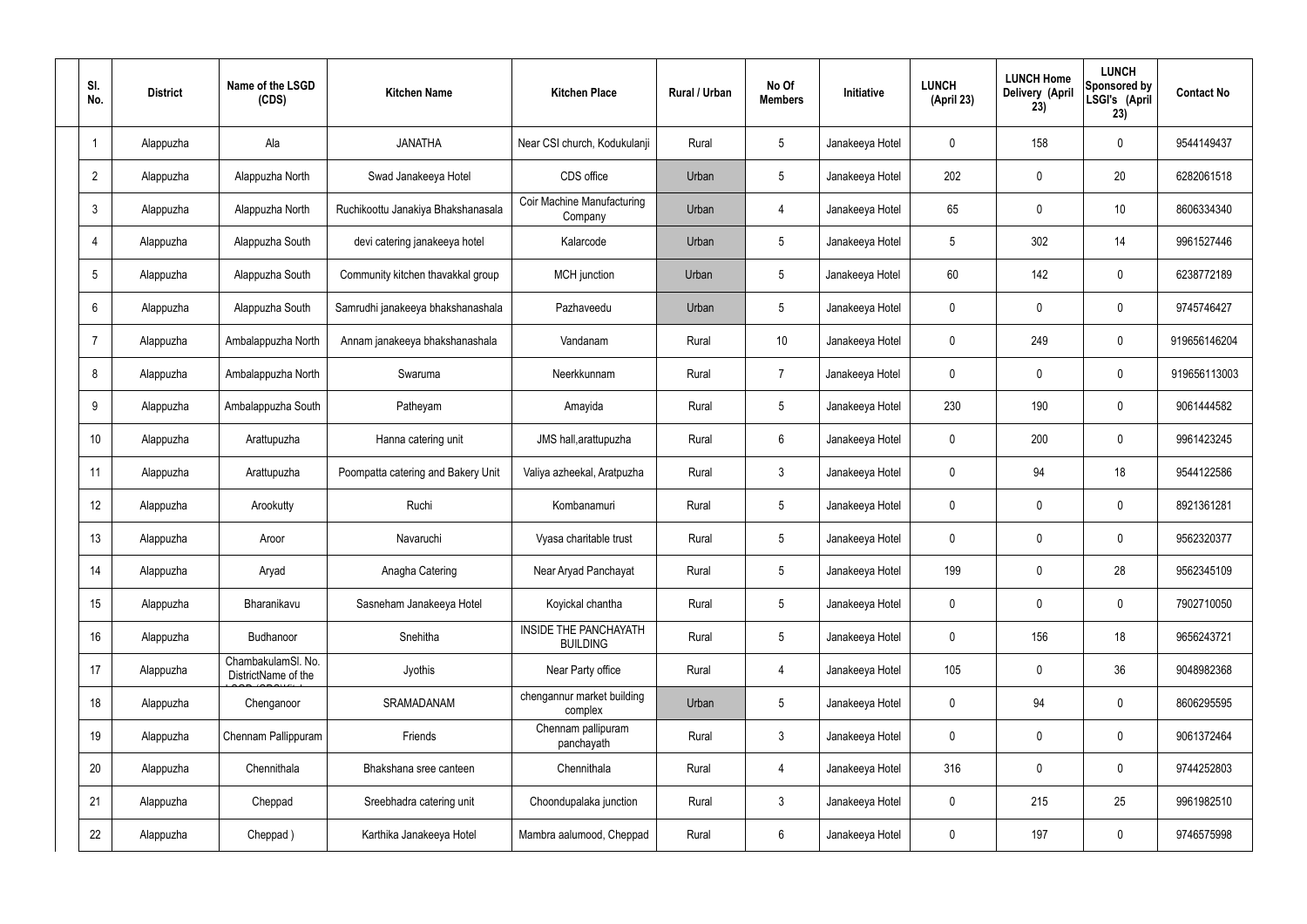| Sl. No. | District | Name of the LSGD (CDS) | Kitchen Name | Kitchen Place | Rural / Urban | No Of Members | Initiative | LUNCH (April 23) | LUNCH Home Delivery (April 23) | LUNCH Sponsored by LSGI's (April 23) | Contact No |
|---|---|---|---|---|---|---|---|---|---|---|---|
| 1 | Alappuzha | Ala | JANATHA | Near CSI church, Kodukulanji | Rural | 5 | Janakeeya Hotel | 0 | 158 | 0 | 9544149437 |
| 2 | Alappuzha | Alappuzha North | Swad Janakeeya Hotel | CDS office | Urban | 5 | Janakeeya Hotel | 202 | 0 | 20 | 6282061518 |
| 3 | Alappuzha | Alappuzha North | Ruchikoottu Janakiya Bhakshanasala | Coir Machine Manufacturing Company | Urban | 4 | Janakeeya Hotel | 65 | 0 | 10 | 8606334340 |
| 4 | Alappuzha | Alappuzha South | devi catering janakeeya hotel | Kalarcode | Urban | 5 | Janakeeya Hotel | 5 | 302 | 14 | 9961527446 |
| 5 | Alappuzha | Alappuzha South | Community kitchen thavakkal group | MCH junction | Urban | 5 | Janakeeya Hotel | 60 | 142 | 0 | 6238772189 |
| 6 | Alappuzha | Alappuzha South | Samrudhi janakeeya bhakshanashala | Pazhaveedu | Urban | 5 | Janakeeya Hotel | 0 | 0 | 0 | 9745746427 |
| 7 | Alappuzha | Ambalappuzha North | Annam janakeeya bhakshanashala | Vandanam | Rural | 10 | Janakeeya Hotel | 0 | 249 | 0 | 919656146204 |
| 8 | Alappuzha | Ambalappuzha North | Swaruma | Neerkkunnam | Rural | 7 | Janakeeya Hotel | 0 | 0 | 0 | 919656113003 |
| 9 | Alappuzha | Ambalappuzha South | Patheyam | Amayida | Rural | 5 | Janakeeya Hotel | 230 | 190 | 0 | 9061444582 |
| 10 | Alappuzha | Arattupuzha | Hanna catering unit | JMS hall,arattupuzha | Rural | 6 | Janakeeya Hotel | 0 | 200 | 0 | 9961423245 |
| 11 | Alappuzha | Arattupuzha | Poompatta catering and Bakery Unit | Valiya azheekal, Aratpuzha | Rural | 3 | Janakeeya Hotel | 0 | 94 | 18 | 9544122586 |
| 12 | Alappuzha | Arookutty | Ruchi | Kombanamuri | Rural | 5 | Janakeeya Hotel | 0 | 0 | 0 | 8921361281 |
| 13 | Alappuzha | Aroor | Navaruchi | Vyasa charitable trust | Rural | 5 | Janakeeya Hotel | 0 | 0 | 0 | 9562320377 |
| 14 | Alappuzha | Aryad | Anagha Catering | Near Aryad Panchayat | Rural | 5 | Janakeeya Hotel | 199 | 0 | 28 | 9562345109 |
| 15 | Alappuzha | Bharanikavu | Sasneham Janakeeya Hotel | Koyickal chantha | Rural | 5 | Janakeeya Hotel | 0 | 0 | 0 | 7902710050 |
| 16 | Alappuzha | Budhanoor | Snehitha | INSIDE THE PANCHAYATH BUILDING | Rural | 5 | Janakeeya Hotel | 0 | 156 | 18 | 9656243721 |
| 17 | Alappuzha | ChambakulamSl. No. DistrictName of the | Jyothis | Near Party office | Rural | 4 | Janakeeya Hotel | 105 | 0 | 36 | 9048982368 |
| 18 | Alappuzha | Chenganoor | SRAMADANAM | chengannur market building complex | Urban | 5 | Janakeeya Hotel | 0 | 94 | 0 | 8606295595 |
| 19 | Alappuzha | Chennam Pallippuram | Friends | Chennam pallipuram panchayath | Rural | 3 | Janakeeya Hotel | 0 | 0 | 0 | 9061372464 |
| 20 | Alappuzha | Chennithala | Bhakshana sree canteen | Chennithala | Rural | 4 | Janakeeya Hotel | 316 | 0 | 0 | 9744252803 |
| 21 | Alappuzha | Cheppad | Sreebhadra catering unit | Choondupalaka junction | Rural | 3 | Janakeeya Hotel | 0 | 215 | 25 | 9961982510 |
| 22 | Alappuzha | Cheppad ) | Karthika Janakeeya Hotel | Mambra aalumood, Cheppad | Rural | 6 | Janakeeya Hotel | 0 | 197 | 0 | 9746575998 |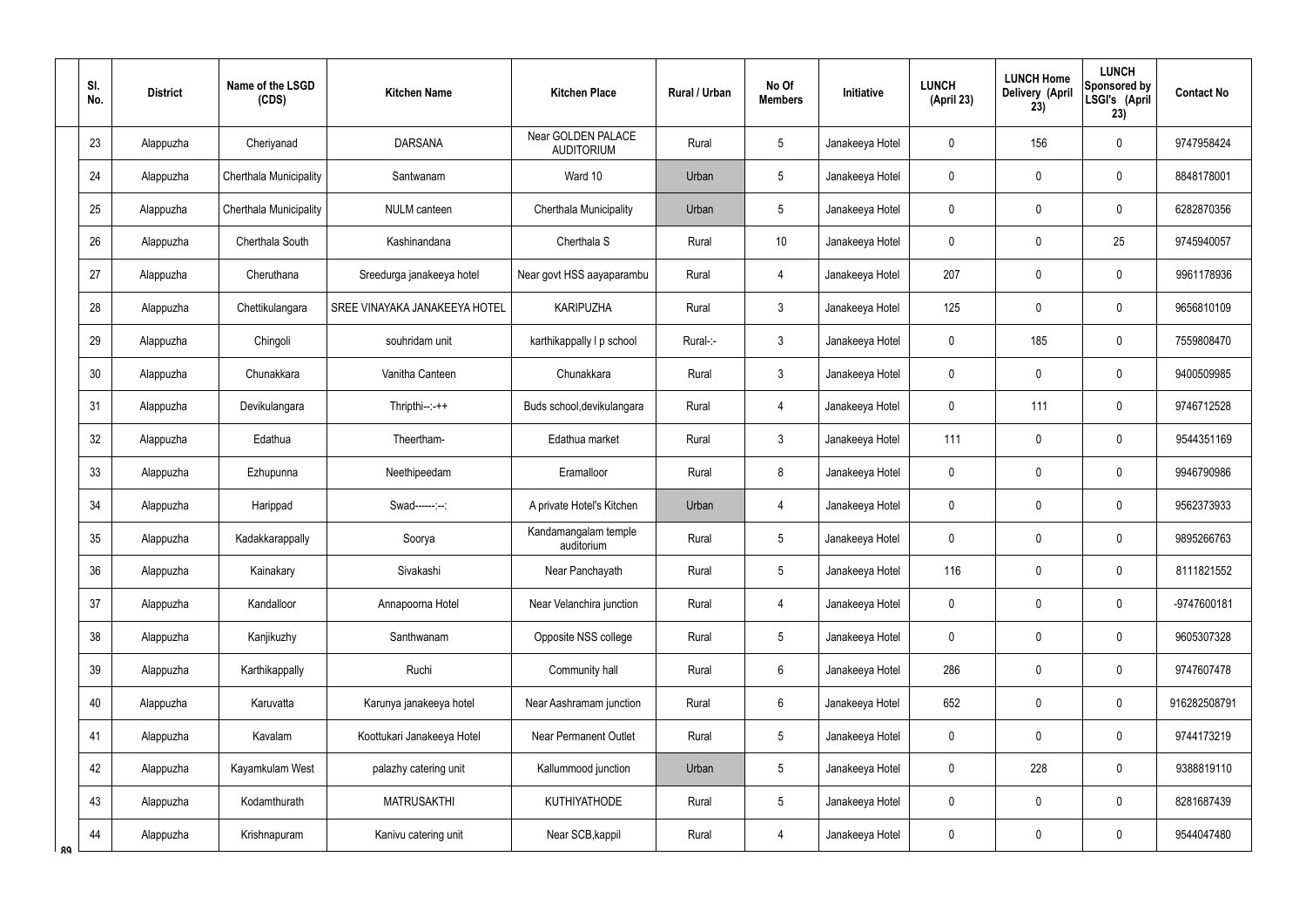| Sl. No. | District | Name of the LSGD (CDS) | Kitchen Name | Kitchen Place | Rural / Urban | No Of Members | Initiative | LUNCH (April 23) | LUNCH Home Delivery (April 23) | LUNCH Sponsored by LSGI's (April 23) | Contact No |
|---|---|---|---|---|---|---|---|---|---|---|---|
| 23 | Alappuzha | Cheriyanad | DARSANA | Near GOLDEN PALACE AUDITORIUM | Rural | 5 | Janakeeya Hotel | 0 | 156 | 0 | 9747958424 |
| 24 | Alappuzha | Cherthala Municipality | Santwanam | Ward 10 | Urban | 5 | Janakeeya Hotel | 0 | 0 | 0 | 8848178001 |
| 25 | Alappuzha | Cherthala Municipality | NULM canteen | Cherthala Municipality | Urban | 5 | Janakeeya Hotel | 0 | 0 | 0 | 6282870356 |
| 26 | Alappuzha | Cherthala South | Kashinandana | Cherthala S | Rural | 10 | Janakeeya Hotel | 0 | 0 | 25 | 9745940057 |
| 27 | Alappuzha | Cheruthana | Sreedurga janakeeya hotel | Near govt HSS aayaparambu | Rural | 4 | Janakeeya Hotel | 207 | 0 | 0 | 9961178936 |
| 28 | Alappuzha | Chettikulangara | SREE VINAYAKA JANAKEEYA HOTEL | KARIPUZHA | Rural | 3 | Janakeeya Hotel | 125 | 0 | 0 | 9656810109 |
| 29 | Alappuzha | Chingoli | souhridam unit | karthikappally l p school | Rural-:- | 3 | Janakeeya Hotel | 0 | 185 | 0 | 7559808470 |
| 30 | Alappuzha | Chunakkara | Vanitha Canteen | Chunakkara | Rural | 3 | Janakeeya Hotel | 0 | 0 | 0 | 9400509985 |
| 31 | Alappuzha | Devikulangara | Thripthi--:-++ | Buds school,devikulangara | Rural | 4 | Janakeeya Hotel | 0 | 111 | 0 | 9746712528 |
| 32 | Alappuzha | Edathua | Theertham- | Edathua market | Rural | 3 | Janakeeya Hotel | 111 | 0 | 0 | 9544351169 |
| 33 | Alappuzha | Ezhupunna | Neethipeedam | Eramalloor | Rural | 8 | Janakeeya Hotel | 0 | 0 | 0 | 9946790986 |
| 34 | Alappuzha | Harippad | Swad------:--: | A private Hotel's Kitchen | Urban | 4 | Janakeeya Hotel | 0 | 0 | 0 | 9562373933 |
| 35 | Alappuzha | Kadakkarappally | Soorya | Kandamangalam temple auditorium | Rural | 5 | Janakeeya Hotel | 0 | 0 | 0 | 9895266763 |
| 36 | Alappuzha | Kainakary | Sivakashi | Near Panchayath | Rural | 5 | Janakeeya Hotel | 116 | 0 | 0 | 8111821552 |
| 37 | Alappuzha | Kandalloor | Annapoorna Hotel | Near Velanchira junction | Rural | 4 | Janakeeya Hotel | 0 | 0 | 0 | -9747600181 |
| 38 | Alappuzha | Kanjikuzhy | Santhwanam | Opposite NSS college | Rural | 5 | Janakeeya Hotel | 0 | 0 | 0 | 9605307328 |
| 39 | Alappuzha | Karthikappally | Ruchi | Community hall | Rural | 6 | Janakeeya Hotel | 286 | 0 | 0 | 9747607478 |
| 40 | Alappuzha | Karuvatta | Karunya janakeeya hotel | Near Aashramam junction | Rural | 6 | Janakeeya Hotel | 652 | 0 | 0 | 916282508791 |
| 41 | Alappuzha | Kavalam | Koottukari Janakeeya Hotel | Near Permanent Outlet | Rural | 5 | Janakeeya Hotel | 0 | 0 | 0 | 9744173219 |
| 42 | Alappuzha | Kayamkulam West | palazhy catering unit | Kallummood junction | Urban | 5 | Janakeeya Hotel | 0 | 228 | 0 | 9388819110 |
| 43 | Alappuzha | Kodamthurath | MATRUSAKTHI | KUTHIYATHODE | Rural | 5 | Janakeeya Hotel | 0 | 0 | 0 | 8281687439 |
| 44 | Alappuzha | Krishnapuram | Kanivu catering unit | Near SCB,kappil | Rural | 4 | Janakeeya Hotel | 0 | 0 | 0 | 9544047480 |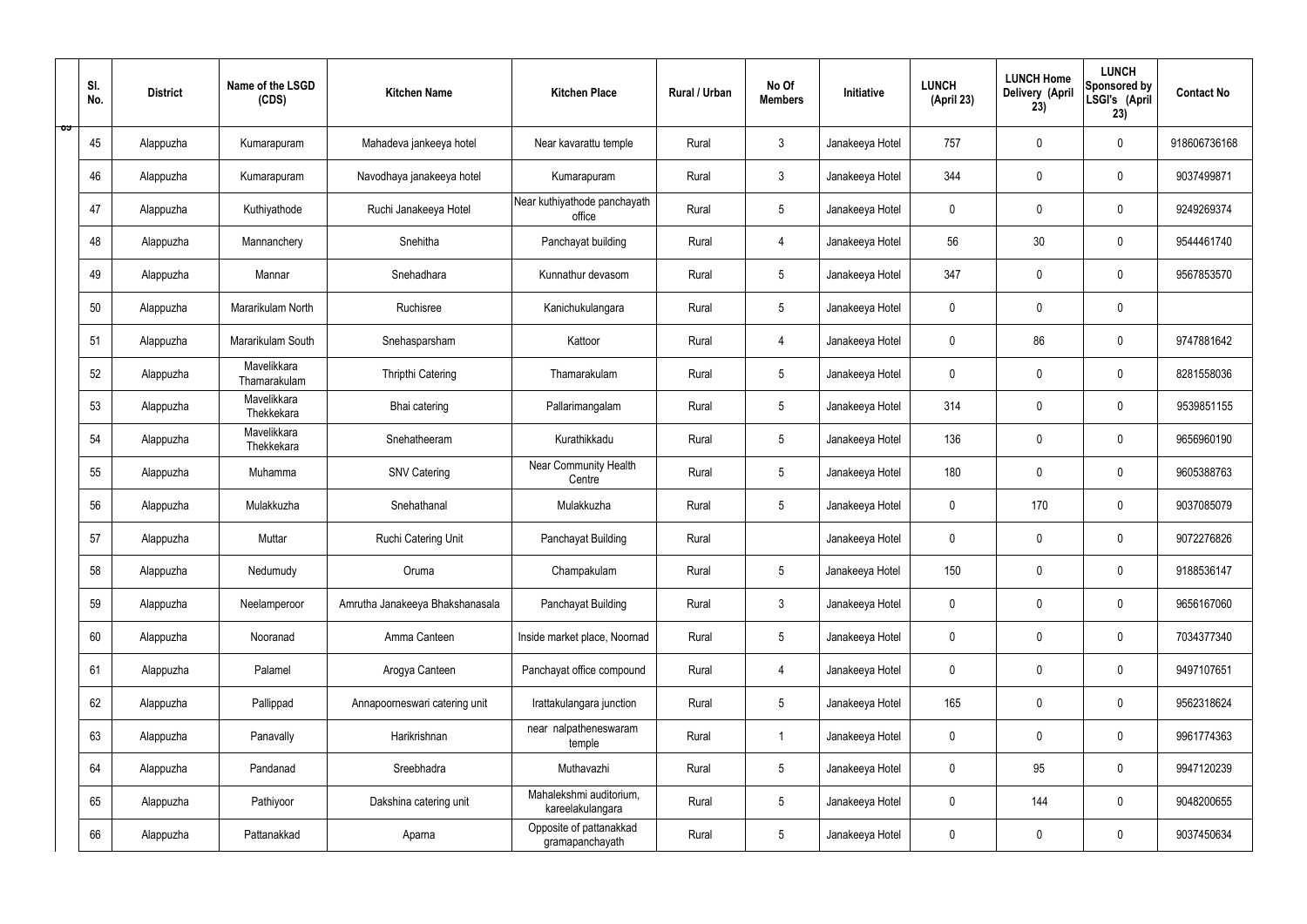| Sl. No. | District | Name of the LSGD (CDS) | Kitchen Name | Kitchen Place | Rural / Urban | No Of Members | Initiative | LUNCH (April 23) | LUNCH Home Delivery (April 23) | LUNCH Sponsored by LSGI's (April 23) | Contact No |
|---|---|---|---|---|---|---|---|---|---|---|---|
| 45 | Alappuzha | Kumarapuram | Mahadeva jankeeya hotel | Near kavarattu temple | Rural | 3 | Janakeeya Hotel | 757 | 0 | 0 | 918606736168 |
| 46 | Alappuzha | Kumarapuram | Navodhaya janakeeya hotel | Kumarapuram | Rural | 3 | Janakeeya Hotel | 344 | 0 | 0 | 9037499871 |
| 47 | Alappuzha | Kuthiyathode | Ruchi Janakeeya Hotel | Near kuthiyathode panchayath office | Rural | 5 | Janakeeya Hotel | 0 | 0 | 0 | 9249269374 |
| 48 | Alappuzha | Mannanchery | Snehitha | Panchayat building | Rural | 4 | Janakeeya Hotel | 56 | 30 | 0 | 9544461740 |
| 49 | Alappuzha | Mannar | Snehadhara | Kunnathur devasom | Rural | 5 | Janakeeya Hotel | 347 | 0 | 0 | 9567853570 |
| 50 | Alappuzha | Mararikulam North | Ruchisree | Kanichukulangara | Rural | 5 | Janakeeya Hotel | 0 | 0 | 0 | |
| 51 | Alappuzha | Mararikulam South | Snehasparsham | Kattoor | Rural | 4 | Janakeeya Hotel | 0 | 86 | 0 | 9747881642 |
| 52 | Alappuzha | Mavelikkara Thamarakulam | Thripthi Catering | Thamarakulam | Rural | 5 | Janakeeya Hotel | 0 | 0 | 0 | 8281558036 |
| 53 | Alappuzha | Mavelikkara Thekkekara | Bhai catering | Pallarimangalam | Rural | 5 | Janakeeya Hotel | 314 | 0 | 0 | 9539851155 |
| 54 | Alappuzha | Mavelikkara Thekkekara | Snehatheeram | Kurathikkadu | Rural | 5 | Janakeeya Hotel | 136 | 0 | 0 | 9656960190 |
| 55 | Alappuzha | Muhamma | SNV Catering | Near Community Health Centre | Rural | 5 | Janakeeya Hotel | 180 | 0 | 0 | 9605388763 |
| 56 | Alappuzha | Mulakkuzha | Snehathanal | Mulakkuzha | Rural | 5 | Janakeeya Hotel | 0 | 170 | 0 | 9037085079 |
| 57 | Alappuzha | Muttar | Ruchi Catering Unit | Panchayat Building | Rural | | Janakeeya Hotel | 0 | 0 | 0 | 9072276826 |
| 58 | Alappuzha | Nedumudy | Oruma | Champakulam | Rural | 5 | Janakeeya Hotel | 150 | 0 | 0 | 9188536147 |
| 59 | Alappuzha | Neelamperoor | Amrutha Janakeeya Bhakshanasala | Panchayat Building | Rural | 3 | Janakeeya Hotel | 0 | 0 | 0 | 9656167060 |
| 60 | Alappuzha | Nooranad | Amma Canteen | Inside market place, Noornad | Rural | 5 | Janakeeya Hotel | 0 | 0 | 0 | 7034377340 |
| 61 | Alappuzha | Palamel | Arogya Canteen | Panchayat office compound | Rural | 4 | Janakeeya Hotel | 0 | 0 | 0 | 9497107651 |
| 62 | Alappuzha | Pallippad | Annapoorneswari catering unit | Irattakulangara junction | Rural | 5 | Janakeeya Hotel | 165 | 0 | 0 | 9562318624 |
| 63 | Alappuzha | Panavally | Harikrishnan | near nalpatheneswaram temple | Rural | 1 | Janakeeya Hotel | 0 | 0 | 0 | 9961774363 |
| 64 | Alappuzha | Pandanad | Sreebhadra | Muthavazhi | Rural | 5 | Janakeeya Hotel | 0 | 95 | 0 | 9947120239 |
| 65 | Alappuzha | Pathiyoor | Dakshina catering unit | Mahalekshmi auditorium, kareelakulangara | Rural | 5 | Janakeeya Hotel | 0 | 144 | 0 | 9048200655 |
| 66 | Alappuzha | Pattanakkad | Aparna | Opposite of pattanakkad gramapanchayath | Rural | 5 | Janakeeya Hotel | 0 | 0 | 0 | 9037450634 |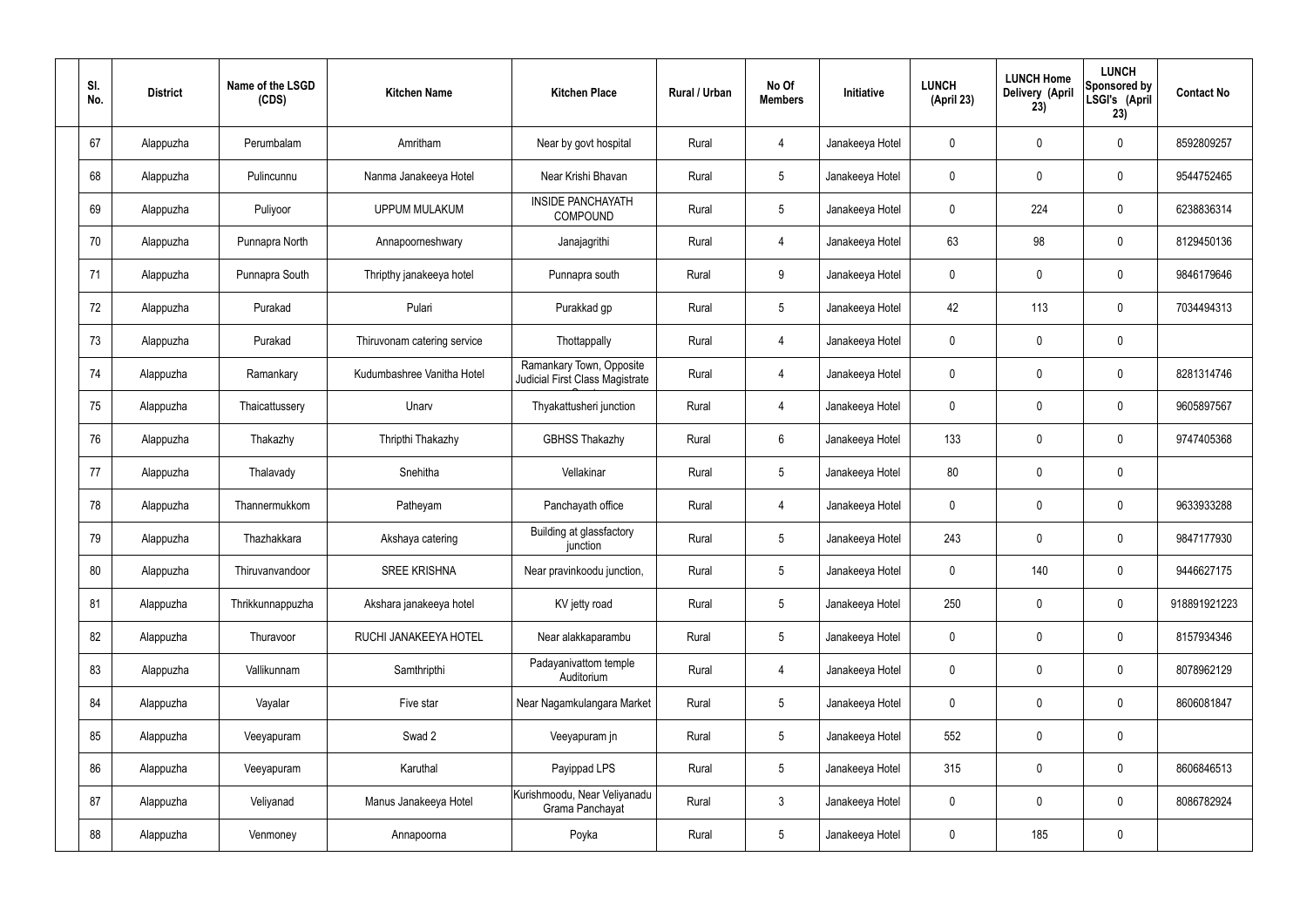| Sl. No. | District | Name of the LSGD (CDS) | Kitchen Name | Kitchen Place | Rural / Urban | No Of Members | Initiative | LUNCH (April 23) | LUNCH Home Delivery (April 23) | LUNCH Sponsored by LSGI's (April 23) | Contact No |
|---|---|---|---|---|---|---|---|---|---|---|---|
| 67 | Alappuzha | Perumbalam | Amritham | Near by govt hospital | Rural | 4 | Janakeeya Hotel | 0 | 0 | 0 | 8592809257 |
| 68 | Alappuzha | Pulincunnu | Nanma Janakeeya Hotel | Near Krishi Bhavan | Rural | 5 | Janakeeya Hotel | 0 | 0 | 0 | 9544752465 |
| 69 | Alappuzha | Puliyoor | UPPUM MULAKUM | INSIDE PANCHAYATH COMPOUND | Rural | 5 | Janakeeya Hotel | 0 | 224 | 0 | 6238836314 |
| 70 | Alappuzha | Punnapra North | Annapoorneshwary | Janajagrithi | Rural | 4 | Janakeeya Hotel | 63 | 98 | 0 | 8129450136 |
| 71 | Alappuzha | Punnapra South | Thripthy janakeeya hotel | Punnapra south | Rural | 9 | Janakeeya Hotel | 0 | 0 | 0 | 9846179646 |
| 72 | Alappuzha | Purakad | Pulari | Purakkad gp | Rural | 5 | Janakeeya Hotel | 42 | 113 | 0 | 7034494313 |
| 73 | Alappuzha | Purakad | Thiruvonam catering service | Thottappally | Rural | 4 | Janakeeya Hotel | 0 | 0 | 0 | |
| 74 | Alappuzha | Ramankary | Kudumbashree Vanitha Hotel | Ramankary Town, Opposite Judicial First Class Magistrate C | Rural | 4 | Janakeeya Hotel | 0 | 0 | 0 | 8281314746 |
| 75 | Alappuzha | Thaicattussery | Unarv | Thyakattusheri junction | Rural | 4 | Janakeeya Hotel | 0 | 0 | 0 | 9605897567 |
| 76 | Alappuzha | Thakazhy | Thripthi Thakazhy | GBHSS Thakazhy | Rural | 6 | Janakeeya Hotel | 133 | 0 | 0 | 9747405368 |
| 77 | Alappuzha | Thalavady | Snehitha | Vellakinar | Rural | 5 | Janakeeya Hotel | 80 | 0 | 0 | |
| 78 | Alappuzha | Thannermukkom | Patheyam | Panchayath office | Rural | 4 | Janakeeya Hotel | 0 | 0 | 0 | 9633933288 |
| 79 | Alappuzha | Thazhakkara | Akshaya catering | Building at glassfactory junction | Rural | 5 | Janakeeya Hotel | 243 | 0 | 0 | 9847177930 |
| 80 | Alappuzha | Thiruvanvandoor | SREE KRISHNA | Near pravinkoodu junction, | Rural | 5 | Janakeeya Hotel | 0 | 140 | 0 | 9446627175 |
| 81 | Alappuzha | Thrikkunnappuzha | Akshara janakeeya hotel | KV jetty road | Rural | 5 | Janakeeya Hotel | 250 | 0 | 0 | 918891921223 |
| 82 | Alappuzha | Thuravoor | RUCHI JANAKEEYA HOTEL | Near alakkaparambu | Rural | 5 | Janakeeya Hotel | 0 | 0 | 0 | 8157934346 |
| 83 | Alappuzha | Vallikunnam | Samthripthi | Padayanivattom temple Auditorium | Rural | 4 | Janakeeya Hotel | 0 | 0 | 0 | 8078962129 |
| 84 | Alappuzha | Vayalar | Five star | Near Nagamkulangara Market | Rural | 5 | Janakeeya Hotel | 0 | 0 | 0 | 8606081847 |
| 85 | Alappuzha | Veeyapuram | Swad 2 | Veeyapuram jn | Rural | 5 | Janakeeya Hotel | 552 | 0 | 0 | |
| 86 | Alappuzha | Veeyapuram | Karuthal | Payippad LPS | Rural | 5 | Janakeeya Hotel | 315 | 0 | 0 | 8606846513 |
| 87 | Alappuzha | Veliyanad | Manus Janakeeya Hotel | Kurishmoodu, Near Veliyanadu Grama Panchayat | Rural | 3 | Janakeeya Hotel | 0 | 0 | 0 | 8086782924 |
| 88 | Alappuzha | Venmoney | Annapoorna | Poyka | Rural | 5 | Janakeeya Hotel | 0 | 185 | 0 | |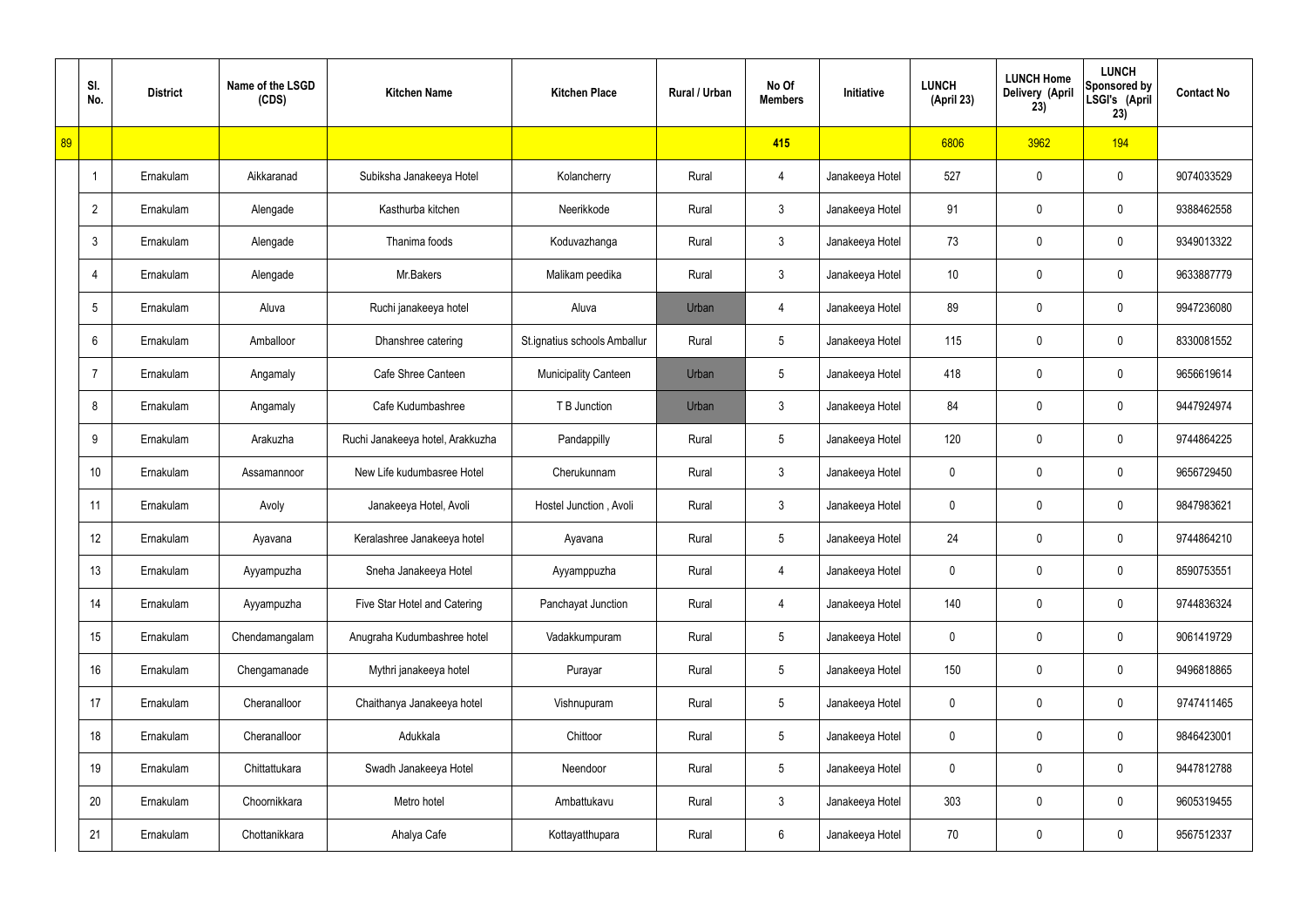|  | Sl. No. | District | Name of the LSGD (CDS) | Kitchen Name | Kitchen Place | Rural / Urban | No Of Members | Initiative | LUNCH (April 23) | LUNCH Home Delivery (April 23) | LUNCH Sponsored by LSGI's (April 23) | Contact No |
|---|---|---|---|---|---|---|---|---|---|---|---|---|
| 89 |  |  |  |  |  |  | 415 |  | 6806 | 3962 | 194 |  |
|  | 1 | Ernakulam | Aikkaranad | Subiksha Janakeeya Hotel | Kolancherry | Rural | 4 | Janakeeya Hotel | 527 | 0 | 0 | 9074033529 |
|  | 2 | Ernakulam | Alengade | Kasthurba kitchen | Neerikkode | Rural | 3 | Janakeeya Hotel | 91 | 0 | 0 | 9388462558 |
|  | 3 | Ernakulam | Alengade | Thanima foods | Koduvazhanga | Rural | 3 | Janakeeya Hotel | 73 | 0 | 0 | 9349013322 |
|  | 4 | Ernakulam | Alengade | Mr.Bakers | Malikam peedika | Rural | 3 | Janakeeya Hotel | 10 | 0 | 0 | 9633887779 |
|  | 5 | Ernakulam | Aluva | Ruchi janakeeya hotel | Aluva | Urban | 4 | Janakeeya Hotel | 89 | 0 | 0 | 9947236080 |
|  | 6 | Ernakulam | Amballoor | Dhanshree catering | St.ignatius schools Amballur | Rural | 5 | Janakeeya Hotel | 115 | 0 | 0 | 8330081552 |
|  | 7 | Ernakulam | Angamaly | Cafe Shree Canteen | Municipality Canteen | Urban | 5 | Janakeeya Hotel | 418 | 0 | 0 | 9656619614 |
|  | 8 | Ernakulam | Angamaly | Cafe Kudumbashree | T B Junction | Urban | 3 | Janakeeya Hotel | 84 | 0 | 0 | 9447924974 |
|  | 9 | Ernakulam | Arakuzha | Ruchi Janakeeya hotel, Arakkuzha | Pandappilly | Rural | 5 | Janakeeya Hotel | 120 | 0 | 0 | 9744864225 |
|  | 10 | Ernakulam | Assamannoor | New Life kudumbasree Hotel | Cherukunnam | Rural | 3 | Janakeeya Hotel | 0 | 0 | 0 | 9656729450 |
|  | 11 | Ernakulam | Avoly | Janakeeya Hotel, Avoli | Hostel Junction , Avoli | Rural | 3 | Janakeeya Hotel | 0 | 0 | 0 | 9847983621 |
|  | 12 | Ernakulam | Ayavana | Keralashree Janakeeya hotel | Ayavana | Rural | 5 | Janakeeya Hotel | 24 | 0 | 0 | 9744864210 |
|  | 13 | Ernakulam | Ayyampuzha | Sneha Janakeeya Hotel | Ayyamppuzha | Rural | 4 | Janakeeya Hotel | 0 | 0 | 0 | 8590753551 |
|  | 14 | Ernakulam | Ayyampuzha | Five Star Hotel and Catering | Panchayat Junction | Rural | 4 | Janakeeya Hotel | 140 | 0 | 0 | 9744836324 |
|  | 15 | Ernakulam | Chendamangalam | Anugraha Kudumbashree hotel | Vadakkumpuram | Rural | 5 | Janakeeya Hotel | 0 | 0 | 0 | 9061419729 |
|  | 16 | Ernakulam | Chengamanade | Mythri janakeeya hotel | Purayar | Rural | 5 | Janakeeya Hotel | 150 | 0 | 0 | 9496818865 |
|  | 17 | Ernakulam | Cheranalloor | Chaithanya Janakeeya hotel | Vishnupuram | Rural | 5 | Janakeeya Hotel | 0 | 0 | 0 | 9747411465 |
|  | 18 | Ernakulam | Cheranalloor | Adukkala | Chittoor | Rural | 5 | Janakeeya Hotel | 0 | 0 | 0 | 9846423001 |
|  | 19 | Ernakulam | Chittattukara | Swadh Janakeeya Hotel | Neendoor | Rural | 5 | Janakeeya Hotel | 0 | 0 | 0 | 9447812788 |
|  | 20 | Ernakulam | Choornikkara | Metro hotel | Ambattukavu | Rural | 3 | Janakeeya Hotel | 303 | 0 | 0 | 9605319455 |
|  | 21 | Ernakulam | Chottanikkara | Ahalya Cafe | Kottayatthupara | Rural | 6 | Janakeeya Hotel | 70 | 0 | 0 | 9567512337 |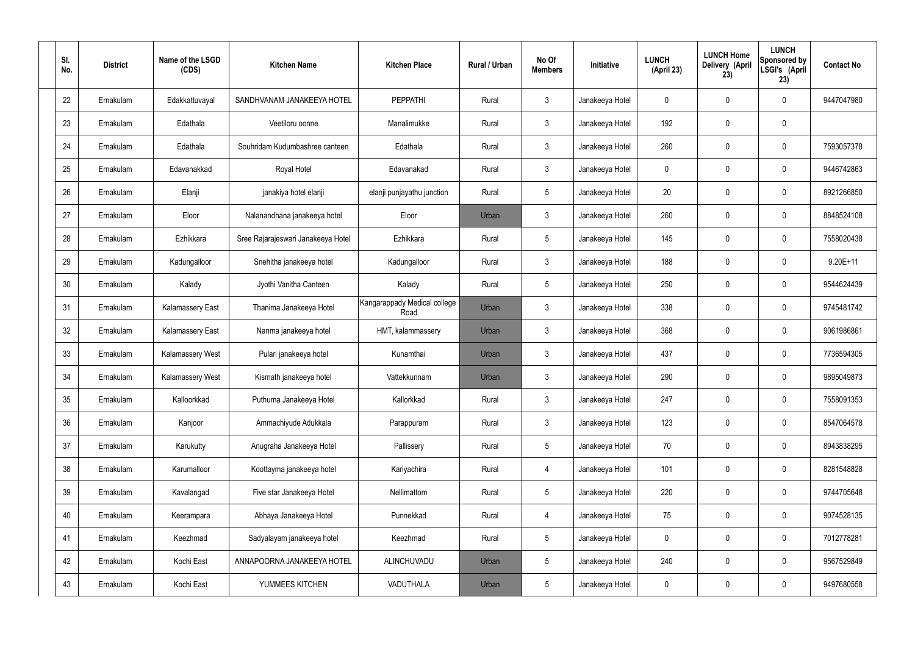| Sl. No. | District | Name of the LSGD (CDS) | Kitchen Name | Kitchen Place | Rural / Urban | No Of Members | Initiative | LUNCH (April 23) | LUNCH Home Delivery (April 23) | LUNCH Sponsored by LSGI's (April 23) | Contact No |
|---|---|---|---|---|---|---|---|---|---|---|---|
| 22 | Ernakulam | Edakkattuvayal | SANDHVANAM JANAKEEYA HOTEL | PEPPATHI | Rural | 3 | Janakeeya Hotel | 0 | 0 | 0 | 9447047980 |
| 23 | Ernakulam | Edathala | Veetiloru oonne | Manalimukke | Rural | 3 | Janakeeya Hotel | 192 | 0 | 0 | |
| 24 | Ernakulam | Edathala | Souhridam Kudumbashree canteen | Edathala | Rural | 3 | Janakeeya Hotel | 260 | 0 | 0 | 7593057378 |
| 25 | Ernakulam | Edavanakkad | Royal Hotel | Edavanakad | Rural | 3 | Janakeeya Hotel | 0 | 0 | 0 | 9446742863 |
| 26 | Ernakulam | Elanji | janakiya hotel elanji | elanji punjayathu junction | Rural | 5 | Janakeeya Hotel | 20 | 0 | 0 | 8921266850 |
| 27 | Ernakulam | Eloor | Nalanandhana janakeeya hotel | Eloor | Urban | 3 | Janakeeya Hotel | 260 | 0 | 0 | 8848524108 |
| 28 | Ernakulam | Ezhikkara | Sree Rajarajeswari Janakeeya Hotel | Ezhikkara | Rural | 5 | Janakeeya Hotel | 145 | 0 | 0 | 7558020438 |
| 29 | Ernakulam | Kadungalloor | Snehitha janakeeya hotel | Kadungalloor | Rural | 3 | Janakeeya Hotel | 188 | 0 | 0 | 9.20E+11 |
| 30 | Ernakulam | Kalady | Jyothi Vanitha Canteen | Kalady | Rural | 5 | Janakeeya Hotel | 250 | 0 | 0 | 9544624439 |
| 31 | Ernakulam | Kalamassery East | Thanima Janakeeya Hotel | Kangarappady Medical college Road | Urban | 3 | Janakeeya Hotel | 338 | 0 | 0 | 9745481742 |
| 32 | Ernakulam | Kalamassery East | Nanma janakeeya hotel | HMT, kalammassery | Urban | 3 | Janakeeya Hotel | 368 | 0 | 0 | 9061986861 |
| 33 | Ernakulam | Kalamassery West | Pulari janakeeya hotel | Kunamthai | Urban | 3 | Janakeeya Hotel | 437 | 0 | 0 | 7736594305 |
| 34 | Ernakulam | Kalamassery West | Kismath janakeeya hotel | Vattekkunnam | Urban | 3 | Janakeeya Hotel | 290 | 0 | 0 | 9895049873 |
| 35 | Ernakulam | Kalloorkkad | Puthuma Janakeeya Hotel | Kallorkkad | Rural | 3 | Janakeeya Hotel | 247 | 0 | 0 | 7558091353 |
| 36 | Ernakulam | Kanjoor | Ammachiyude Adukkala | Parappuram | Rural | 3 | Janakeeya Hotel | 123 | 0 | 0 | 8547064578 |
| 37 | Ernakulam | Karukutty | Anugraha Janakeeya Hotel | Pallissery | Rural | 5 | Janakeeya Hotel | 70 | 0 | 0 | 8943838295 |
| 38 | Ernakulam | Karumalloor | Koottayma janakeeya hotel | Kariyachira | Rural | 4 | Janakeeya Hotel | 101 | 0 | 0 | 8281548828 |
| 39 | Ernakulam | Kavalangad | Five star Janakeeya Hotel | Nellimattom | Rural | 5 | Janakeeya Hotel | 220 | 0 | 0 | 9744705648 |
| 40 | Ernakulam | Keerampara | Abhaya Janakeeya Hotel | Punnekkad | Rural | 4 | Janakeeya Hotel | 75 | 0 | 0 | 9074528135 |
| 41 | Ernakulam | Keezhmad | Sadyalayam janakeeya hotel | Keezhmad | Rural | 5 | Janakeeya Hotel | 0 | 0 | 0 | 7012778281 |
| 42 | Ernakulam | Kochi East | ANNAPOORNA JANAKEEYA HOTEL | ALINCHUVADU | Urban | 5 | Janakeeya Hotel | 240 | 0 | 0 | 9567529849 |
| 43 | Ernakulam | Kochi East | YUMMEES KITCHEN | VADUTHALA | Urban | 5 | Janakeeya Hotel | 0 | 0 | 0 | 9497680558 |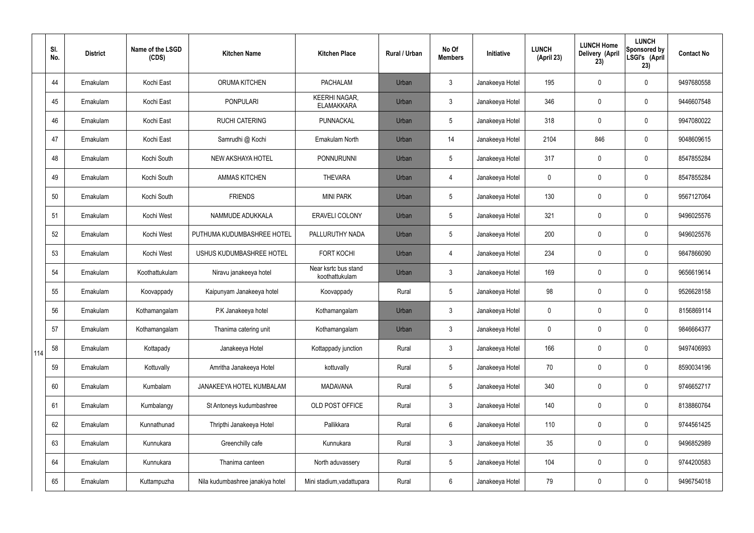| | Sl. No. | District | Name of the LSGD (CDS) | Kitchen Name | Kitchen Place | Rural / Urban | No Of Members | Initiative | LUNCH (April 23) | LUNCH Home Delivery (April 23) | LUNCH Sponsored by LSGI's (April 23) | Contact No |
|---|---|---|---|---|---|---|---|---|---|---|---|---|
| 114 | 44 | Ernakulam | Kochi East | ORUMA KITCHEN | PACHALAM | Urban | 3 | Janakeeya Hotel | 195 | 0 | 0 | 9497680558 |
| | 45 | Ernakulam | Kochi East | PONPULARI | KEERHI NAGAR, ELAMAKKARA | Urban | 3 | Janakeeya Hotel | 346 | 0 | 0 | 9446607548 |
| | 46 | Ernakulam | Kochi East | RUCHI CATERING | PUNNACKAL | Urban | 5 | Janakeeya Hotel | 318 | 0 | 0 | 9947080022 |
| | 47 | Ernakulam | Kochi East | Samrudhi @ Kochi | Ernakulam North | Urban | 14 | Janakeeya Hotel | 2104 | 846 | 0 | 9048609615 |
| | 48 | Ernakulam | Kochi South | NEW AKSHAYA HOTEL | PONNURUNNI | Urban | 5 | Janakeeya Hotel | 317 | 0 | 0 | 8547855284 |
| | 49 | Ernakulam | Kochi South | AMMAS KITCHEN | THEVARA | Urban | 4 | Janakeeya Hotel | 0 | 0 | 0 | 8547855284 |
| | 50 | Ernakulam | Kochi South | FRIENDS | MINI PARK | Urban | 5 | Janakeeya Hotel | 130 | 0 | 0 | 9567127064 |
| | 51 | Ernakulam | Kochi West | NAMMUDE ADUKKALA | ERAVELI COLONY | Urban | 5 | Janakeeya Hotel | 321 | 0 | 0 | 9496025576 |
| | 52 | Ernakulam | Kochi West | PUTHUMA KUDUMBASHREE HOTEL | PALLURUTHY NADA | Urban | 5 | Janakeeya Hotel | 200 | 0 | 0 | 9496025576 |
| | 53 | Ernakulam | Kochi West | USHUS KUDUMBASHREE HOTEL | FORT KOCHI | Urban | 4 | Janakeeya Hotel | 234 | 0 | 0 | 9847866090 |
| | 54 | Ernakulam | Koothattukulam | Niravu janakeeya hotel | Near ksrtc bus stand koothattukulam | Urban | 3 | Janakeeya Hotel | 169 | 0 | 0 | 9656619614 |
| | 55 | Ernakulam | Koovappady | Kaipunyam Janakeeya hotel | Koovappady | Rural | 5 | Janakeeya Hotel | 98 | 0 | 0 | 9526628158 |
| | 56 | Ernakulam | Kothamangalam | P.K Janakeeya hotel | Kothamangalam | Urban | 3 | Janakeeya Hotel | 0 | 0 | 0 | 8156869114 |
| | 57 | Ernakulam | Kothamangalam | Thanima catering unit | Kothamangalam | Urban | 3 | Janakeeya Hotel | 0 | 0 | 0 | 9846664377 |
| | 58 | Ernakulam | Kottapady | Janakeeya Hotel | Kottappady junction | Rural | 3 | Janakeeya Hotel | 166 | 0 | 0 | 9497406993 |
| | 59 | Ernakulam | Kottuvally | Amritha Janakeeya Hotel | kottuvally | Rural | 5 | Janakeeya Hotel | 70 | 0 | 0 | 8590034196 |
| | 60 | Ernakulam | Kumbalam | JANAKEEYA HOTEL KUMBALAM | MADAVANA | Rural | 5 | Janakeeya Hotel | 340 | 0 | 0 | 9746652717 |
| | 61 | Ernakulam | Kumbalangy | St Antoneys kudumbashree | OLD POST OFFICE | Rural | 3 | Janakeeya Hotel | 140 | 0 | 0 | 8138860764 |
| | 62 | Ernakulam | Kunnathunad | Thripthi Janakeeya Hotel | Pallikkara | Rural | 6 | Janakeeya Hotel | 110 | 0 | 0 | 9744561425 |
| | 63 | Ernakulam | Kunnukara | Greenchilly cafe | Kunnukara | Rural | 3 | Janakeeya Hotel | 35 | 0 | 0 | 9496852989 |
| | 64 | Ernakulam | Kunnukara | Thanima canteen | North aduvassery | Rural | 5 | Janakeeya Hotel | 104 | 0 | 0 | 9744200583 |
| | 65 | Ernakulam | Kuttampuzha | Nila kudumbashree janakiya hotel | Mini stadium,vadattupara | Rural | 6 | Janakeeya Hotel | 79 | 0 | 0 | 9496754018 |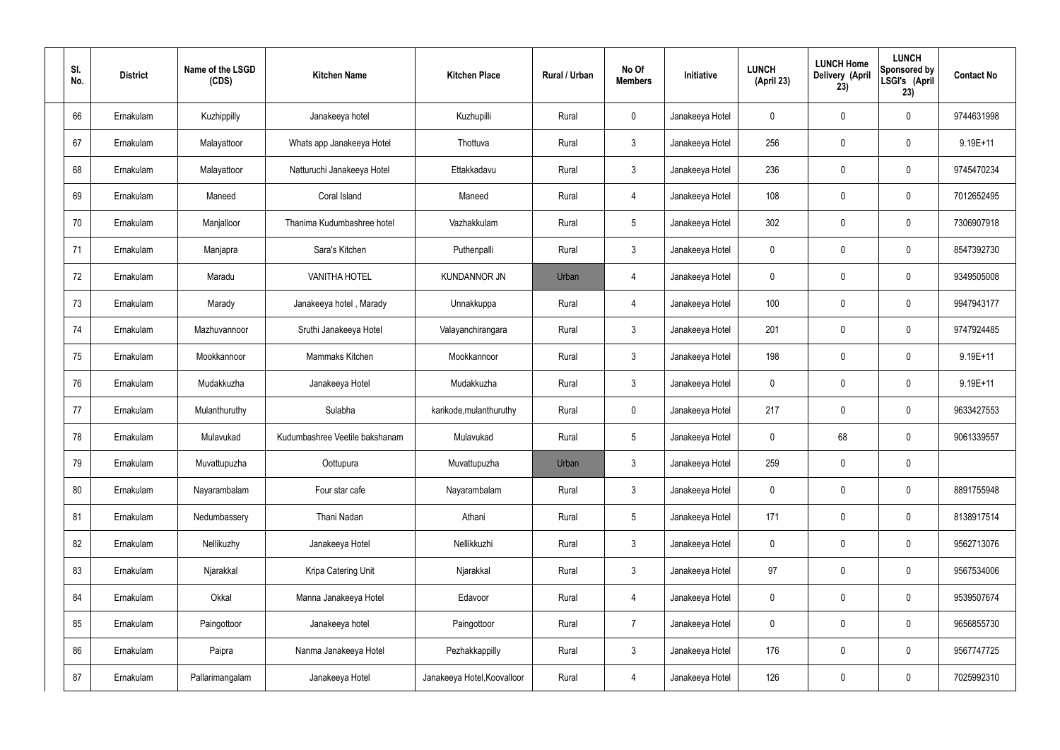| Sl. No. | District | Name of the LSGD (CDS) | Kitchen Name | Kitchen Place | Rural / Urban | No Of Members | Initiative | LUNCH (April 23) | LUNCH Home Delivery (April 23) | LUNCH Sponsored by LSGI's (April 23) | Contact No |
|---|---|---|---|---|---|---|---|---|---|---|---|
| 66 | Ernakulam | Kuzhippilly | Janakeeya hotel | Kuzhupilli | Rural | 0 | Janakeeya Hotel | 0 | 0 | 0 | 9744631998 |
| 67 | Ernakulam | Malayattoor | Whats app Janakeeya Hotel | Thottuva | Rural | 3 | Janakeeya Hotel | 256 | 0 | 0 | 9.19E+11 |
| 68 | Ernakulam | Malayattoor | Natturuchi Janakeeya Hotel | Ettakkadavu | Rural | 3 | Janakeeya Hotel | 236 | 0 | 0 | 9745470234 |
| 69 | Ernakulam | Maneed | Coral Island | Maneed | Rural | 4 | Janakeeya Hotel | 108 | 0 | 0 | 7012652495 |
| 70 | Ernakulam | Manjalloor | Thanima Kudumbashree hotel | Vazhakkulam | Rural | 5 | Janakeeya Hotel | 302 | 0 | 0 | 7306907918 |
| 71 | Ernakulam | Manjapra | Sara's Kitchen | Puthenpalli | Rural | 3 | Janakeeya Hotel | 0 | 0 | 0 | 8547392730 |
| 72 | Ernakulam | Maradu | VANITHA HOTEL | KUNDANNOR JN | Urban | 4 | Janakeeya Hotel | 0 | 0 | 0 | 9349505008 |
| 73 | Ernakulam | Marady | Janakeeya hotel , Marady | Unnakkuppa | Rural | 4 | Janakeeya Hotel | 100 | 0 | 0 | 9947943177 |
| 74 | Ernakulam | Mazhuvannoor | Sruthi Janakeeya Hotel | Valayanchirangara | Rural | 3 | Janakeeya Hotel | 201 | 0 | 0 | 9747924485 |
| 75 | Ernakulam | Mookkannoor | Mammaks Kitchen | Mookkannoor | Rural | 3 | Janakeeya Hotel | 198 | 0 | 0 | 9.19E+11 |
| 76 | Ernakulam | Mudakkuzha | Janakeeya Hotel | Mudakkuzha | Rural | 3 | Janakeeya Hotel | 0 | 0 | 0 | 9.19E+11 |
| 77 | Ernakulam | Mulanthuruthy | Sulabha | karikode,mulanthuruthy | Rural | 0 | Janakeeya Hotel | 217 | 0 | 0 | 9633427553 |
| 78 | Ernakulam | Mulavukad | Kudumbashree Veetile bakshanam | Mulavukad | Rural | 5 | Janakeeya Hotel | 0 | 68 | 0 | 9061339557 |
| 79 | Ernakulam | Muvattupuzha | Oottupura | Muvattupuzha | Urban | 3 | Janakeeya Hotel | 259 | 0 | 0 | |
| 80 | Ernakulam | Nayarambalam | Four star cafe | Nayarambalam | Rural | 3 | Janakeeya Hotel | 0 | 0 | 0 | 8891755948 |
| 81 | Ernakulam | Nedumbassery | Thani Nadan | Athani | Rural | 5 | Janakeeya Hotel | 171 | 0 | 0 | 8138917514 |
| 82 | Ernakulam | Nellikuzhy | Janakeeya Hotel | Nellikkuzhi | Rural | 3 | Janakeeya Hotel | 0 | 0 | 0 | 9562713076 |
| 83 | Ernakulam | Njarakkal | Kripa Catering Unit | Njarakkal | Rural | 3 | Janakeeya Hotel | 97 | 0 | 0 | 9567534006 |
| 84 | Ernakulam | Okkal | Manna Janakeeya Hotel | Edavoor | Rural | 4 | Janakeeya Hotel | 0 | 0 | 0 | 9539507674 |
| 85 | Ernakulam | Paingottoor | Janakeeya hotel | Paingottoor | Rural | 7 | Janakeeya Hotel | 0 | 0 | 0 | 9656855730 |
| 86 | Ernakulam | Paipra | Nanma Janakeeya Hotel | Pezhakkappilly | Rural | 3 | Janakeeya Hotel | 176 | 0 | 0 | 9567747725 |
| 87 | Ernakulam | Pallarimangalam | Janakeeya Hotel | Janakeeya Hotel,Koovalloor | Rural | 4 | Janakeeya Hotel | 126 | 0 | 0 | 7025992310 |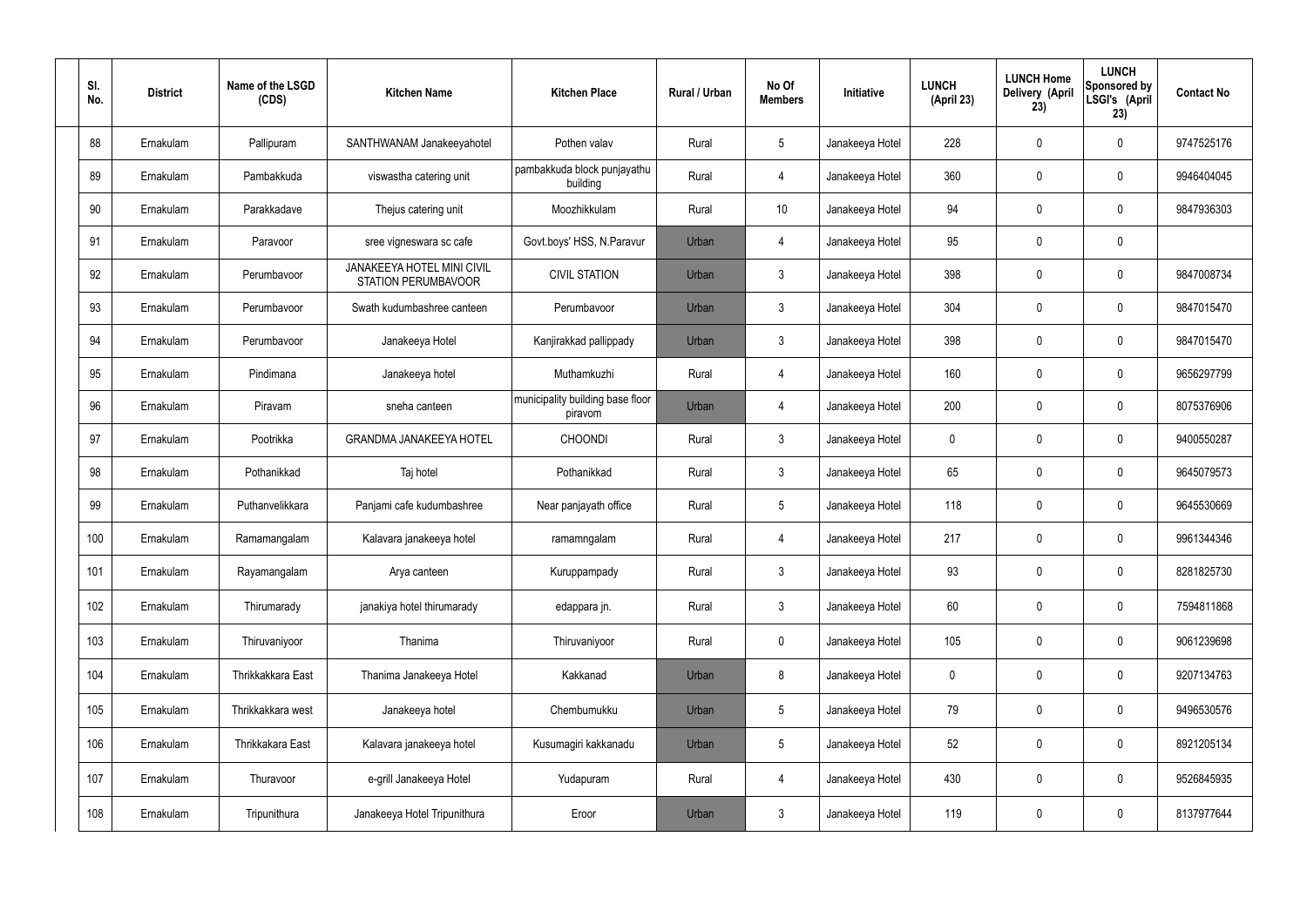| Sl. No. | District | Name of the LSGD (CDS) | Kitchen Name | Kitchen Place | Rural / Urban | No Of Members | Initiative | LUNCH (April 23) | LUNCH Home Delivery (April 23) | LUNCH Sponsored by LSGI's (April 23) | Contact No |
|---|---|---|---|---|---|---|---|---|---|---|---|
| 88 | Ernakulam | Pallipuram | SANTHWANAM Janakeeyahotel | Pothen valav | Rural | 5 | Janakeeya Hotel | 228 | 0 | 0 | 9747525176 |
| 89 | Ernakulam | Pambakkuda | viswastha catering unit | pambakkuda block punjayathu building | Rural | 4 | Janakeeya Hotel | 360 | 0 | 0 | 9946404045 |
| 90 | Ernakulam | Parakkadave | Thejus catering unit | Moozhikkulam | Rural | 10 | Janakeeya Hotel | 94 | 0 | 0 | 9847936303 |
| 91 | Ernakulam | Paravoor | sree vigneswara sc cafe | Govt.boys' HSS, N.Paravur | Urban | 4 | Janakeeya Hotel | 95 | 0 | 0 | |
| 92 | Ernakulam | Perumbavoor | JANAKEEYA HOTEL MINI CIVIL STATION PERUMBAVOOR | CIVIL STATION | Urban | 3 | Janakeeya Hotel | 398 | 0 | 0 | 9847008734 |
| 93 | Ernakulam | Perumbavoor | Swath kudumbashree canteen | Perumbavoor | Urban | 3 | Janakeeya Hotel | 304 | 0 | 0 | 9847015470 |
| 94 | Ernakulam | Perumbavoor | Janakeeya Hotel | Kanjirakkad pallippady | Urban | 3 | Janakeeya Hotel | 398 | 0 | 0 | 9847015470 |
| 95 | Ernakulam | Pindimana | Janakeeya hotel | Muthamkuzhi | Rural | 4 | Janakeeya Hotel | 160 | 0 | 0 | 9656297799 |
| 96 | Ernakulam | Piravam | sneha canteen | municipality building base floor piravom | Urban | 4 | Janakeeya Hotel | 200 | 0 | 0 | 8075376906 |
| 97 | Ernakulam | Pootrikka | GRANDMA JANAKEEYA HOTEL | CHOONDI | Rural | 3 | Janakeeya Hotel | 0 | 0 | 0 | 9400550287 |
| 98 | Ernakulam | Pothanikkad | Taj hotel | Pothanikkad | Rural | 3 | Janakeeya Hotel | 65 | 0 | 0 | 9645079573 |
| 99 | Ernakulam | Puthanvelikkara | Panjami cafe kudumbashree | Near panjayath office | Rural | 5 | Janakeeya Hotel | 118 | 0 | 0 | 9645530669 |
| 100 | Ernakulam | Ramamangalam | Kalavara janakeeya hotel | ramamngalam | Rural | 4 | Janakeeya Hotel | 217 | 0 | 0 | 9961344346 |
| 101 | Ernakulam | Rayamangalam | Arya canteen | Kuruppampady | Rural | 3 | Janakeeya Hotel | 93 | 0 | 0 | 8281825730 |
| 102 | Ernakulam | Thirumarady | janakiya hotel thirumarady | edappara jn. | Rural | 3 | Janakeeya Hotel | 60 | 0 | 0 | 7594811868 |
| 103 | Ernakulam | Thiruvaniyoor | Thanima | Thiruvaniyoor | Rural | 0 | Janakeeya Hotel | 105 | 0 | 0 | 9061239698 |
| 104 | Ernakulam | Thrikkakkara East | Thanima Janakeeya Hotel | Kakkanad | Urban | 8 | Janakeeya Hotel | 0 | 0 | 0 | 9207134763 |
| 105 | Ernakulam | Thrikkakkara west | Janakeeya hotel | Chembumukku | Urban | 5 | Janakeeya Hotel | 79 | 0 | 0 | 9496530576 |
| 106 | Ernakulam | Thrikkakara East | Kalavara janakeeya hotel | Kusumagiri kakkanadu | Urban | 5 | Janakeeya Hotel | 52 | 0 | 0 | 8921205134 |
| 107 | Ernakulam | Thuravoor | e-grill Janakeeya Hotel | Yudapuram | Rural | 4 | Janakeeya Hotel | 430 | 0 | 0 | 9526845935 |
| 108 | Ernakulam | Tripunithura | Janakeeya Hotel Tripunithura | Eroor | Urban | 3 | Janakeeya Hotel | 119 | 0 | 0 | 8137977644 |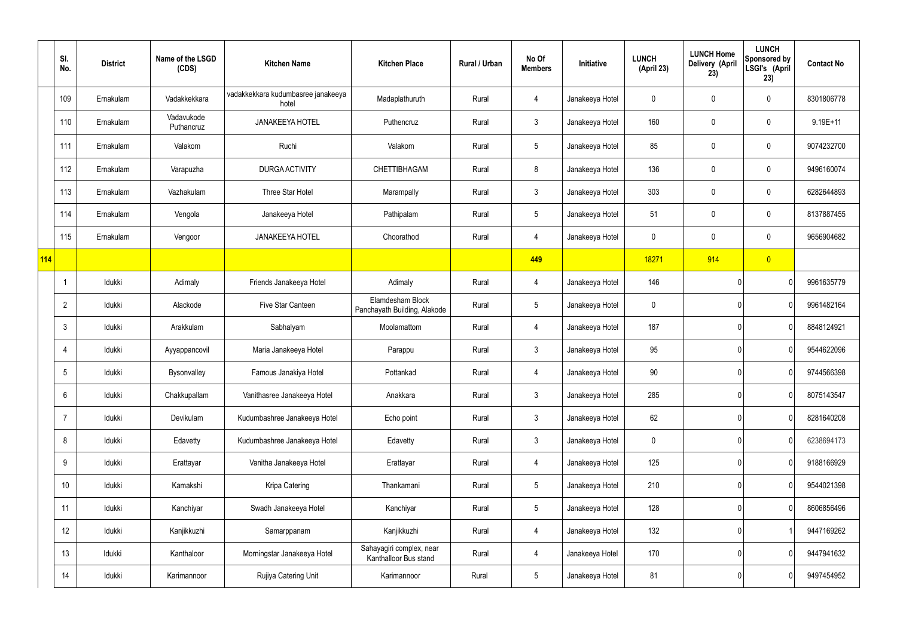|  | Sl. No. | District | Name of the LSGD (CDS) | Kitchen Name | Kitchen Place | Rural / Urban | No Of Members | Initiative | LUNCH (April 23) | LUNCH Home Delivery (April 23) | LUNCH Sponsored by LSGI's (April 23) | Contact No |
|---|---|---|---|---|---|---|---|---|---|---|---|---|
|  | 109 | Ernakulam | Vadakkekkara | vadakkekkara kudumbasree janakeeya hotel | Madaplathuruth | Rural | 4 | Janakeeya Hotel | 0 | 0 | 0 | 8301806778 |
|  | 110 | Ernakulam | Vadavukode Puthencruz | JANAKEEYA HOTEL | Puthencruz | Rural | 3 | Janakeeya Hotel | 160 | 0 | 0 | 9.19E+11 |
|  | 111 | Ernakulam | Valakom | Ruchi | Valakom | Rural | 5 | Janakeeya Hotel | 85 | 0 | 0 | 9074232700 |
|  | 112 | Ernakulam | Varapuzha | DURGA ACTIVITY | CHETTIBHAGAM | Rural | 8 | Janakeeya Hotel | 136 | 0 | 0 | 9496160074 |
|  | 113 | Ernakulam | Vazhakulam | Three Star Hotel | Marampally | Rural | 3 | Janakeeya Hotel | 303 | 0 | 0 | 6282644893 |
|  | 114 | Ernakulam | Vengola | Janakeeya Hotel | Pathipalam | Rural | 5 | Janakeeya Hotel | 51 | 0 | 0 | 8137887455 |
|  | 115 | Ernakulam | Vengoor | JANAKEEYA HOTEL | Choorathod | Rural | 4 | Janakeeya Hotel | 0 | 0 | 0 | 9656904682 |
| 114 |  |  |  |  |  |  | 449 |  | 18271 | 914 | 0 |  |
|  | 1 | Idukki | Adimaly | Friends Janakeeya Hotel | Adimaly | Rural | 4 | Janakeeya Hotel | 146 | 0 | 0 | 9961635779 |
|  | 2 | Idukki | Alackode | Five Star Canteen | Elamdesham Block Panchayath Building, Alakode | Rural | 5 | Janakeeya Hotel | 0 | 0 | 0 | 9961482164 |
|  | 3 | Idukki | Arakkulam | Sabhalyam | Moolamattom | Rural | 4 | Janakeeya Hotel | 187 | 0 | 0 | 8848124921 |
|  | 4 | Idukki | Ayyappancovil | Maria Janakeeya Hotel | Parappu | Rural | 3 | Janakeeya Hotel | 95 | 0 | 0 | 9544622096 |
|  | 5 | Idukki | Bysonvalley | Famous Janakiya Hotel | Pottankad | Rural | 4 | Janakeeya Hotel | 90 | 0 | 0 | 9744566398 |
|  | 6 | Idukki | Chakkupallam | Vanithasree Janakeeya Hotel | Anakkara | Rural | 3 | Janakeeya Hotel | 285 | 0 | 0 | 8075143547 |
|  | 7 | Idukki | Devikulam | Kudumbashree Janakeeya Hotel | Echo point | Rural | 3 | Janakeeya Hotel | 62 | 0 | 0 | 8281640208 |
|  | 8 | Idukki | Edavetty | Kudumbashree Janakeeya Hotel | Edavetty | Rural | 3 | Janakeeya Hotel | 0 | 0 | 0 | 6238694173 |
|  | 9 | Idukki | Erattayar | Vanitha Janakeeya Hotel | Erattayar | Rural | 4 | Janakeeya Hotel | 125 | 0 | 0 | 9188166929 |
|  | 10 | Idukki | Kamakshi | Kripa Catering | Thankamani | Rural | 5 | Janakeeya Hotel | 210 | 0 | 0 | 9544021398 |
|  | 11 | Idukki | Kanchiyar | Swadh Janakeeya Hotel | Kanchiyar | Rural | 5 | Janakeeya Hotel | 128 | 0 | 0 | 8606856496 |
|  | 12 | Idukki | Kanjikkuzhi | Samarppanam | Kanjikkuzhi | Rural | 4 | Janakeeya Hotel | 132 | 0 | 1 | 9447169262 |
|  | 13 | Idukki | Kanthaloor | Morningstar Janakeeya Hotel | Sahayagiri complex, near Kanthalloor Bus stand | Rural | 4 | Janakeeya Hotel | 170 | 0 | 0 | 9447941632 |
|  | 14 | Idukki | Karimannoor | Rujiya Catering Unit | Karimannoor | Rural | 5 | Janakeeya Hotel | 81 | 0 | 0 | 9497454952 |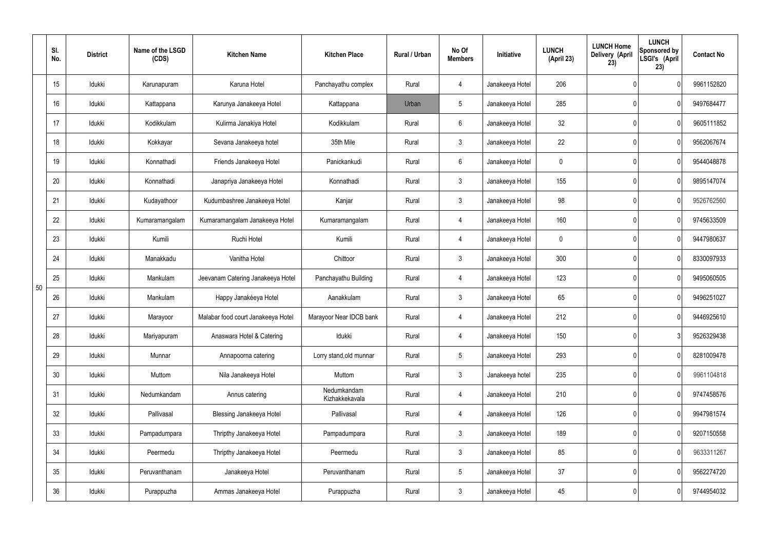|  | Sl. No. | District | Name of the LSGD (CDS) | Kitchen Name | Kitchen Place | Rural / Urban | No Of Members | Initiative | LUNCH (April 23) | LUNCH Home Delivery (April 23) | LUNCH Sponsored by LSGI's (April 23) | Contact No |
|---|---|---|---|---|---|---|---|---|---|---|---|---|
| 50 | 15 | Idukki | Karunapuram | Karuna Hotel | Panchayathu complex | Rural | 4 | Janakeeya Hotel | 206 | 0 | 0 | 9961152820 |
|  | 16 | Idukki | Kattappana | Karunya Janakeeya Hotel | Kattappana | Urban | 5 | Janakeeya Hotel | 285 | 0 | 0 | 9497684477 |
|  | 17 | Idukki | Kodikkulam | Kulirma Janakiya Hotel | Kodikkulam | Rural | 6 | Janakeeya Hotel | 32 | 0 | 0 | 9605111852 |
|  | 18 | Idukki | Kokkayar | Sevana Janakeeya hotel | 35th Mile | Rural | 3 | Janakeeya Hotel | 22 | 0 | 0 | 9562067674 |
|  | 19 | Idukki | Konnathadi | Friends Janakeeya Hotel | Panickankudi | Rural | 6 | Janakeeya Hotel | 0 | 0 | 0 | 9544048878 |
|  | 20 | Idukki | Konnathadi | Janapriya Janakeeya Hotel | Konnathadi | Rural | 3 | Janakeeya Hotel | 155 | 0 | 0 | 9895147074 |
|  | 21 | Idukki | Kudayathoor | Kudumbashree Janakeeya Hotel | Kanjar | Rural | 3 | Janakeeya Hotel | 98 | 0 | 0 | 9526762560 |
|  | 22 | Idukki | Kumaramangalam | Kumaramangalam Janakeeya Hotel | Kumaramangalam | Rural | 4 | Janakeeya Hotel | 160 | 0 | 0 | 9745633509 |
|  | 23 | Idukki | Kumili | Ruchi Hotel | Kumili | Rural | 4 | Janakeeya Hotel | 0 | 0 | 0 | 9447980637 |
|  | 24 | Idukki | Manakkadu | Vanitha Hotel | Chittoor | Rural | 3 | Janakeeya Hotel | 300 | 0 | 0 | 8330097933 |
|  | 25 | Idukki | Mankulam | Jeevanam Catering Janakeeya Hotel | Panchayathu Building | Rural | 4 | Janakeeya Hotel | 123 | 0 | 0 | 9495060505 |
|  | 26 | Idukki | Mankulam | Happy Janakéeya Hotel | Aanakkulam | Rural | 3 | Janakeeya Hotel | 65 | 0 | 0 | 9496251027 |
|  | 27 | Idukki | Marayoor | Malabar food court Janakeeya Hotel | Marayoor Near IDCB bank | Rural | 4 | Janakeeya Hotel | 212 | 0 | 0 | 9446925610 |
|  | 28 | Idukki | Mariyapuram | Anaswara Hotel & Catering | Idukki | Rural | 4 | Janakeeya Hotel | 150 | 0 | 3 | 9526329438 |
|  | 29 | Idukki | Munnar | Annapoorna catering | Lorry stand,old munnar | Rural | 5 | Janakeeya Hotel | 293 | 0 | 0 | 8281009478 |
|  | 30 | Idukki | Muttom | Nila Janakeeya Hotel | Muttom | Rural | 3 | Janakeeya hotel | 235 | 0 | 0 | 9961104818 |
|  | 31 | Idukki | Nedumkandam | Annus catering | Nedumkandam Kizhakkekavala | Rural | 4 | Janakeeya Hotel | 210 | 0 | 0 | 9747458576 |
|  | 32 | Idukki | Pallivasal | Blessing Janakeeya Hotel | Pallivasal | Rural | 4 | Janakeeya Hotel | 126 | 0 | 0 | 9947981574 |
|  | 33 | Idukki | Pampadumpara | Thripthy Janakeeya Hotel | Pampadumpara | Rural | 3 | Janakeeya Hotel | 189 | 0 | 0 | 9207150558 |
|  | 34 | Idukki | Peermedu | Thripthy Janakeeya Hotel | Peermedu | Rural | 3 | Janakeeya Hotel | 85 | 0 | 0 | 9633311267 |
|  | 35 | Idukki | Peruvanthanam | Janakeeya Hotel | Peruvanthanam | Rural | 5 | Janakeeya Hotel | 37 | 0 | 0 | 9562274720 |
|  | 36 | Idukki | Purappuzha | Ammas Janakeeya Hotel | Purappuzha | Rural | 3 | Janakeeya Hotel | 45 | 0 | 0 | 9744954032 |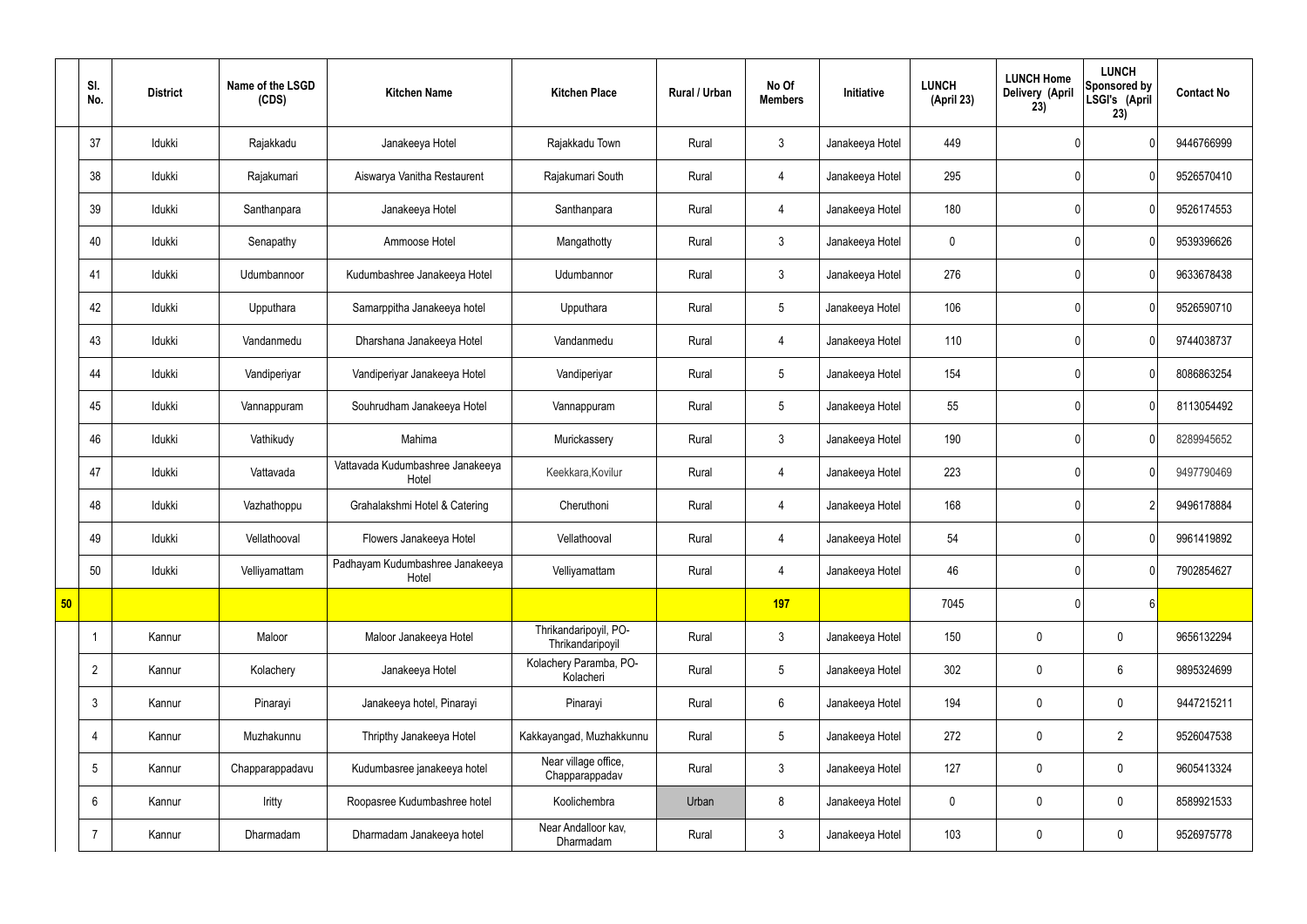|  | Sl. No. | District | Name of the LSGD (CDS) | Kitchen Name | Kitchen Place | Rural / Urban | No Of Members | Initiative | LUNCH (April 23) | LUNCH Home Delivery (April 23) | LUNCH Sponsored by LSGI's (April 23) | Contact No |
|---|---|---|---|---|---|---|---|---|---|---|---|---|
|  | 37 | Idukki | Rajakkadu | Janakeeya Hotel | Rajakkadu Town | Rural | 3 | Janakeeya Hotel | 449 | 0 | 0 | 9446766999 |
|  | 38 | Idukki | Rajakumari | Aiswarya Vanitha Restaurent | Rajakumari South | Rural | 4 | Janakeeya Hotel | 295 | 0 | 0 | 9526570410 |
|  | 39 | Idukki | Santhanpara | Janakeeya Hotel | Santhanpara | Rural | 4 | Janakeeya Hotel | 180 | 0 | 0 | 9526174553 |
|  | 40 | Idukki | Senapathy | Ammoose Hotel | Mangathotty | Rural | 3 | Janakeeya Hotel | 0 | 0 | 0 | 9539396626 |
|  | 41 | Idukki | Udumbannoor | Kudumbashree Janakeeya Hotel | Udumbannor | Rural | 3 | Janakeeya Hotel | 276 | 0 | 0 | 9633678438 |
|  | 42 | Idukki | Upputhara | Samarppitha Janakeeya hotel | Upputhara | Rural | 5 | Janakeeya Hotel | 106 | 0 | 0 | 9526590710 |
|  | 43 | Idukki | Vandanmedu | Dharshana Janakeeya Hotel | Vandanmedu | Rural | 4 | Janakeeya Hotel | 110 | 0 | 0 | 9744038737 |
|  | 44 | Idukki | Vandiperiyar | Vandiperiyar Janakeeya Hotel | Vandiperiyar | Rural | 5 | Janakeeya Hotel | 154 | 0 | 0 | 8086863254 |
|  | 45 | Idukki | Vannappuram | Souhrudham Janakeeya Hotel | Vannappuram | Rural | 5 | Janakeeya Hotel | 55 | 0 | 0 | 8113054492 |
|  | 46 | Idukki | Vathikudy | Mahima | Murickassery | Rural | 3 | Janakeeya Hotel | 190 | 0 | 0 | 8289945652 |
|  | 47 | Idukki | Vattavada | Vattavada Kudumbashree Janakeeya Hotel | Keekkara,Kovilur | Rural | 4 | Janakeeya Hotel | 223 | 0 | 0 | 9497790469 |
|  | 48 | Idukki | Vazhathoppu | Grahalakshmi Hotel & Catering | Cheruthoni | Rural | 4 | Janakeeya Hotel | 168 | 0 | 2 | 9496178884 |
|  | 49 | Idukki | Vellathooval | Flowers Janakeeya Hotel | Vellathooval | Rural | 4 | Janakeeya Hotel | 54 | 0 | 0 | 9961419892 |
|  | 50 | Idukki | Velliyamattam | Padhayam Kudumbashree Janakeeya Hotel | Velliyamattam | Rural | 4 | Janakeeya Hotel | 46 | 0 | 0 | 7902854627 |
| 50 |  |  |  |  |  |  | 197 |  | 7045 | 0 | 6 |  |
|  | 1 | Kannur | Maloor | Maloor Janakeeya Hotel | Thrikandaripoyil, PO-Thrikandaripoyil | Rural | 3 | Janakeeya Hotel | 150 | 0 | 0 | 9656132294 |
|  | 2 | Kannur | Kolachery | Janakeeya Hotel | Kolachery Paramba, PO-Kolacheri | Rural | 5 | Janakeeya Hotel | 302 | 0 | 6 | 9895324699 |
|  | 3 | Kannur | Pinarayi | Janakeeya hotel, Pinarayi | Pinarayi | Rural | 6 | Janakeeya Hotel | 194 | 0 | 0 | 9447215211 |
|  | 4 | Kannur | Muzhakunnu | Thripthy Janakeeya Hotel | Kakkayangad, Muzhakkunnu | Rural | 5 | Janakeeya Hotel | 272 | 0 | 2 | 9526047538 |
|  | 5 | Kannur | Chapparappadavu | Kudumbasree janakeeya hotel | Near village office, Chapparappadav | Rural | 3 | Janakeeya Hotel | 127 | 0 | 0 | 9605413324 |
|  | 6 | Kannur | Iritty | Roopasree Kudumbashree hotel | Koolichembra | Urban | 8 | Janakeeya Hotel | 0 | 0 | 0 | 8589921533 |
|  | 7 | Kannur | Dharmadam | Dharmadam Janakeeya hotel | Near Andalloor kav, Dharmadam | Rural | 3 | Janakeeya Hotel | 103 | 0 | 0 | 9526975778 |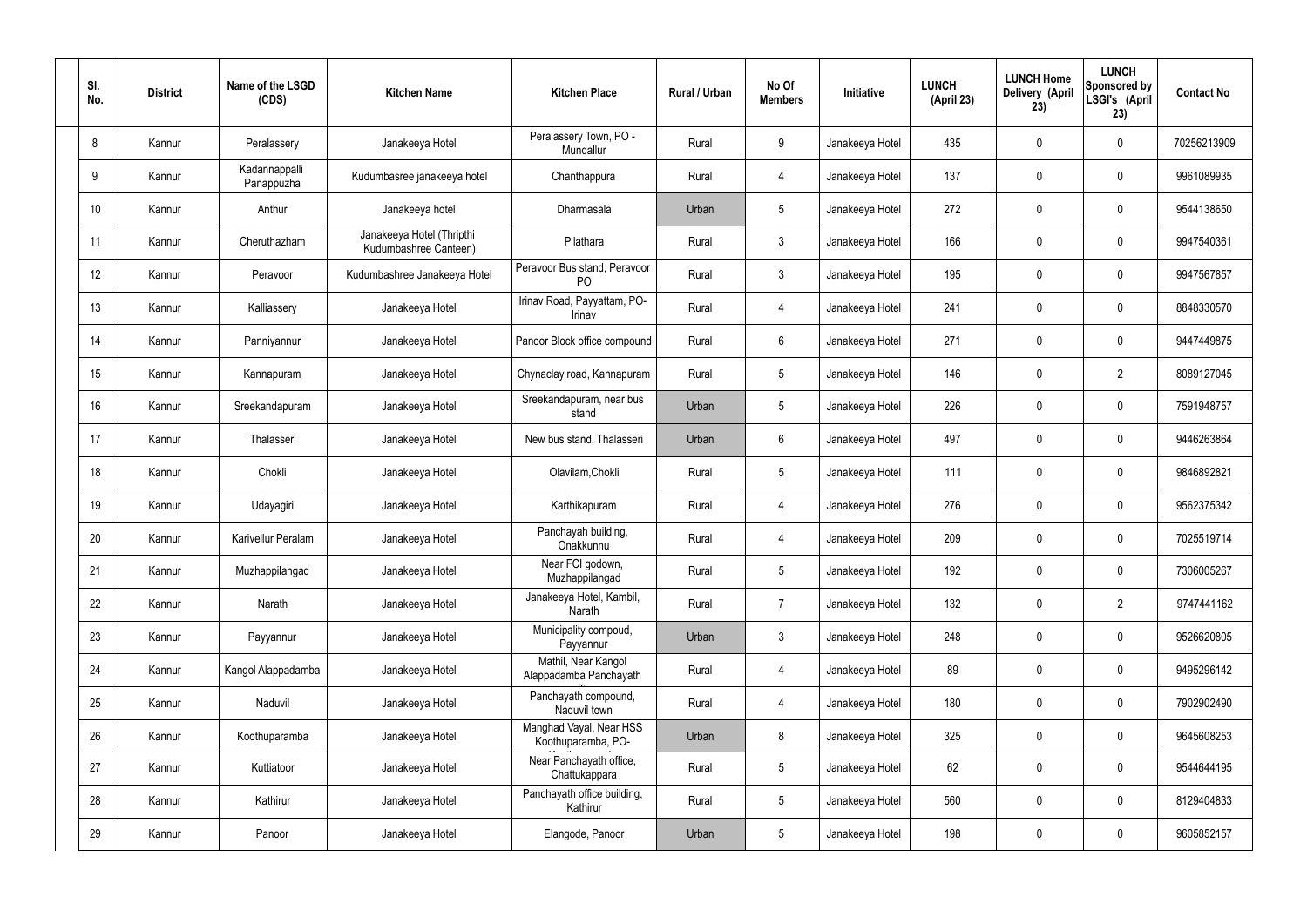| Sl. No. | District | Name of the LSGD (CDS) | Kitchen Name | Kitchen Place | Rural / Urban | No Of Members | Initiative | LUNCH (April 23) | LUNCH Home Delivery (April 23) | LUNCH Sponsored by LSGI's (April 23) | Contact No |
|---|---|---|---|---|---|---|---|---|---|---|---|
| 8 | Kannur | Peralassery | Janakeeya Hotel | Peralassery Town, PO - Mundallur | Rural | 9 | Janakeeya Hotel | 435 | 0 | 0 | 70256213909 |
| 9 | Kannur | Kadannappalli Panappuzha | Kudumbasree janakeeya hotel | Chanthappura | Rural | 4 | Janakeeya Hotel | 137 | 0 | 0 | 9961089935 |
| 10 | Kannur | Anthur | Janakeeya hotel | Dharmasala | Urban | 5 | Janakeeya Hotel | 272 | 0 | 0 | 9544138650 |
| 11 | Kannur | Cheruthazham | Janakeeya Hotel (Thripthi Kudumbashree Canteen) | Pilathara | Rural | 3 | Janakeeya Hotel | 166 | 0 | 0 | 9947540361 |
| 12 | Kannur | Peravoor | Kudumbashree Janakeeya Hotel | Peravoor Bus stand, Peravoor PO | Rural | 3 | Janakeeya Hotel | 195 | 0 | 0 | 9947567857 |
| 13 | Kannur | Kalliassery | Janakeeya Hotel | Irinav Road, Payyattam, PO-Irinav | Rural | 4 | Janakeeya Hotel | 241 | 0 | 0 | 8848330570 |
| 14 | Kannur | Panniyannur | Janakeeya Hotel | Panoor Block office compound | Rural | 6 | Janakeeya Hotel | 271 | 0 | 0 | 9447449875 |
| 15 | Kannur | Kannapuram | Janakeeya Hotel | Chynaclay road, Kannapuram | Rural | 5 | Janakeeya Hotel | 146 | 0 | 2 | 8089127045 |
| 16 | Kannur | Sreekandapuram | Janakeeya Hotel | Sreekandapuram, near bus stand | Urban | 5 | Janakeeya Hotel | 226 | 0 | 0 | 7591948757 |
| 17 | Kannur | Thalasseri | Janakeeya Hotel | New bus stand, Thalasseri | Urban | 6 | Janakeeya Hotel | 497 | 0 | 0 | 9446263864 |
| 18 | Kannur | Chokli | Janakeeya Hotel | Olavilam,Chokli | Rural | 5 | Janakeeya Hotel | 111 | 0 | 0 | 9846892821 |
| 19 | Kannur | Udayagiri | Janakeeya Hotel | Karthikapuram | Rural | 4 | Janakeeya Hotel | 276 | 0 | 0 | 9562375342 |
| 20 | Kannur | Karivellur Peralam | Janakeeya Hotel | Panchayah building, Onakkunnu | Rural | 4 | Janakeeya Hotel | 209 | 0 | 0 | 7025519714 |
| 21 | Kannur | Muzhappilangad | Janakeeya Hotel | Near FCI godown, Muzhappilangad | Rural | 5 | Janakeeya Hotel | 192 | 0 | 0 | 7306005267 |
| 22 | Kannur | Narath | Janakeeya Hotel | Janakeeya Hotel, Kambil, Narath | Rural | 7 | Janakeeya Hotel | 132 | 0 | 2 | 9747441162 |
| 23 | Kannur | Payyannur | Janakeeya Hotel | Municipality compoud, Payyannur | Urban | 3 | Janakeeya Hotel | 248 | 0 | 0 | 9526620805 |
| 24 | Kannur | Kangol Alappadamba | Janakeeya Hotel | Mathil, Near Kangol Alappadamba Panchayath | Rural | 4 | Janakeeya Hotel | 89 | 0 | 0 | 9495296142 |
| 25 | Kannur | Naduvil | Janakeeya Hotel | Panchayath compound, Naduvil town | Rural | 4 | Janakeeya Hotel | 180 | 0 | 0 | 7902902490 |
| 26 | Kannur | Koothuparamba | Janakeeya Hotel | Manghad Vayal, Near HSS Koothuparamba, PO- | Urban | 8 | Janakeeya Hotel | 325 | 0 | 0 | 9645608253 |
| 27 | Kannur | Kuttiatoor | Janakeeya Hotel | Near Panchayath office, Chattukappara | Rural | 5 | Janakeeya Hotel | 62 | 0 | 0 | 9544644195 |
| 28 | Kannur | Kathirur | Janakeeya Hotel | Panchayath office building, Kathirur | Rural | 5 | Janakeeya Hotel | 560 | 0 | 0 | 8129404833 |
| 29 | Kannur | Panoor | Janakeeya Hotel | Elangode, Panoor | Urban | 5 | Janakeeya Hotel | 198 | 0 | 0 | 9605852157 |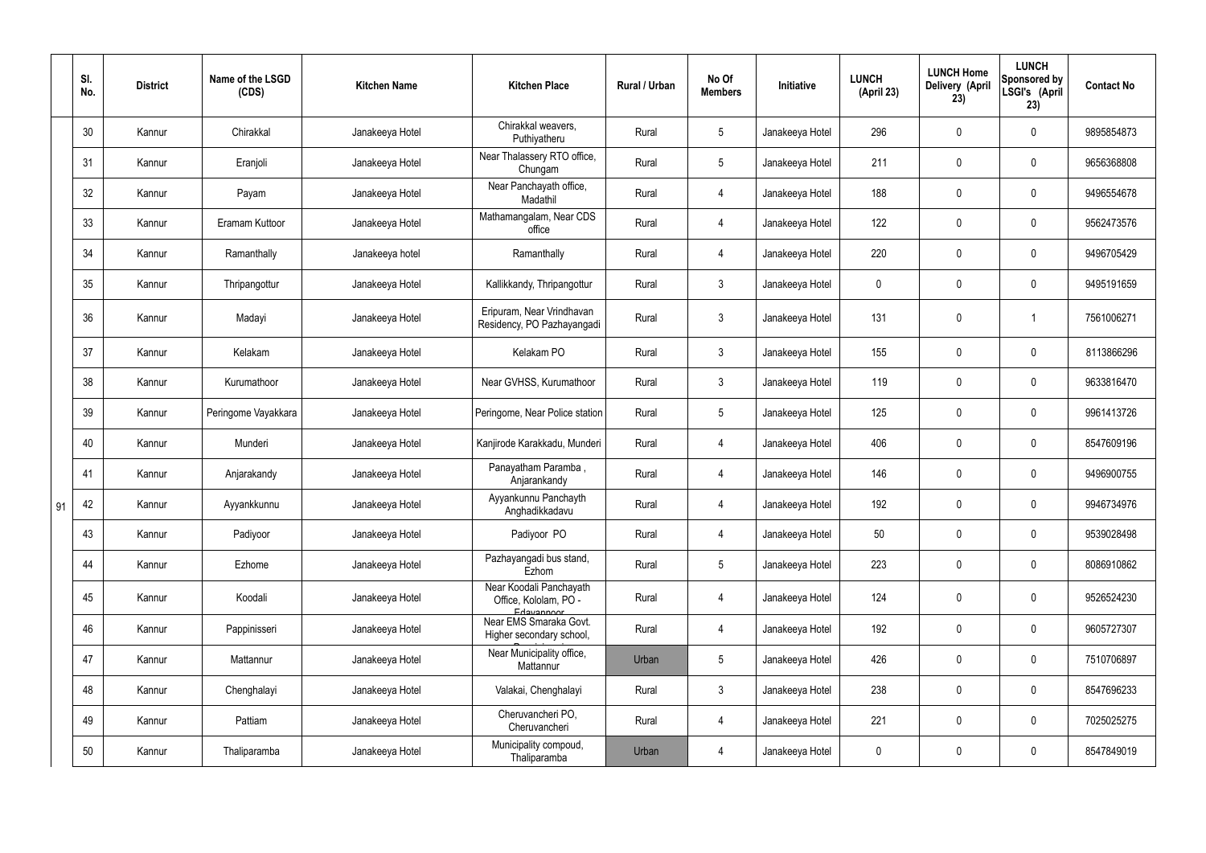|  | Sl. No. | District | Name of the LSGD (CDS) | Kitchen Name | Kitchen Place | Rural / Urban | No Of Members | Initiative | LUNCH (April 23) | LUNCH Home Delivery (April 23) | LUNCH Sponsored by LSGI's (April 23) | Contact No |
|---|---|---|---|---|---|---|---|---|---|---|---|---|
| 91 | 30 | Kannur | Chirakkal | Janakeeya Hotel | Chirakkal weavers, Puthiyatheru | Rural | 5 | Janakeeya Hotel | 296 | 0 | 0 | 9895854873 |
|  | 31 | Kannur | Eranjoli | Janakeeya Hotel | Near Thalassery RTO office, Chungam | Rural | 5 | Janakeeya Hotel | 211 | 0 | 0 | 9656368808 |
|  | 32 | Kannur | Payam | Janakeeya Hotel | Near Panchayath office, Madathil | Rural | 4 | Janakeeya Hotel | 188 | 0 | 0 | 9496554678 |
|  | 33 | Kannur | Eramam Kuttoor | Janakeeya Hotel | Mathamangalam, Near CDS office | Rural | 4 | Janakeeya Hotel | 122 | 0 | 0 | 9562473576 |
|  | 34 | Kannur | Ramanthally | Janakeeya hotel | Ramanthally | Rural | 4 | Janakeeya Hotel | 220 | 0 | 0 | 9496705429 |
|  | 35 | Kannur | Thripangottur | Janakeeya Hotel | Kallikkandy, Thripangottur | Rural | 3 | Janakeeya Hotel | 0 | 0 | 0 | 9495191659 |
|  | 36 | Kannur | Madayi | Janakeeya Hotel | Eripuram, Near Vrindhavan Residency, PO Pazhayangadi | Rural | 3 | Janakeeya Hotel | 131 | 0 | 1 | 7561006271 |
|  | 37 | Kannur | Kelakam | Janakeeya Hotel | Kelakam PO | Rural | 3 | Janakeeya Hotel | 155 | 0 | 0 | 8113866296 |
|  | 38 | Kannur | Kurumathoor | Janakeeya Hotel | Near GVHSS, Kurumathoor | Rural | 3 | Janakeeya Hotel | 119 | 0 | 0 | 9633816470 |
|  | 39 | Kannur | Peringome Vayakkara | Janakeeya Hotel | Peringome, Near Police station | Rural | 5 | Janakeeya Hotel | 125 | 0 | 0 | 9961413726 |
|  | 40 | Kannur | Munderi | Janakeeya Hotel | Kanjirode Karakkadu, Munderi | Rural | 4 | Janakeeya Hotel | 406 | 0 | 0 | 8547609196 |
|  | 41 | Kannur | Anjarakandy | Janakeeya Hotel | Panayatham Paramba , Anjarankandy | Rural | 4 | Janakeeya Hotel | 146 | 0 | 0 | 9496900755 |
|  | 42 | Kannur | Ayyankkunnu | Janakeeya Hotel | Ayyankunnu Panchayth Anghadikkadavu | Rural | 4 | Janakeeya Hotel | 192 | 0 | 0 | 9946734976 |
|  | 43 | Kannur | Padiyoor | Janakeeya Hotel | Padiyoor PO | Rural | 4 | Janakeeya Hotel | 50 | 0 | 0 | 9539028498 |
|  | 44 | Kannur | Ezhome | Janakeeya Hotel | Pazhayangadi bus stand, Ezhom | Rural | 5 | Janakeeya Hotel | 223 | 0 | 0 | 8086910862 |
|  | 45 | Kannur | Koodali | Janakeeya Hotel | Near Koodali Panchayath Office, Kololam, PO - Edavannoor | Rural | 4 | Janakeeya Hotel | 124 | 0 | 0 | 9526524230 |
|  | 46 | Kannur | Pappinisseri | Janakeeya Hotel | Near EMS Smaraka Govt. Higher secondary school, | Rural | 4 | Janakeeya Hotel | 192 | 0 | 0 | 9605727307 |
|  | 47 | Kannur | Mattannur | Janakeeya Hotel | Near Municipality office, Mattannur | Urban | 5 | Janakeeya Hotel | 426 | 0 | 0 | 7510706897 |
|  | 48 | Kannur | Chenghalayi | Janakeeya Hotel | Valakai, Chenghalayi | Rural | 3 | Janakeeya Hotel | 238 | 0 | 0 | 8547696233 |
|  | 49 | Kannur | Pattiam | Janakeeya Hotel | Cheruvancheri PO, Cheruvancheri | Rural | 4 | Janakeeya Hotel | 221 | 0 | 0 | 7025025275 |
|  | 50 | Kannur | Thaliparamba | Janakeeya Hotel | Municipality compoud, Thaliparamba | Urban | 4 | Janakeeya Hotel | 0 | 0 | 0 | 8547849019 |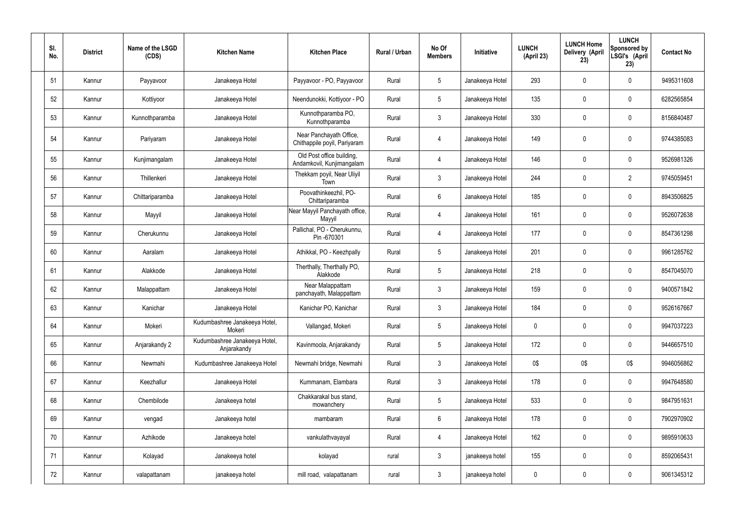| Sl. No. | District | Name of the LSGD (CDS) | Kitchen Name | Kitchen Place | Rural / Urban | No Of Members | Initiative | LUNCH (April 23) | LUNCH Home Delivery (April 23) | LUNCH Sponsored by LSGI's (April 23) | Contact No |
|---|---|---|---|---|---|---|---|---|---|---|---|
| 51 | Kannur | Payyavoor | Janakeeya Hotel | Payyavoor - PO, Payyavoor | Rural | 5 | Janakeeya Hotel | 293 | 0 | 0 | 9495311608 |
| 52 | Kannur | Kottiyoor | Janakeeya Hotel | Neendunokki, Kottiyoor - PO | Rural | 5 | Janakeeya Hotel | 135 | 0 | 0 | 6282565854 |
| 53 | Kannur | Kunnothparamba | Janakeeya Hotel | Kunnothparamba PO, Kunnothparamba | Rural | 3 | Janakeeya Hotel | 330 | 0 | 0 | 8156840487 |
| 54 | Kannur | Pariyaram | Janakeeya Hotel | Near Panchayath Office, Chithappile poyil, Pariyaram | Rural | 4 | Janakeeya Hotel | 149 | 0 | 0 | 9744385083 |
| 55 | Kannur | Kunjimangalam | Janakeeya Hotel | Old Post office building, Andamkovil, Kunjimangalam | Rural | 4 | Janakeeya Hotel | 146 | 0 | 0 | 9526981326 |
| 56 | Kannur | Thillenkeri | Janakeeya Hotel | Thekkam poyil, Near Uliyil Town | Rural | 3 | Janakeeya Hotel | 244 | 0 | 2 | 9745059451 |
| 57 | Kannur | Chittariparamba | Janakeeya Hotel | Poovathinkeezhil, PO-Chittariparamba | Rural | 6 | Janakeeya Hotel | 185 | 0 | 0 | 8943506825 |
| 58 | Kannur | Mayyil | Janakeeya Hotel | Near Mayyil Panchayath office, Mayyil | Rural | 4 | Janakeeya Hotel | 161 | 0 | 0 | 9526072638 |
| 59 | Kannur | Cherukunnu | Janakeeya Hotel | Pallichal, PO - Cherukunnu, Pin -670301 | Rural | 4 | Janakeeya Hotel | 177 | 0 | 0 | 8547361298 |
| 60 | Kannur | Aaralam | Janakeeya Hotel | Athikkal, PO - Keezhpally | Rural | 5 | Janakeeya Hotel | 201 | 0 | 0 | 9961285762 |
| 61 | Kannur | Alakkode | Janakeeya Hotel | Therthally, Therthally PO, Alakkode | Rural | 5 | Janakeeya Hotel | 218 | 0 | 0 | 8547045070 |
| 62 | Kannur | Malappattam | Janakeeya Hotel | Near Malappattam panchayath, Malappattam | Rural | 3 | Janakeeya Hotel | 159 | 0 | 0 | 9400571842 |
| 63 | Kannur | Kanichar | Janakeeya Hotel | Kanichar PO, Kanichar | Rural | 3 | Janakeeya Hotel | 184 | 0 | 0 | 9526167667 |
| 64 | Kannur | Mokeri | Kudumbashree Janakeeya Hotel, Mokeri | Vallangad, Mokeri | Rural | 5 | Janakeeya Hotel | 0 | 0 | 0 | 9947037223 |
| 65 | Kannur | Anjarakandy 2 | Kudumbashree Janakeeya Hotel, Anjarakandy | Kavinmoola, Anjarakandy | Rural | 5 | Janakeeya Hotel | 172 | 0 | 0 | 9446657510 |
| 66 | Kannur | Newmahi | Kudumbashree Janakeeya Hotel | Newmahi bridge, Newmahi | Rural | 3 | Janakeeya Hotel | 0$ | 0$ | 0$ | 9946056862 |
| 67 | Kannur | Keezhallur | Janakeeya Hotel | Kummanam, Elambara | Rural | 3 | Janakeeya Hotel | 178 | 0 | 0 | 9947648580 |
| 68 | Kannur | Chembilode | Janakeeya hotel | Chakkarakal bus stand, mowanchery | Rural | 5 | Janakeeya Hotel | 533 | 0 | 0 | 9847951631 |
| 69 | Kannur | vengad | Janakeeya hotel | mambaram | Rural | 6 | Janakeeya Hotel | 178 | 0 | 0 | 7902970902 |
| 70 | Kannur | Azhikode | Janakeeya hotel | vankulathvayayal | Rural | 4 | Janakeeya Hotel | 162 | 0 | 0 | 9895910633 |
| 71 | Kannur | Kolayad | Janakeeya hotel | kolayad | rural | 3 | janakeeya hotel | 155 | 0 | 0 | 8592065431 |
| 72 | Kannur | valapattanam | janakeeya hotel | mill road, valapattanam | rural | 3 | janakeeya hotel | 0 | 0 | 0 | 9061345312 |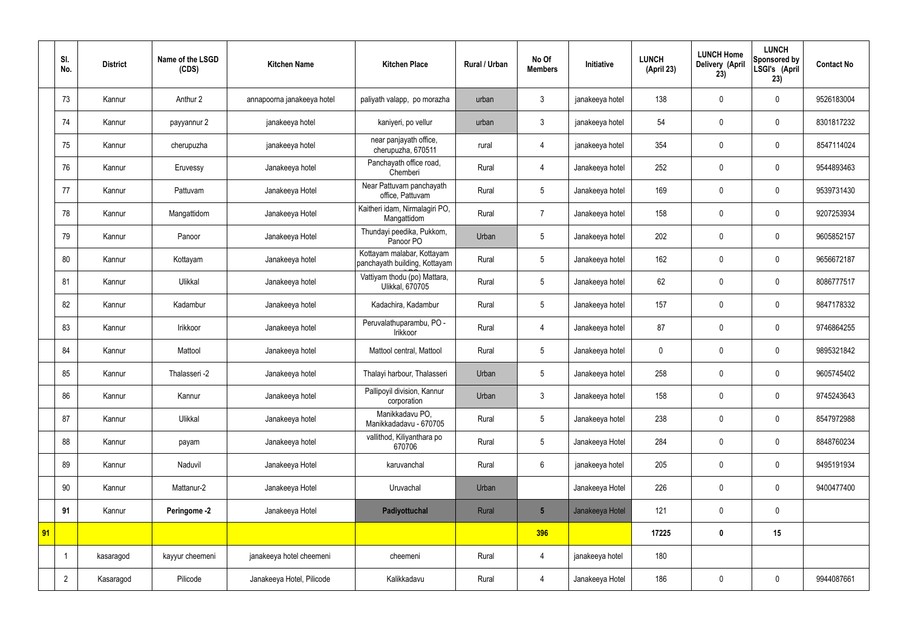| | Sl. No. | District | Name of the LSGD (CDS) | Kitchen Name | Kitchen Place | Rural / Urban | No Of Members | Initiative | LUNCH (April 23) | LUNCH Home Delivery (April 23) | LUNCH Sponsored by LSGI's (April 23) | Contact No |
|---|---|---|---|---|---|---|---|---|---|---|---|---|
| | 73 | Kannur | Anthur 2 | annapoorna janakeeya hotel | paliyath valapp, po morazha | urban | 3 | janakeeya hotel | 138 | 0 | 0 | 9526183004 |
| | 74 | Kannur | payyannur 2 | janakeeya hotel | kaniyeri, po vellur | urban | 3 | janakeeya hotel | 54 | 0 | 0 | 8301817232 |
| | 75 | Kannur | cherupuzha | janakeeya hotel | near panjayath office, cherupuzha, 670511 | rural | 4 | janakeeya hotel | 354 | 0 | 0 | 8547114024 |
| | 76 | Kannur | Eruvessy | Janakeeya hotel | Panchayath office road, Chemberi | Rural | 4 | Janakeeya hotel | 252 | 0 | 0 | 9544893463 |
| | 77 | Kannur | Pattuvam | Janakeeya Hotel | Near Pattuvam panchayath office, Pattuvam | Rural | 5 | Janakeeya hotel | 169 | 0 | 0 | 9539731430 |
| | 78 | Kannur | Mangattidom | Janakeeya Hotel | Kaitheri idam, Nirmalagiri PO, Mangattidom | Rural | 7 | Janakeeya hotel | 158 | 0 | 0 | 9207253934 |
| | 79 | Kannur | Panoor | Janakeeya Hotel | Thundayi peedika, Pukkom, Panoor PO | Urban | 5 | Janakeeya hotel | 202 | 0 | 0 | 9605852157 |
| | 80 | Kannur | Kottayam | Janakeeya hotel | Kottayam malabar, Kottayam panchayath building, Kottayam | Rural | 5 | Janakeeya hotel | 162 | 0 | 0 | 9656672187 |
| | 81 | Kannur | Ulikkal | Janakeeya hotel | Vattiyam thodu (po) Mattara, Ulikkal, 670705 | Rural | 5 | Janakeeya hotel | 62 | 0 | 0 | 8086777517 |
| | 82 | Kannur | Kadambur | Janakeeya hotel | Kadachira, Kadambur | Rural | 5 | Janakeeya hotel | 157 | 0 | 0 | 9847178332 |
| | 83 | Kannur | Irikkoor | Janakeeya hotel | Peruvalathuparambu, PO - Irikkoor | Rural | 4 | Janakeeya hotel | 87 | 0 | 0 | 9746864255 |
| | 84 | Kannur | Mattool | Janakeeya hotel | Mattool central, Mattool | Rural | 5 | Janakeeya hotel | 0 | 0 | 0 | 9895321842 |
| | 85 | Kannur | Thalasseri -2 | Janakeeya hotel | Thalayi harbour, Thalasseri | Urban | 5 | Janakeeya hotel | 258 | 0 | 0 | 9605745402 |
| | 86 | Kannur | Kannur | Janakeeya hotel | Pallipoyil division, Kannur corporation | Urban | 3 | Janakeeya hotel | 158 | 0 | 0 | 9745243643 |
| | 87 | Kannur | Ulikkal | Janakeeya hotel | Manikkadavu PO, Manikkadadavu - 670705 | Rural | 5 | Janakeeya hotel | 238 | 0 | 0 | 8547972988 |
| | 88 | Kannur | payam | Janakeeya hotel | vallithod, Kiliyanthara po 670706 | Rural | 5 | Janakeeya Hotel | 284 | 0 | 0 | 8848760234 |
| | 89 | Kannur | Naduvil | Janakeeya Hotel | karuvanchal | Rural | 6 | janakeeya hotel | 205 | 0 | 0 | 9495191934 |
| | 90 | Kannur | Mattanur-2 | Janakeeya Hotel | Uruvachal | Urban | | Janakeeya Hotel | 226 | 0 | 0 | 9400477400 |
| | **91** | Kannur | **Peringome -2** | Janakeeya Hotel | **Padiyottuchal** | Rural | **5** | Janakeeya Hotel | 121 | 0 | 0 | |
| **91** | | | | | | | **396** | | **17225** | **0** | **15** | |
| | 1 | kasaragod | kayyur cheemeni | janakeeya hotel cheemeni | cheemeni | Rural | 4 | janakeeya hotel | 180 | | | |
| | 2 | Kasaragod | Pilicode | Janakeeya Hotel, Pilicode | Kalikkadavu | Rural | 4 | Janakeeya Hotel | 186 | 0 | 0 | 9944087661 |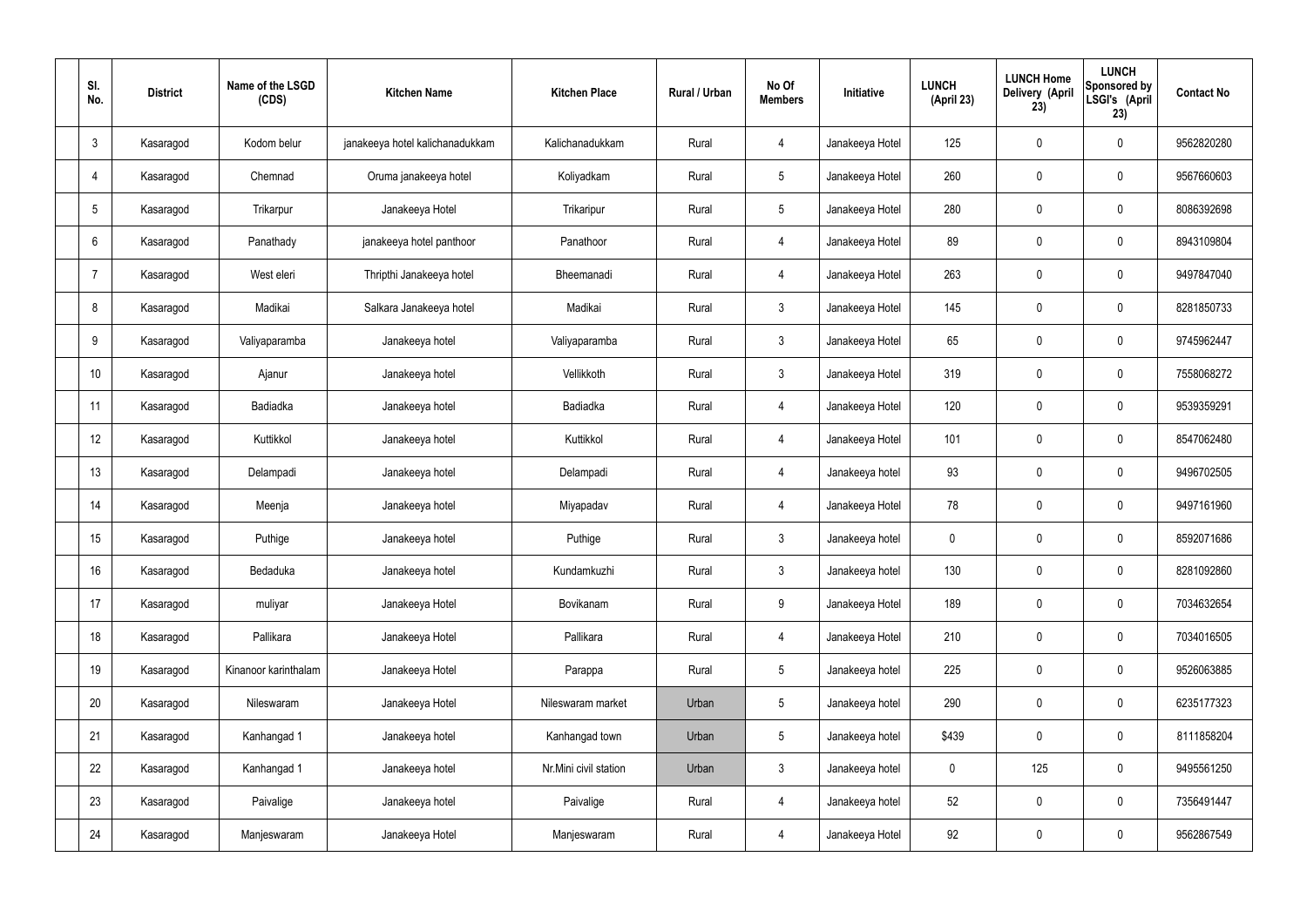| Sl. No. | District | Name of the LSGD (CDS) | Kitchen Name | Kitchen Place | Rural / Urban | No Of Members | Initiative | LUNCH (April 23) | LUNCH Home Delivery (April 23) | LUNCH Sponsored by LSGI's (April 23) | Contact No |
|---|---|---|---|---|---|---|---|---|---|---|---|
| 3 | Kasaragod | Kodom belur | janakeeya hotel kalichanadukkam | Kalichanadukkam | Rural | 4 | Janakeeya Hotel | 125 | 0 | 0 | 9562820280 |
| 4 | Kasaragod | Chemnad | Oruma janakeeya hotel | Koliyadkam | Rural | 5 | Janakeeya Hotel | 260 | 0 | 0 | 9567660603 |
| 5 | Kasaragod | Trikarpur | Janakeeya Hotel | Trikaripur | Rural | 5 | Janakeeya Hotel | 280 | 0 | 0 | 8086392698 |
| 6 | Kasaragod | Panathady | janakeeya hotel panthoor | Panathoor | Rural | 4 | Janakeeya Hotel | 89 | 0 | 0 | 8943109804 |
| 7 | Kasaragod | West eleri | Thripthi Janakeeya hotel | Bheemanadi | Rural | 4 | Janakeeya Hotel | 263 | 0 | 0 | 9497847040 |
| 8 | Kasaragod | Madikai | Salkara Janakeeya hotel | Madikai | Rural | 3 | Janakeeya Hotel | 145 | 0 | 0 | 8281850733 |
| 9 | Kasaragod | Valiyaparamba | Janakeeya hotel | Valiyaparamba | Rural | 3 | Janakeeya Hotel | 65 | 0 | 0 | 9745962447 |
| 10 | Kasaragod | Ajanur | Janakeeya hotel | Vellikkoth | Rural | 3 | Janakeeya Hotel | 319 | 0 | 0 | 7558068272 |
| 11 | Kasaragod | Badiadka | Janakeeya hotel | Badiadka | Rural | 4 | Janakeeya Hotel | 120 | 0 | 0 | 9539359291 |
| 12 | Kasaragod | Kuttikkol | Janakeeya hotel | Kuttikkol | Rural | 4 | Janakeeya Hotel | 101 | 0 | 0 | 8547062480 |
| 13 | Kasaragod | Delampadi | Janakeeya hotel | Delampadi | Rural | 4 | Janakeeya hotel | 93 | 0 | 0 | 9496702505 |
| 14 | Kasaragod | Meenja | Janakeeya hotel | Miyapadav | Rural | 4 | Janakeeya Hotel | 78 | 0 | 0 | 9497161960 |
| 15 | Kasaragod | Puthige | Janakeeya hotel | Puthige | Rural | 3 | Janakeeya hotel | 0 | 0 | 0 | 8592071686 |
| 16 | Kasaragod | Bedaduka | Janakeeya hotel | Kundamkuzhi | Rural | 3 | Janakeeya hotel | 130 | 0 | 0 | 8281092860 |
| 17 | Kasaragod | muliyar | Janakeeya Hotel | Bovikanam | Rural | 9 | Janakeeya Hotel | 189 | 0 | 0 | 7034632654 |
| 18 | Kasaragod | Pallikara | Janakeeya Hotel | Pallikara | Rural | 4 | Janakeeya Hotel | 210 | 0 | 0 | 7034016505 |
| 19 | Kasaragod | Kinanoor karinthalam | Janakeeya Hotel | Parappa | Rural | 5 | Janakeeya hotel | 225 | 0 | 0 | 9526063885 |
| 20 | Kasaragod | Nileswaram | Janakeeya Hotel | Nileswaram market | Urban | 5 | Janakeeya hotel | 290 | 0 | 0 | 6235177323 |
| 21 | Kasaragod | Kanhangad 1 | Janakeeya hotel | Kanhangad town | Urban | 5 | Janakeeya hotel | $439 | 0 | 0 | 8111858204 |
| 22 | Kasaragod | Kanhangad 1 | Janakeeya hotel | Nr.Mini civil station | Urban | 3 | Janakeeya hotel | 0 | 125 | 0 | 9495561250 |
| 23 | Kasaragod | Paivalige | Janakeeya hotel | Paivalige | Rural | 4 | Janakeeya hotel | 52 | 0 | 0 | 7356491447 |
| 24 | Kasaragod | Manjeswaram | Janakeeya Hotel | Manjeswaram | Rural | 4 | Janakeeya Hotel | 92 | 0 | 0 | 9562867549 |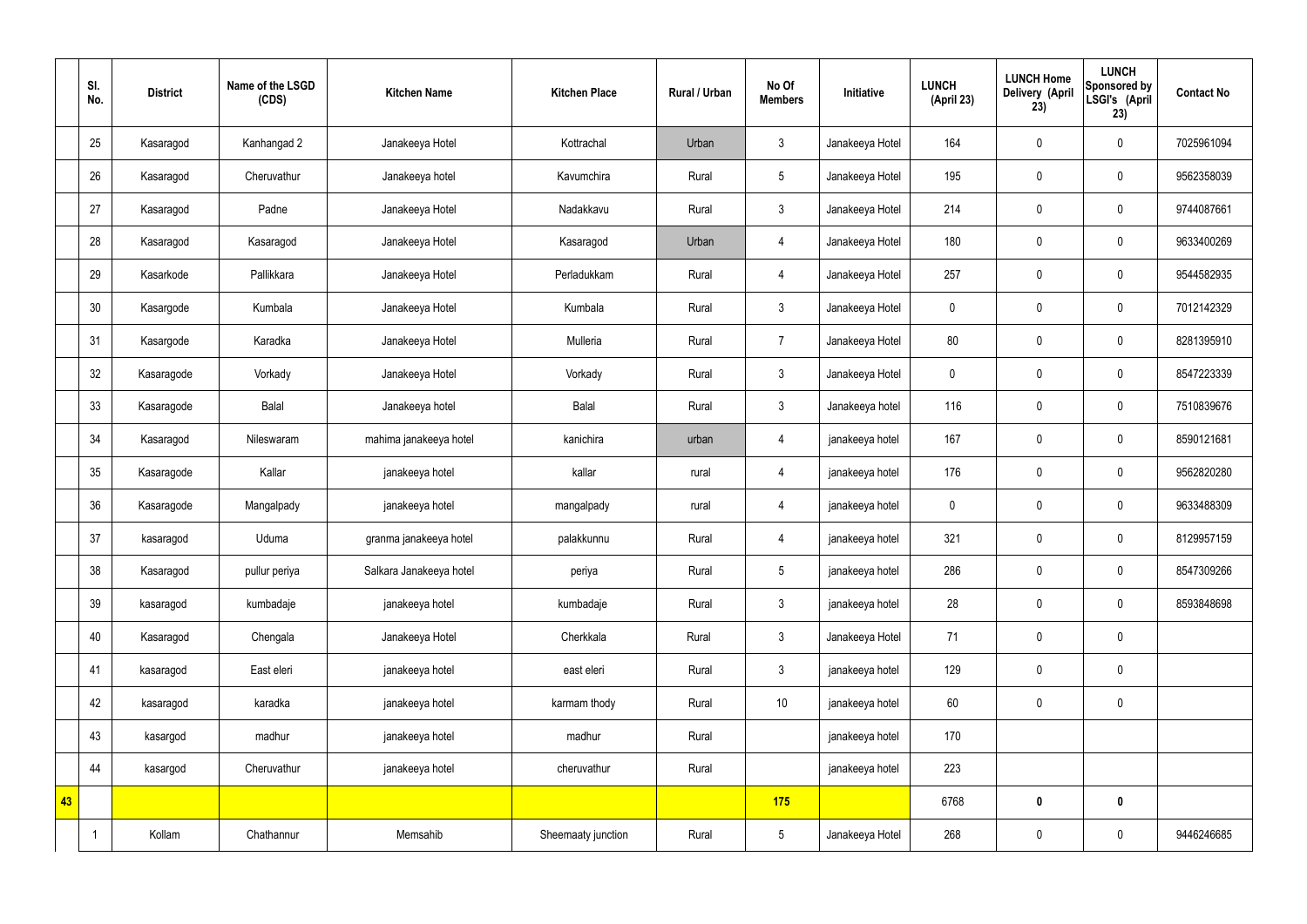| | Sl. No. | District | Name of the LSGD (CDS) | Kitchen Name | Kitchen Place | Rural / Urban | No Of Members | Initiative | LUNCH (April 23) | LUNCH Home Delivery (April 23) | LUNCH Sponsored by LSGI's (April 23) | Contact No |
|---|---|---|---|---|---|---|---|---|---|---|---|---|
| | 25 | Kasaragod | Kanhangad 2 | Janakeeya Hotel | Kottrachal | Urban | 3 | Janakeeya Hotel | 164 | 0 | 0 | 7025961094 |
| | 26 | Kasaragod | Cheruvathur | Janakeeya hotel | Kavumchira | Rural | 5 | Janakeeya Hotel | 195 | 0 | 0 | 9562358039 |
| | 27 | Kasaragod | Padne | Janakeeya Hotel | Nadakkavu | Rural | 3 | Janakeeya Hotel | 214 | 0 | 0 | 9744087661 |
| | 28 | Kasaragod | Kasaragod | Janakeeya Hotel | Kasaragod | Urban | 4 | Janakeeya Hotel | 180 | 0 | 0 | 9633400269 |
| | 29 | Kasarkode | Pallikkara | Janakeeya Hotel | Perladukkam | Rural | 4 | Janakeeya Hotel | 257 | 0 | 0 | 9544582935 |
| | 30 | Kasargode | Kumbala | Janakeeya Hotel | Kumbala | Rural | 3 | Janakeeya Hotel | 0 | 0 | 0 | 7012142329 |
| | 31 | Kasargode | Karadka | Janakeeya Hotel | Mulleria | Rural | 7 | Janakeeya Hotel | 80 | 0 | 0 | 8281395910 |
| | 32 | Kasaragode | Vorkady | Janakeeya Hotel | Vorkady | Rural | 3 | Janakeeya Hotel | 0 | 0 | 0 | 8547223339 |
| | 33 | Kasaragode | Balal | Janakeeya hotel | Balal | Rural | 3 | Janakeeya hotel | 116 | 0 | 0 | 7510839676 |
| | 34 | Kasaragod | Nileswaram | mahima janakeeya hotel | kanichira | urban | 4 | janakeeya hotel | 167 | 0 | 0 | 8590121681 |
| | 35 | Kasaragode | Kallar | janakeeya hotel | kallar | rural | 4 | janakeeya hotel | 176 | 0 | 0 | 9562820280 |
| | 36 | Kasaragode | Mangalpady | janakeeya hotel | mangalpady | rural | 4 | janakeeya hotel | 0 | 0 | 0 | 9633488309 |
| | 37 | kasaragod | Uduma | granma janakeeya hotel | palakkunnu | Rural | 4 | janakeeya hotel | 321 | 0 | 0 | 8129957159 |
| | 38 | Kasaragod | pullur periya | Salkara Janakeeya hotel | periya | Rural | 5 | janakeeya hotel | 286 | 0 | 0 | 8547309266 |
| | 39 | kasaragod | kumbadaje | janakeeya hotel | kumbadaje | Rural | 3 | janakeeya hotel | 28 | 0 | 0 | 8593848698 |
| | 40 | Kasaragod | Chengala | Janakeeya Hotel | Cherkkala | Rural | 3 | Janakeeya Hotel | 71 | 0 | 0 | |
| | 41 | kasaragod | East eleri | janakeeya hotel | east eleri | Rural | 3 | janakeeya hotel | 129 | 0 | 0 | |
| | 42 | kasaragod | karadka | janakeeya hotel | karmam thody | Rural | 10 | janakeeya hotel | 60 | 0 | 0 | |
| | 43 | kasargod | madhur | janakeeya hotel | madhur | Rural | | janakeeya hotel | 170 | | | |
| | 44 | kasargod | Cheruvathur | janakeeya hotel | cheruvathur | Rural | | janakeeya hotel | 223 | | | |
| 43 | | | | | | | 175 | | 6768 | 0 | 0 | |
| | 1 | Kollam | Chathannur | Memsahib | Sheemaaty junction | Rural | 5 | Janakeeya Hotel | 268 | 0 | 0 | 9446246685 |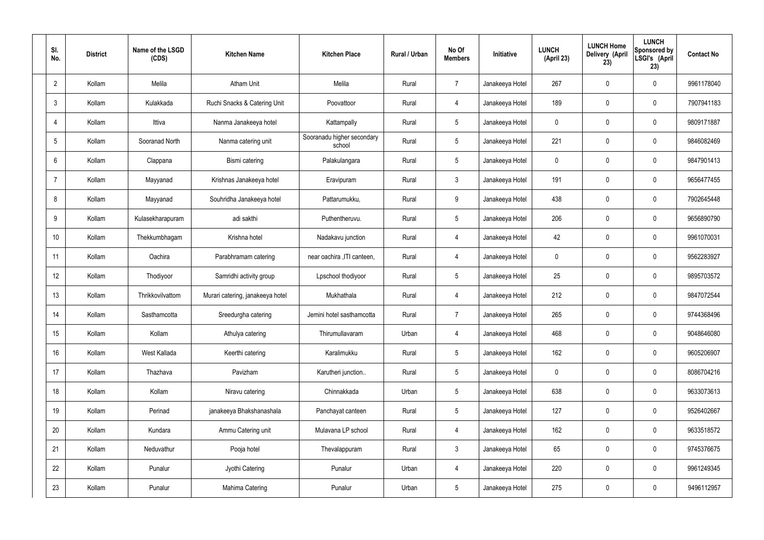| Sl. No. | District | Name of the LSGD (CDS) | Kitchen Name | Kitchen Place | Rural / Urban | No Of Members | Initiative | LUNCH (April 23) | LUNCH Home Delivery (April 23) | LUNCH Sponsored by LSGI's (April 23) | Contact No |
|---|---|---|---|---|---|---|---|---|---|---|---|
| 2 | Kollam | Melila | Atham Unit | Melila | Rural | 7 | Janakeeya Hotel | 267 | 0 | 0 | 9961178040 |
| 3 | Kollam | Kulakkada | Ruchi Snacks & Catering Unit | Poovattoor | Rural | 4 | Janakeeya Hotel | 189 | 0 | 0 | 7907941183 |
| 4 | Kollam | Ittiva | Nanma Janakeeya hotel | Kattampally | Rural | 5 | Janakeeya Hotel | 0 | 0 | 0 | 9809171887 |
| 5 | Kollam | Sooranad North | Nanma catering unit | Sooranadu higher secondary school | Rural | 5 | Janakeeya Hotel | 221 | 0 | 0 | 9846082469 |
| 6 | Kollam | Clappana | Bismi catering | Palakulangara | Rural | 5 | Janakeeya Hotel | 0 | 0 | 0 | 9847901413 |
| 7 | Kollam | Mayyanad | Krishnas Janakeeya hotel | Eravipuram | Rural | 3 | Janakeeya Hotel | 191 | 0 | 0 | 9656477455 |
| 8 | Kollam | Mayyanad | Souhridha Janakeeya hotel | Pattarumukku, | Rural | 9 | Janakeeya Hotel | 438 | 0 | 0 | 7902645448 |
| 9 | Kollam | Kulasekharapuram | adi sakthi | Puthentheruvu. | Rural | 5 | Janakeeya Hotel | 206 | 0 | 0 | 9656890790 |
| 10 | Kollam | Thekkumbhagam | Krishna hotel | Nadakavu junction | Rural | 4 | Janakeeya Hotel | 42 | 0 | 0 | 9961070031 |
| 11 | Kollam | Oachira | Parabhramam catering | near oachira ,ITI canteen, | Rural | 4 | Janakeeya Hotel | 0 | 0 | 0 | 9562283927 |
| 12 | Kollam | Thodiyoor | Samridhi activity group | Lpschool thodiyoor | Rural | 5 | Janakeeya Hotel | 25 | 0 | 0 | 9895703572 |
| 13 | Kollam | Thrikkovilvattom | Murari catering, janakeeya hotel | Mukhathala | Rural | 4 | Janakeeya Hotel | 212 | 0 | 0 | 9847072544 |
| 14 | Kollam | Sasthamcotta | Sreedurgha catering | Jemini hotel sasthamcotta | Rural | 7 | Janakeeya Hotel | 265 | 0 | 0 | 9744368496 |
| 15 | Kollam | Kollam | Athulya catering | Thirumullavaram | Urban | 4 | Janakeeya Hotel | 468 | 0 | 0 | 9048646080 |
| 16 | Kollam | West Kallada | Keerthi catering | Karalimukku | Rural | 5 | Janakeeya Hotel | 162 | 0 | 0 | 9605206907 |
| 17 | Kollam | Thazhava | Pavizham | Karutheri junction.. | Rural | 5 | Janakeeya Hotel | 0 | 0 | 0 | 8086704216 |
| 18 | Kollam | Kollam | Niravu catering | Chinnakkada | Urban | 5 | Janakeeya Hotel | 638 | 0 | 0 | 9633073613 |
| 19 | Kollam | Perinad | janakeeya Bhakshanashala | Panchayat canteen | Rural | 5 | Janakeeya Hotel | 127 | 0 | 0 | 9526402667 |
| 20 | Kollam | Kundara | Ammu Catering unit | Mulavana LP school | Rural | 4 | Janakeeya Hotel | 162 | 0 | 0 | 9633518572 |
| 21 | Kollam | Neduvathur | Pooja hotel | Thevalappuram | Rural | 3 | Janakeeya Hotel | 65 | 0 | 0 | 9745376675 |
| 22 | Kollam | Punalur | Jyothi Catering | Punalur | Urban | 4 | Janakeeya Hotel | 220 | 0 | 0 | 9961249345 |
| 23 | Kollam | Punalur | Mahima Catering | Punalur | Urban | 5 | Janakeeya Hotel | 275 | 0 | 0 | 9496112957 |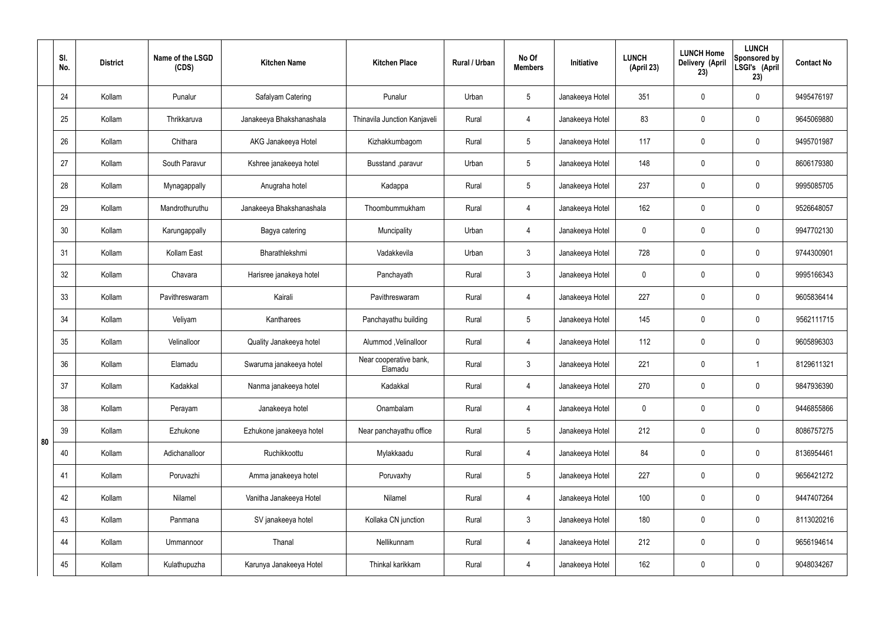|  | Sl. No. | District | Name of the LSGD (CDS) | Kitchen Name | Kitchen Place | Rural / Urban | No Of Members | Initiative | LUNCH (April 23) | LUNCH Home Delivery (April 23) | LUNCH Sponsored by LSGI's (April 23) | Contact No |
|---|---|---|---|---|---|---|---|---|---|---|---|---|
| 80 | 24 | Kollam | Punalur | Safalyam Catering | Punalur | Urban | 5 | Janakeeya Hotel | 351 | 0 | 0 | 9495476197 |
|  | 25 | Kollam | Thrikkaruva | Janakeeya Bhakshanashala | Thinavila Junction Kanjaveli | Rural | 4 | Janakeeya Hotel | 83 | 0 | 0 | 9645069880 |
|  | 26 | Kollam | Chithara | AKG Janakeeya Hotel | Kizhakkumbagom | Rural | 5 | Janakeeya Hotel | 117 | 0 | 0 | 9495701987 |
|  | 27 | Kollam | South Paravur | Kshree janakeeya hotel | Busstand ,paravur | Urban | 5 | Janakeeya Hotel | 148 | 0 | 0 | 8606179380 |
|  | 28 | Kollam | Mynagappally | Anugraha hotel | Kadappa | Rural | 5 | Janakeeya Hotel | 237 | 0 | 0 | 9995085705 |
|  | 29 | Kollam | Mandrothuruthu | Janakeeya Bhakshanashala | Thoombummukham | Rural | 4 | Janakeeya Hotel | 162 | 0 | 0 | 9526648057 |
|  | 30 | Kollam | Karungappally | Bagya catering | Muncipality | Urban | 4 | Janakeeya Hotel | 0 | 0 | 0 | 9947702130 |
|  | 31 | Kollam | Kollam East | Bharathlekshmi | Vadakkevila | Urban | 3 | Janakeeya Hotel | 728 | 0 | 0 | 9744300901 |
|  | 32 | Kollam | Chavara | Harisree janakeya hotel | Panchayath | Rural | 3 | Janakeeya Hotel | 0 | 0 | 0 | 9995166343 |
|  | 33 | Kollam | Pavithreswaram | Kairali | Pavithreswaram | Rural | 4 | Janakeeya Hotel | 227 | 0 | 0 | 9605836414 |
|  | 34 | Kollam | Veliyam | Kantharees | Panchayathu building | Rural | 5 | Janakeeya Hotel | 145 | 0 | 0 | 9562111715 |
|  | 35 | Kollam | Velinalloor | Quality Janakeeya hotel | Alummod ,Velinalloor | Rural | 4 | Janakeeya Hotel | 112 | 0 | 0 | 9605896303 |
|  | 36 | Kollam | Elamadu | Swaruma janakeeya hotel | Near cooperative bank, Elamadu | Rural | 3 | Janakeeya Hotel | 221 | 0 | 1 | 8129611321 |
|  | 37 | Kollam | Kadakkal | Nanma janakeeya hotel | Kadakkal | Rural | 4 | Janakeeya Hotel | 270 | 0 | 0 | 9847936390 |
|  | 38 | Kollam | Perayam | Janakeeya hotel | Onambalam | Rural | 4 | Janakeeya Hotel | 0 | 0 | 0 | 9446855866 |
|  | 39 | Kollam | Ezhukone | Ezhukone janakeeya hotel | Near panchayathu office | Rural | 5 | Janakeeya Hotel | 212 | 0 | 0 | 8086757275 |
|  | 40 | Kollam | Adichanalloor | Ruchikkoottu | Mylakkaadu | Rural | 4 | Janakeeya Hotel | 84 | 0 | 0 | 8136954461 |
|  | 41 | Kollam | Poruvazhi | Amma janakeeya hotel | Poruvaxhy | Rural | 5 | Janakeeya Hotel | 227 | 0 | 0 | 9656421272 |
|  | 42 | Kollam | Nilamel | Vanitha Janakeeya Hotel | Nilamel | Rural | 4 | Janakeeya Hotel | 100 | 0 | 0 | 9447407264 |
|  | 43 | Kollam | Panmana | SV janakeeya hotel | Kollaka CN junction | Rural | 3 | Janakeeya Hotel | 180 | 0 | 0 | 8113020216 |
|  | 44 | Kollam | Ummannoor | Thanal | Nellikunnam | Rural | 4 | Janakeeya Hotel | 212 | 0 | 0 | 9656194614 |
|  | 45 | Kollam | Kulathupuzha | Karunya Janakeeya Hotel | Thinkal karikkam | Rural | 4 | Janakeeya Hotel | 162 | 0 | 0 | 9048034267 |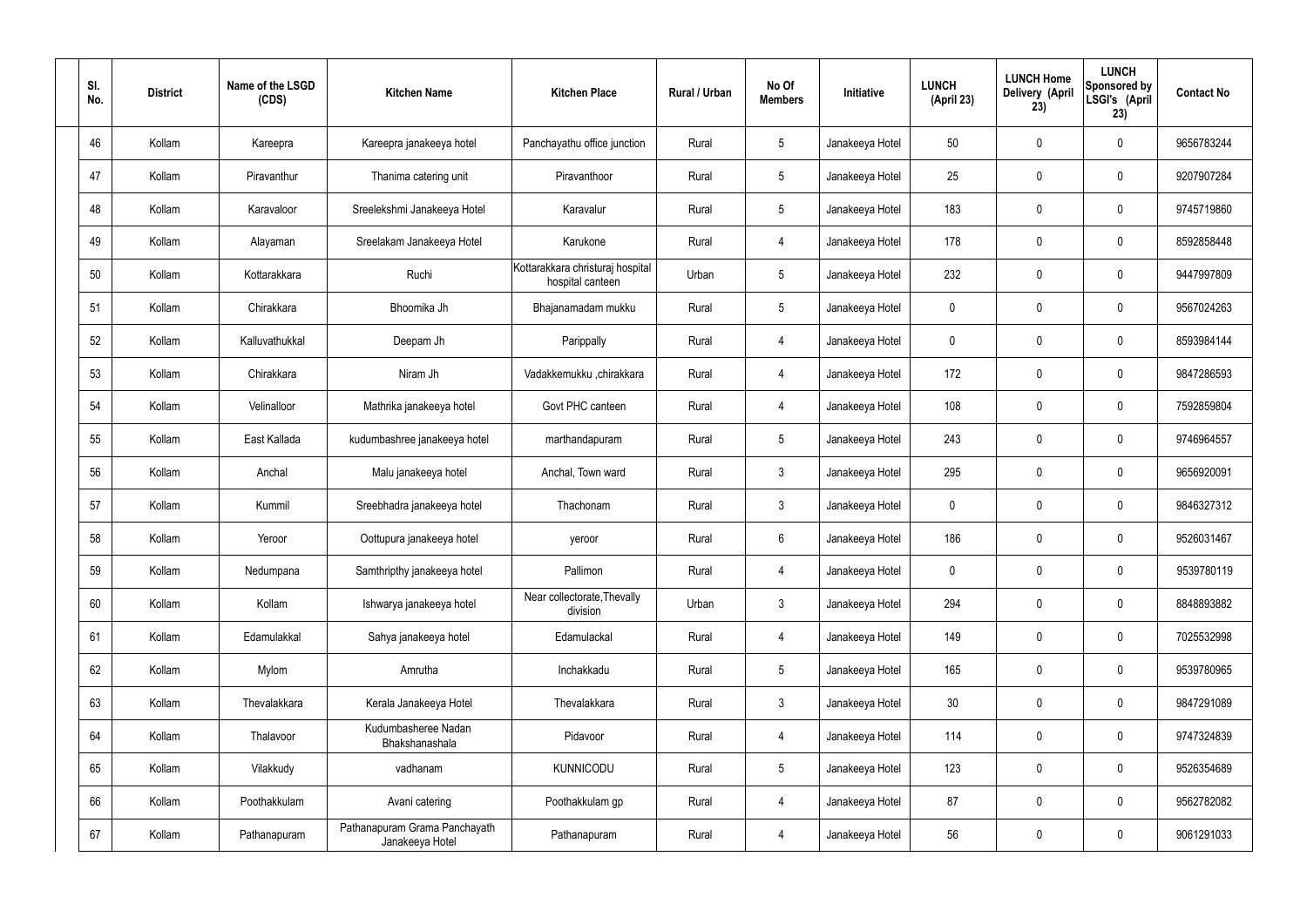| Sl. No. | District | Name of the LSGD (CDS) | Kitchen Name | Kitchen Place | Rural / Urban | No Of Members | Initiative | LUNCH (April 23) | LUNCH Home Delivery (April 23) | LUNCH Sponsored by LSGI's (April 23) | Contact No |
|---|---|---|---|---|---|---|---|---|---|---|---|
| 46 | Kollam | Kareepra | Kareepra janakeeya hotel | Panchayathu office junction | Rural | 5 | Janakeeya Hotel | 50 | 0 | 0 | 9656783244 |
| 47 | Kollam | Piravanthur | Thanima catering unit | Piravanthoor | Rural | 5 | Janakeeya Hotel | 25 | 0 | 0 | 9207907284 |
| 48 | Kollam | Karavaloor | Sreelekshmi Janakeeya Hotel | Karavalur | Rural | 5 | Janakeeya Hotel | 183 | 0 | 0 | 9745719860 |
| 49 | Kollam | Alayaman | Sreelakam Janakeeya Hotel | Karukone | Rural | 4 | Janakeeya Hotel | 178 | 0 | 0 | 8592858448 |
| 50 | Kollam | Kottarakkara | Ruchi | Kottarakkara christuraj hospital hospital canteen | Urban | 5 | Janakeeya Hotel | 232 | 0 | 0 | 9447997809 |
| 51 | Kollam | Chirakkara | Bhoomika Jh | Bhajanamadam mukku | Rural | 5 | Janakeeya Hotel | 0 | 0 | 0 | 9567024263 |
| 52 | Kollam | Kalluvathukkal | Deepam Jh | Parippally | Rural | 4 | Janakeeya Hotel | 0 | 0 | 0 | 8593984144 |
| 53 | Kollam | Chirakkara | Niram Jh | Vadakkemukku ,chirakkara | Rural | 4 | Janakeeya Hotel | 172 | 0 | 0 | 9847286593 |
| 54 | Kollam | Velinalloor | Mathrika janakeeya hotel | Govt PHC canteen | Rural | 4 | Janakeeya Hotel | 108 | 0 | 0 | 7592859804 |
| 55 | Kollam | East Kallada | kudumbashree janakeeya hotel | marthandapuram | Rural | 5 | Janakeeya Hotel | 243 | 0 | 0 | 9746964557 |
| 56 | Kollam | Anchal | Malu janakeeya hotel | Anchal, Town ward | Rural | 3 | Janakeeya Hotel | 295 | 0 | 0 | 9656920091 |
| 57 | Kollam | Kummil | Sreebhadra janakeeya hotel | Thachonam | Rural | 3 | Janakeeya Hotel | 0 | 0 | 0 | 9846327312 |
| 58 | Kollam | Yeroor | Oottupura janakeeya hotel | yeroor | Rural | 6 | Janakeeya Hotel | 186 | 0 | 0 | 9526031467 |
| 59 | Kollam | Nedumpana | Samthripthy janakeeya hotel | Pallimon | Rural | 4 | Janakeeya Hotel | 0 | 0 | 0 | 9539780119 |
| 60 | Kollam | Kollam | Ishwarya janakeeya hotel | Near collectorate,Thevally division | Urban | 3 | Janakeeya Hotel | 294 | 0 | 0 | 8848893882 |
| 61 | Kollam | Edamulakkal | Sahya janakeeya hotel | Edamulackal | Rural | 4 | Janakeeya Hotel | 149 | 0 | 0 | 7025532998 |
| 62 | Kollam | Mylom | Amrutha | Inchakkadu | Rural | 5 | Janakeeya Hotel | 165 | 0 | 0 | 9539780965 |
| 63 | Kollam | Thevalakkara | Kerala Janakeeya Hotel | Thevalakkara | Rural | 3 | Janakeeya Hotel | 30 | 0 | 0 | 9847291089 |
| 64 | Kollam | Thalavoor | Kudumbasheree Nadan Bhakshanashala | Pidavoor | Rural | 4 | Janakeeya Hotel | 114 | 0 | 0 | 9747324839 |
| 65 | Kollam | Vilakkudy | vadhanam | KUNNICODU | Rural | 5 | Janakeeya Hotel | 123 | 0 | 0 | 9526354689 |
| 66 | Kollam | Poothakkulam | Avani catering | Poothakkulam gp | Rural | 4 | Janakeeya Hotel | 87 | 0 | 0 | 9562782082 |
| 67 | Kollam | Pathanapuram | Pathanapuram Grama Panchayath Janakeeya Hotel | Pathanapuram | Rural | 4 | Janakeeya Hotel | 56 | 0 | 0 | 9061291033 |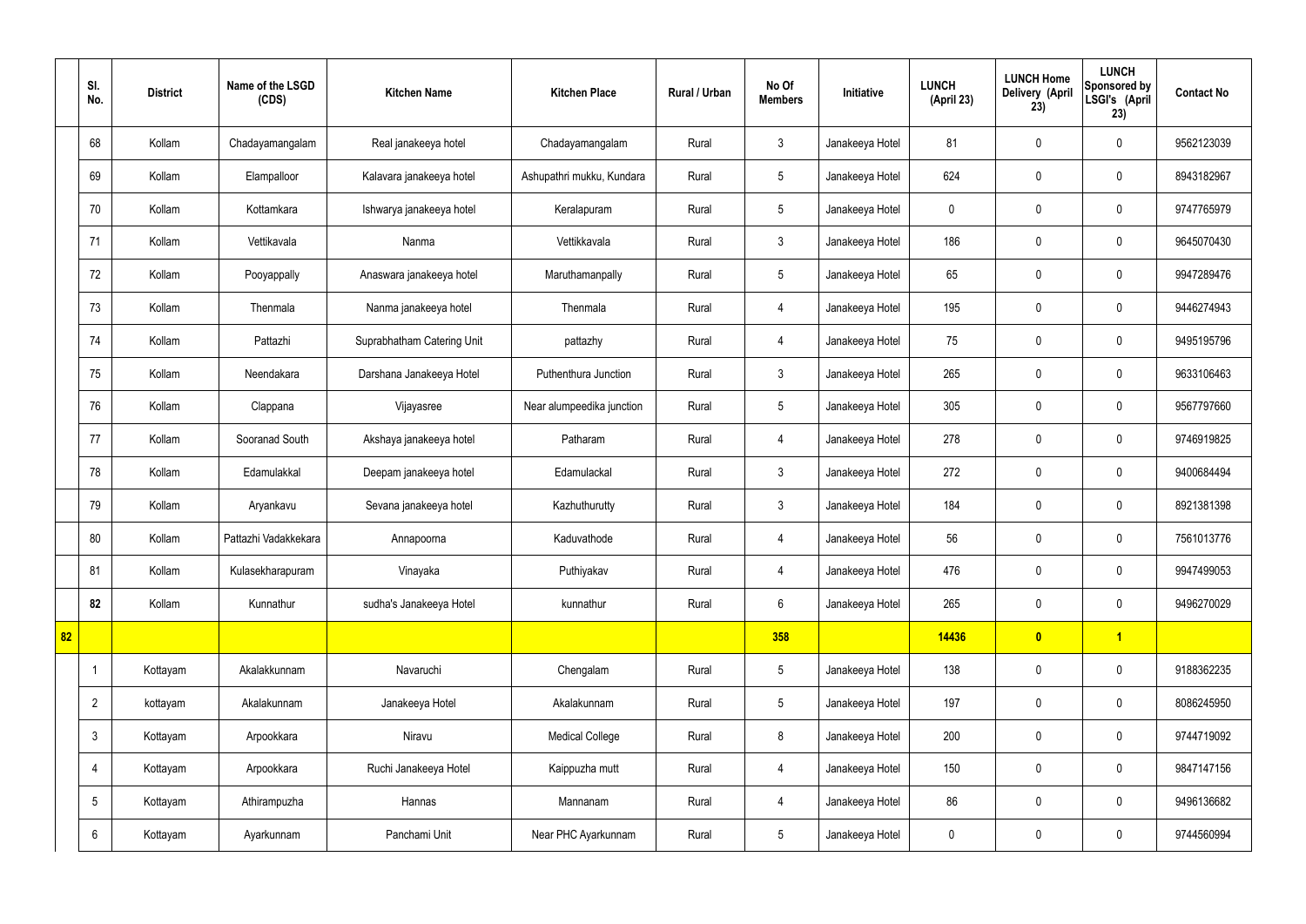| | Sl. No. | District | Name of the LSGD (CDS) | Kitchen Name | Kitchen Place | Rural / Urban | No Of Members | Initiative | LUNCH (April 23) | LUNCH Home Delivery (April 23) | LUNCH Sponsored by LSGI's (April 23) | Contact No |
|---|---|---|---|---|---|---|---|---|---|---|---|---|
| | 68 | Kollam | Chadayamangalam | Real janakeeya hotel | Chadayamangalam | Rural | 3 | Janakeeya Hotel | 81 | 0 | 0 | 9562123039 |
| | 69 | Kollam | Elampalloor | Kalavara janakeeya hotel | Ashupathri mukku, Kundara | Rural | 5 | Janakeeya Hotel | 624 | 0 | 0 | 8943182967 |
| | 70 | Kollam | Kottamkara | Ishwarya janakeeya hotel | Keralapuram | Rural | 5 | Janakeeya Hotel | 0 | 0 | 0 | 9747765979 |
| | 71 | Kollam | Vettikavala | Nanma | Vettikkavala | Rural | 3 | Janakeeya Hotel | 186 | 0 | 0 | 9645070430 |
| | 72 | Kollam | Pooyappally | Anaswara janakeeya hotel | Maruthamanpally | Rural | 5 | Janakeeya Hotel | 65 | 0 | 0 | 9947289476 |
| | 73 | Kollam | Thenmala | Nanma janakeeya hotel | Thenmala | Rural | 4 | Janakeeya Hotel | 195 | 0 | 0 | 9446274943 |
| | 74 | Kollam | Pattazhi | Suprabhatham Catering Unit | pattazhy | Rural | 4 | Janakeeya Hotel | 75 | 0 | 0 | 9495195796 |
| | 75 | Kollam | Neendakara | Darshana Janakeeya Hotel | Puthenthura Junction | Rural | 3 | Janakeeya Hotel | 265 | 0 | 0 | 9633106463 |
| | 76 | Kollam | Clappana | Vijayasree | Near alumpeedika junction | Rural | 5 | Janakeeya Hotel | 305 | 0 | 0 | 9567797660 |
| | 77 | Kollam | Sooranad South | Akshaya janakeeya hotel | Patharam | Rural | 4 | Janakeeya Hotel | 278 | 0 | 0 | 9746919825 |
| | 78 | Kollam | Edamulakkal | Deepam janakeeya hotel | Edamulackal | Rural | 3 | Janakeeya Hotel | 272 | 0 | 0 | 9400684494 |
| | 79 | Kollam | Aryankavu | Sevana janakeeya hotel | Kazhuthurutty | Rural | 3 | Janakeeya Hotel | 184 | 0 | 0 | 8921381398 |
| | 80 | Kollam | Pattazhi Vadakkekara | Annapoorna | Kaduvathode | Rural | 4 | Janakeeya Hotel | 56 | 0 | 0 | 7561013776 |
| | 81 | Kollam | Kulasekharapuram | Vinayaka | Puthiyakav | Rural | 4 | Janakeeya Hotel | 476 | 0 | 0 | 9947499053 |
| | **82** | Kollam | Kunnathur | sudha's Janakeeya Hotel | kunnathur | Rural | 6 | Janakeeya Hotel | 265 | 0 | 0 | 9496270029 |
| **82** | | | | | | | **358** | | **14436** | **0** | **1** | |
| | 1 | Kottayam | Akalakkunnam | Navaruchi | Chengalam | Rural | 5 | Janakeeya Hotel | 138 | 0 | 0 | 9188362235 |
| | 2 | kottayam | Akalakunnam | Janakeeya Hotel | Akalakunnam | Rural | 5 | Janakeeya Hotel | 197 | 0 | 0 | 8086245950 |
| | 3 | Kottayam | Arpookkara | Niravu | Medical College | Rural | 8 | Janakeeya Hotel | 200 | 0 | 0 | 9744719092 |
| | 4 | Kottayam | Arpookkara | Ruchi Janakeeya Hotel | Kaippuzha mutt | Rural | 4 | Janakeeya Hotel | 150 | 0 | 0 | 9847147156 |
| | 5 | Kottayam | Athirampuzha | Hannas | Mannanam | Rural | 4 | Janakeeya Hotel | 86 | 0 | 0 | 9496136682 |
| | 6 | Kottayam | Ayarkunnam | Panchami Unit | Near PHC Ayarkunnam | Rural | 5 | Janakeeya Hotel | 0 | 0 | 0 | 9744560994 |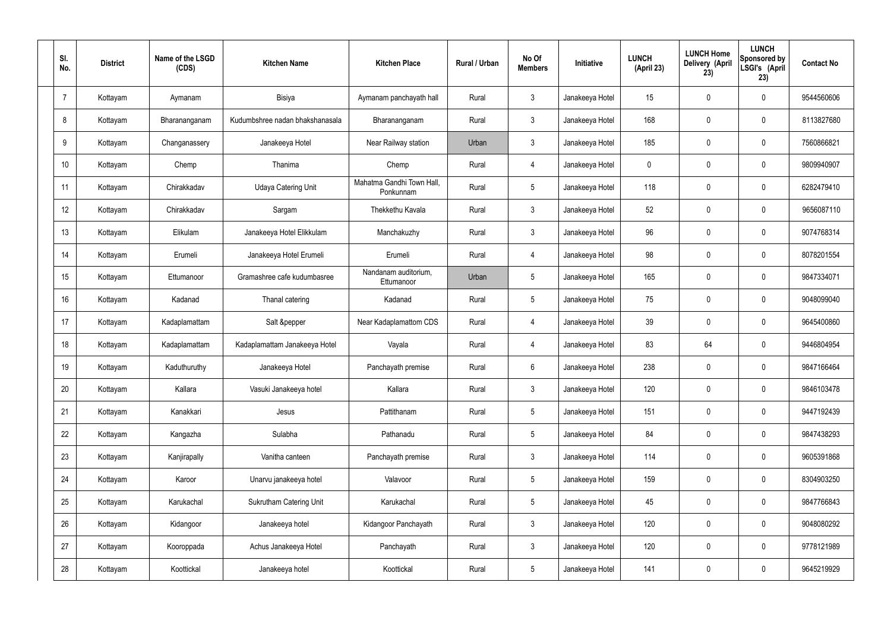| Sl. No. | District | Name of the LSGD (CDS) | Kitchen Name | Kitchen Place | Rural / Urban | No Of Members | Initiative | LUNCH (April 23) | LUNCH Home Delivery (April 23) | LUNCH Sponsored by LSGI's (April 23) | Contact No |
|---|---|---|---|---|---|---|---|---|---|---|---|
| 7 | Kottayam | Aymanam | Bisiya | Aymanam panchayath hall | Rural | 3 | Janakeeya Hotel | 15 | 0 | 0 | 9544560606 |
| 8 | Kottayam | Bharananganam | Kudumbshree nadan bhakshanasala | Bharananganam | Rural | 3 | Janakeeya Hotel | 168 | 0 | 0 | 8113827680 |
| 9 | Kottayam | Changanassery | Janakeeya Hotel | Near Railway station | Urban | 3 | Janakeeya Hotel | 185 | 0 | 0 | 7560866821 |
| 10 | Kottayam | Chemp | Thanima | Chemp | Rural | 4 | Janakeeya Hotel | 0 | 0 | 0 | 9809940907 |
| 11 | Kottayam | Chirakkadav | Udaya Catering Unit | Mahatma Gandhi Town Hall, Ponkunnam | Rural | 5 | Janakeeya Hotel | 118 | 0 | 0 | 6282479410 |
| 12 | Kottayam | Chirakkadav | Sargam | Thekkethu Kavala | Rural | 3 | Janakeeya Hotel | 52 | 0 | 0 | 9656087110 |
| 13 | Kottayam | Elikulam | Janakeeya Hotel Elikkulam | Manchakuzhy | Rural | 3 | Janakeeya Hotel | 96 | 0 | 0 | 9074768314 |
| 14 | Kottayam | Erumeli | Janakeeya Hotel Erumeli | Erumeli | Rural | 4 | Janakeeya Hotel | 98 | 0 | 0 | 8078201554 |
| 15 | Kottayam | Ettumanoor | Gramashree cafe kudumbasree | Nandanam auditorium, Ettumanoor | Urban | 5 | Janakeeya Hotel | 165 | 0 | 0 | 9847334071 |
| 16 | Kottayam | Kadanad | Thanal catering | Kadanad | Rural | 5 | Janakeeya Hotel | 75 | 0 | 0 | 9048099040 |
| 17 | Kottayam | Kadaplamattam | Salt &pepper | Near Kadaplamattom CDS | Rural | 4 | Janakeeya Hotel | 39 | 0 | 0 | 9645400860 |
| 18 | Kottayam | Kadaplamattam | Kadaplamattam Janakeeya Hotel | Vayala | Rural | 4 | Janakeeya Hotel | 83 | 64 | 0 | 9446804954 |
| 19 | Kottayam | Kaduthuruthy | Janakeeya Hotel | Panchayath premise | Rural | 6 | Janakeeya Hotel | 238 | 0 | 0 | 9847166464 |
| 20 | Kottayam | Kallara | Vasuki Janakeeya hotel | Kallara | Rural | 3 | Janakeeya Hotel | 120 | 0 | 0 | 9846103478 |
| 21 | Kottayam | Kanakkari | Jesus | Pattithanam | Rural | 5 | Janakeeya Hotel | 151 | 0 | 0 | 9447192439 |
| 22 | Kottayam | Kangazha | Sulabha | Pathanadu | Rural | 5 | Janakeeya Hotel | 84 | 0 | 0 | 9847438293 |
| 23 | Kottayam | Kanjirapally | Vanitha canteen | Panchayath premise | Rural | 3 | Janakeeya Hotel | 114 | 0 | 0 | 9605391868 |
| 24 | Kottayam | Karoor | Unarvu janakeeya hotel | Valavoor | Rural | 5 | Janakeeya Hotel | 159 | 0 | 0 | 8304903250 |
| 25 | Kottayam | Karukachal | Sukrutham Catering Unit | Karukachal | Rural | 5 | Janakeeya Hotel | 45 | 0 | 0 | 9847766843 |
| 26 | Kottayam | Kidangoor | Janakeeya hotel | Kidangoor Panchayath | Rural | 3 | Janakeeya Hotel | 120 | 0 | 0 | 9048080292 |
| 27 | Kottayam | Kooroppada | Achus Janakeeya Hotel | Panchayath | Rural | 3 | Janakeeya Hotel | 120 | 0 | 0 | 9778121989 |
| 28 | Kottayam | Koottickal | Janakeeya hotel | Koottickal | Rural | 5 | Janakeeya Hotel | 141 | 0 | 0 | 9645219929 |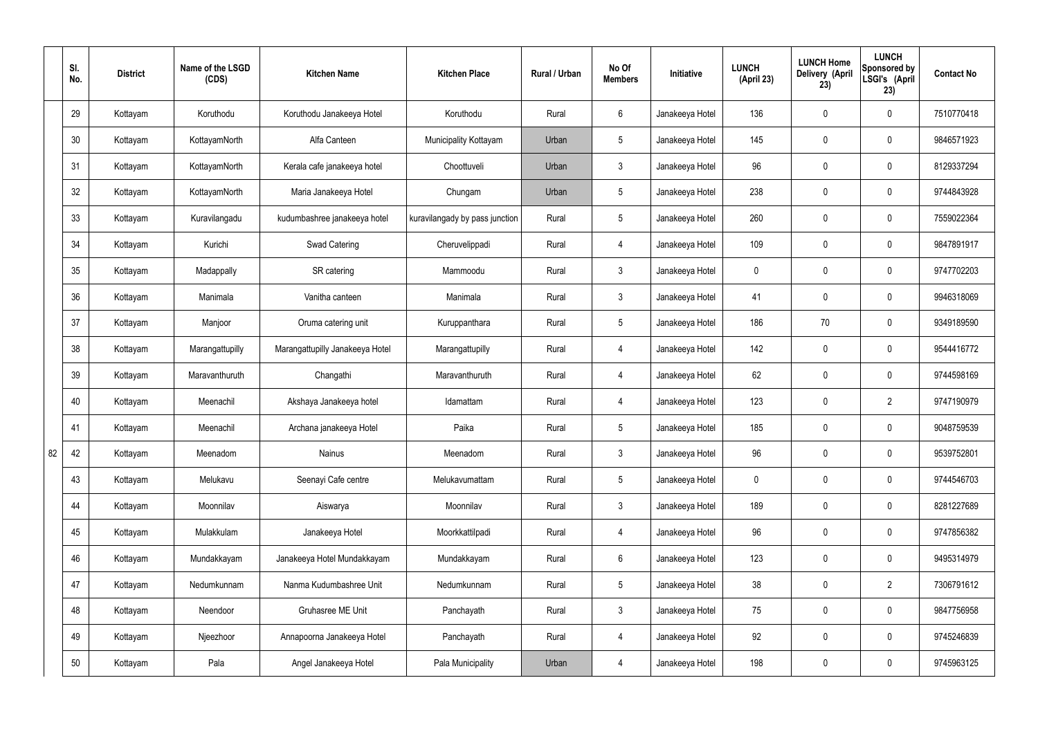|  | Sl. No. | District | Name of the LSGD (CDS) | Kitchen Name | Kitchen Place | Rural / Urban | No Of Members | Initiative | LUNCH (April 23) | LUNCH Home Delivery (April 23) | LUNCH Sponsored by LSGI's (April 23) | Contact No |
|---|---|---|---|---|---|---|---|---|---|---|---|---|
|  | 29 | Kottayam | Koruthodu | Koruthodu Janakeeya Hotel | Koruthodu | Rural | 6 | Janakeeya Hotel | 136 | 0 | 0 | 7510770418 |
|  | 30 | Kottayam | KottayamNorth | Alfa Canteen | Municipality Kottayam | Urban | 5 | Janakeeya Hotel | 145 | 0 | 0 | 9846571923 |
|  | 31 | Kottayam | KottayamNorth | Kerala cafe janakeeya hotel | Choottuveli | Urban | 3 | Janakeeya Hotel | 96 | 0 | 0 | 8129337294 |
|  | 32 | Kottayam | KottayamNorth | Maria Janakeeya Hotel | Chungam | Urban | 5 | Janakeeya Hotel | 238 | 0 | 0 | 9744843928 |
|  | 33 | Kottayam | Kuravilangadu | kudumbashree janakeeya hotel | kuravilangady by pass junction | Rural | 5 | Janakeeya Hotel | 260 | 0 | 0 | 7559022364 |
|  | 34 | Kottayam | Kurichi | Swad Catering | Cheruvelippadi | Rural | 4 | Janakeeya Hotel | 109 | 0 | 0 | 9847891917 |
|  | 35 | Kottayam | Madappally | SR catering | Mammoodu | Rural | 3 | Janakeeya Hotel | 0 | 0 | 0 | 9747702203 |
|  | 36 | Kottayam | Manimala | Vanitha canteen | Manimala | Rural | 3 | Janakeeya Hotel | 41 | 0 | 0 | 9946318069 |
|  | 37 | Kottayam | Manjoor | Oruma catering unit | Kuruppanthara | Rural | 5 | Janakeeya Hotel | 186 | 70 | 0 | 9349189590 |
|  | 38 | Kottayam | Marangattupilly | Marangattupilly Janakeeya Hotel | Marangattupilly | Rural | 4 | Janakeeya Hotel | 142 | 0 | 0 | 9544416772 |
|  | 39 | Kottayam | Maravanthuruth | Changathi | Maravanthuruth | Rural | 4 | Janakeeya Hotel | 62 | 0 | 0 | 9744598169 |
|  | 40 | Kottayam | Meenachil | Akshaya Janakeeya hotel | Idamattam | Rural | 4 | Janakeeya Hotel | 123 | 0 | 2 | 9747190979 |
|  | 41 | Kottayam | Meenachil | Archana janakeeya Hotel | Paika | Rural | 5 | Janakeeya Hotel | 185 | 0 | 0 | 9048759539 |
| 82 | 42 | Kottayam | Meenadom | Nainus | Meenadom | Rural | 3 | Janakeeya Hotel | 96 | 0 | 0 | 9539752801 |
|  | 43 | Kottayam | Melukavu | Seenayi Cafe centre | Melukavumattam | Rural | 5 | Janakeeya Hotel | 0 | 0 | 0 | 9744546703 |
|  | 44 | Kottayam | Moonnilav | Aiswarya | Moonnilav | Rural | 3 | Janakeeya Hotel | 189 | 0 | 0 | 8281227689 |
|  | 45 | Kottayam | Mulakkulam | Janakeeya Hotel | Moorkkattilpadi | Rural | 4 | Janakeeya Hotel | 96 | 0 | 0 | 9747856382 |
|  | 46 | Kottayam | Mundakkayam | Janakeeya Hotel Mundakkayam | Mundakkayam | Rural | 6 | Janakeeya Hotel | 123 | 0 | 0 | 9495314979 |
|  | 47 | Kottayam | Nedumkunnam | Nanma Kudumbashree Unit | Nedumkunnam | Rural | 5 | Janakeeya Hotel | 38 | 0 | 2 | 7306791612 |
|  | 48 | Kottayam | Neendoor | Gruhasree ME Unit | Panchayath | Rural | 3 | Janakeeya Hotel | 75 | 0 | 0 | 9847756958 |
|  | 49 | Kottayam | Njeezhoor | Annapoorna Janakeeya Hotel | Panchayath | Rural | 4 | Janakeeya Hotel | 92 | 0 | 0 | 9745246839 |
|  | 50 | Kottayam | Pala | Angel Janakeeya Hotel | Pala Municipality | Urban | 4 | Janakeeya Hotel | 198 | 0 | 0 | 9745963125 |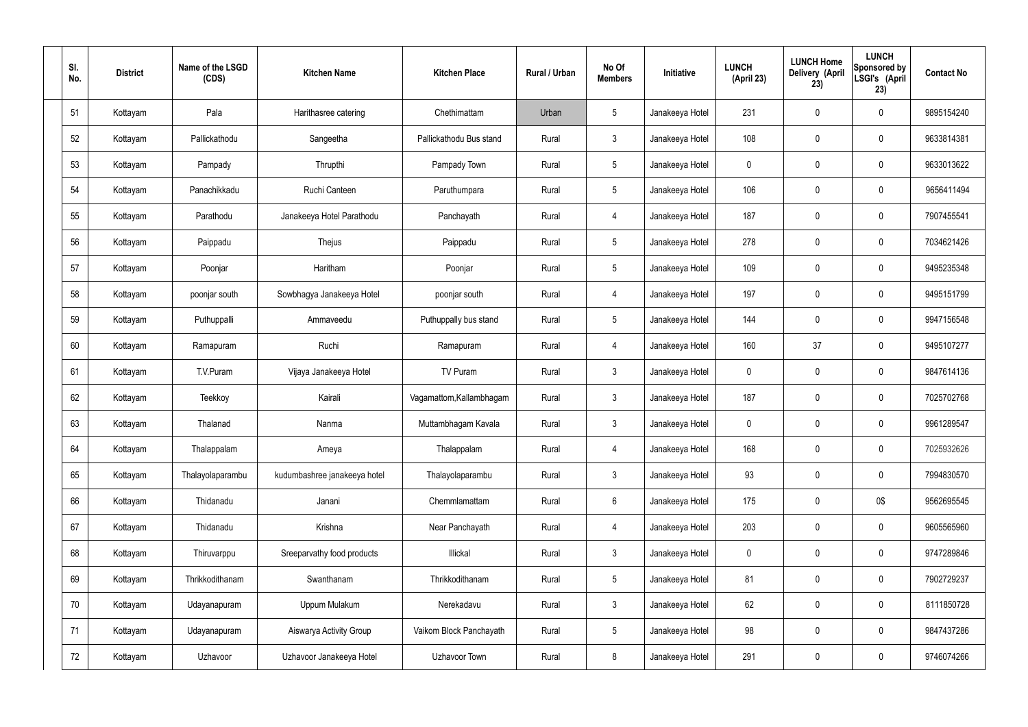| Sl. No. | District | Name of the LSGD (CDS) | Kitchen Name | Kitchen Place | Rural / Urban | No Of Members | Initiative | LUNCH (April 23) | LUNCH Home Delivery (April 23) | LUNCH Sponsored by LSGI's (April 23) | Contact No |
|---|---|---|---|---|---|---|---|---|---|---|---|
| 51 | Kottayam | Pala | Harithasree catering | Chethimattam | Urban | 5 | Janakeeya Hotel | 231 | 0 | 0 | 9895154240 |
| 52 | Kottayam | Pallickathodu | Sangeetha | Pallickathodu Bus stand | Rural | 3 | Janakeeya Hotel | 108 | 0 | 0 | 9633814381 |
| 53 | Kottayam | Pampady | Thrupthi | Pampady Town | Rural | 5 | Janakeeya Hotel | 0 | 0 | 0 | 9633013622 |
| 54 | Kottayam | Panachikkadu | Ruchi Canteen | Paruthumpara | Rural | 5 | Janakeeya Hotel | 106 | 0 | 0 | 9656411494 |
| 55 | Kottayam | Parathodu | Janakeeya Hotel Parathodu | Panchayath | Rural | 4 | Janakeeya Hotel | 187 | 0 | 0 | 7907455541 |
| 56 | Kottayam | Paippadu | Thejus | Paippadu | Rural | 5 | Janakeeya Hotel | 278 | 0 | 0 | 7034621426 |
| 57 | Kottayam | Poonjar | Haritham | Poonjar | Rural | 5 | Janakeeya Hotel | 109 | 0 | 0 | 9495235348 |
| 58 | Kottayam | poonjar south | Sowbhagya Janakeeya Hotel | poonjar south | Rural | 4 | Janakeeya Hotel | 197 | 0 | 0 | 9495151799 |
| 59 | Kottayam | Puthuppalli | Ammaveedu | Puthuppally bus stand | Rural | 5 | Janakeeya Hotel | 144 | 0 | 0 | 9947156548 |
| 60 | Kottayam | Ramapuram | Ruchi | Ramapuram | Rural | 4 | Janakeeya Hotel | 160 | 37 | 0 | 9495107277 |
| 61 | Kottayam | T.V.Puram | Vijaya Janakeeya Hotel | TV Puram | Rural | 3 | Janakeeya Hotel | 0 | 0 | 0 | 9847614136 |
| 62 | Kottayam | Teekkoy | Kairali | Vagamattom,Kallambhagam | Rural | 3 | Janakeeya Hotel | 187 | 0 | 0 | 7025702768 |
| 63 | Kottayam | Thalanad | Nanma | Muttambhagam Kavala | Rural | 3 | Janakeeya Hotel | 0 | 0 | 0 | 9961289547 |
| 64 | Kottayam | Thalappalam | Ameya | Thalappalam | Rural | 4 | Janakeeya Hotel | 168 | 0 | 0 | 7025932626 |
| 65 | Kottayam | Thalayolaparambu | kudumbashree janakeeya hotel | Thalayolaparambu | Rural | 3 | Janakeeya Hotel | 93 | 0 | 0 | 7994830570 |
| 66 | Kottayam | Thidanadu | Janani | Chemmlamattam | Rural | 6 | Janakeeya Hotel | 175 | 0 | 0$ | 9562695545 |
| 67 | Kottayam | Thidanadu | Krishna | Near Panchayath | Rural | 4 | Janakeeya Hotel | 203 | 0 | 0 | 9605565960 |
| 68 | Kottayam | Thiruvarppu | Sreeparvathy food products | Illickal | Rural | 3 | Janakeeya Hotel | 0 | 0 | 0 | 9747289846 |
| 69 | Kottayam | Thrikkodithanam | Swanthanam | Thrikkodithanam | Rural | 5 | Janakeeya Hotel | 81 | 0 | 0 | 7902729237 |
| 70 | Kottayam | Udayanapuram | Uppum Mulakum | Nerekadavu | Rural | 3 | Janakeeya Hotel | 62 | 0 | 0 | 8111850728 |
| 71 | Kottayam | Udayanapuram | Aiswarya Activity Group | Vaikom Block Panchayath | Rural | 5 | Janakeeya Hotel | 98 | 0 | 0 | 9847437286 |
| 72 | Kottayam | Uzhavoor | Uzhavoor Janakeeya Hotel | Uzhavoor Town | Rural | 8 | Janakeeya Hotel | 291 | 0 | 0 | 9746074266 |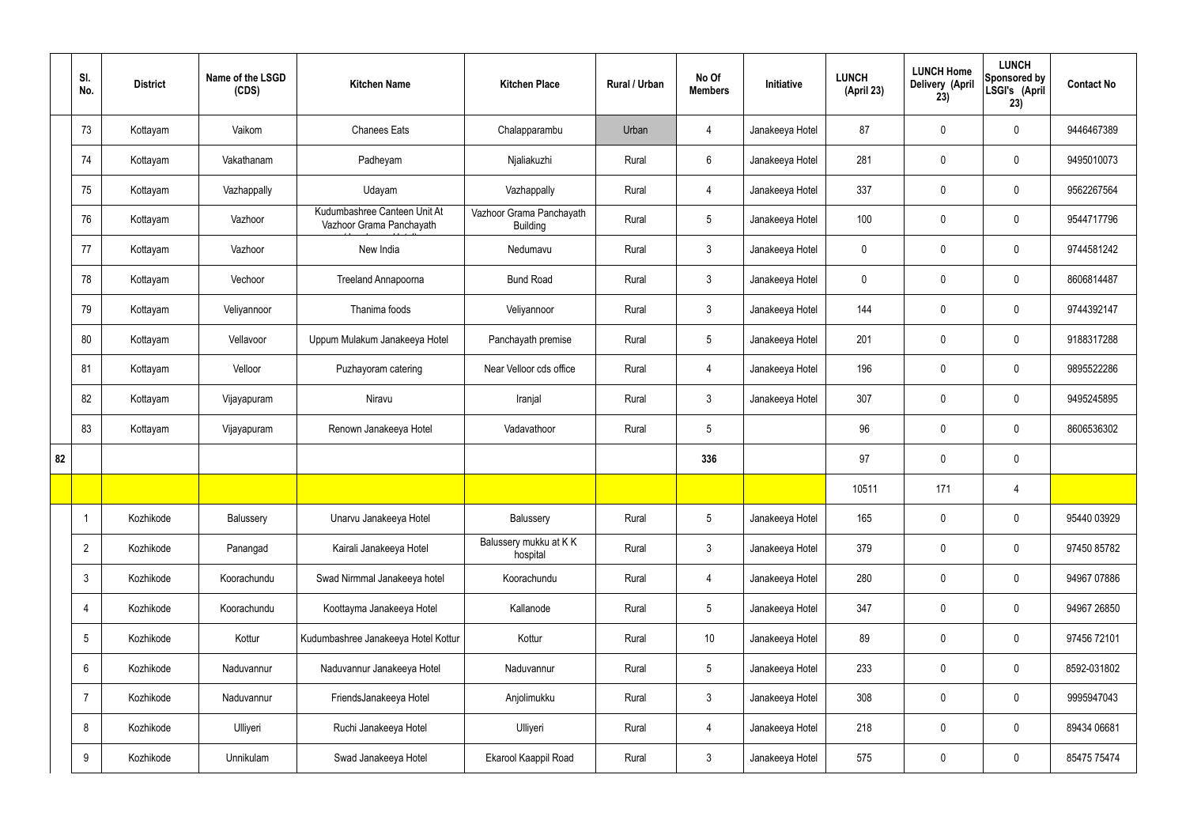|  | Sl. No. | District | Name of the LSGD (CDS) | Kitchen Name | Kitchen Place | Rural / Urban | No Of Members | Initiative | LUNCH (April 23) | LUNCH Home Delivery (April 23) | LUNCH Sponsored by LSGI's (April 23) | Contact No |
|---|---|---|---|---|---|---|---|---|---|---|---|---|
|  | 73 | Kottayam | Vaikom | Chanees Eats | Chalapparambu | Urban | 4 | Janakeeya Hotel | 87 | 0 | 0 | 9446467389 |
|  | 74 | Kottayam | Vakathanam | Padheyam | Njaliakuzhi | Rural | 6 | Janakeeya Hotel | 281 | 0 | 0 | 9495010073 |
|  | 75 | Kottayam | Vazhappally | Udayam | Vazhappally | Rural | 4 | Janakeeya Hotel | 337 | 0 | 0 | 9562267564 |
|  | 76 | Kottayam | Vazhoor | Kudumbashree Canteen Unit At Vazhoor Grama Panchayath | Vazhoor Grama Panchayath Building | Rural | 5 | Janakeeya Hotel | 100 | 0 | 0 | 9544717796 |
|  | 77 | Kottayam | Vazhoor | New India | Nedumavu | Rural | 3 | Janakeeya Hotel | 0 | 0 | 0 | 9744581242 |
|  | 78 | Kottayam | Vechoor | Treeland Annapoorna | Bund Road | Rural | 3 | Janakeeya Hotel | 0 | 0 | 0 | 8606814487 |
|  | 79 | Kottayam | Veliyannoor | Thanima foods | Veliyannoor | Rural | 3 | Janakeeya Hotel | 144 | 0 | 0 | 9744392147 |
|  | 80 | Kottayam | Vellavoor | Uppum Mulakum Janakeeya Hotel | Panchayath premise | Rural | 5 | Janakeeya Hotel | 201 | 0 | 0 | 9188317288 |
|  | 81 | Kottayam | Velloor | Puzhayoram catering | Near Velloor cds office | Rural | 4 | Janakeeya Hotel | 196 | 0 | 0 | 9895522286 |
|  | 82 | Kottayam | Vijayapuram | Niravu | Iranjal | Rural | 3 | Janakeeya Hotel | 307 | 0 | 0 | 9495245895 |
|  | 83 | Kottayam | Vijayapuram | Renown Janakeeya Hotel | Vadavathoor | Rural | 5 |  | 96 | 0 | 0 | 8606536302 |
| 82 |  |  |  |  |  |  | 336 |  | 97 | 0 | 0 |  |
|  |  |  |  |  |  |  |  |  | 10511 | 171 | 4 |  |
|  | 1 | Kozhikode | Balussery | Unarvu Janakeeya Hotel | Balussery | Rural | 5 | Janakeeya Hotel | 165 | 0 | 0 | 95440 03929 |
|  | 2 | Kozhikode | Panangad | Kairali Janakeeya Hotel | Balussery mukku at K K hospital | Rural | 3 | Janakeeya Hotel | 379 | 0 | 0 | 97450 85782 |
|  | 3 | Kozhikode | Koorachundu | Swad Nirmmal Janakeeya hotel | Koorachundu | Rural | 4 | Janakeeya Hotel | 280 | 0 | 0 | 94967 07886 |
|  | 4 | Kozhikode | Koorachundu | Koottayma Janakeeya Hotel | Kallanode | Rural | 5 | Janakeeya Hotel | 347 | 0 | 0 | 94967 26850 |
|  | 5 | Kozhikode | Kottur | Kudumbashree Janakeeya Hotel Kottur | Kottur | Rural | 10 | Janakeeya Hotel | 89 | 0 | 0 | 97456 72101 |
|  | 6 | Kozhikode | Naduvannur | Naduvannur Janakeeya Hotel | Naduvannur | Rural | 5 | Janakeeya Hotel | 233 | 0 | 0 | 8592-031802 |
|  | 7 | Kozhikode | Naduvannur | FriendsJanakeeya Hotel | Anjolimukku | Rural | 3 | Janakeeya Hotel | 308 | 0 | 0 | 9995947043 |
|  | 8 | Kozhikode | Ulliyeri | Ruchi Janakeeya Hotel | Ulliyeri | Rural | 4 | Janakeeya Hotel | 218 | 0 | 0 | 89434 06681 |
|  | 9 | Kozhikode | Unnikulam | Swad Janakeeya Hotel | Ekarool Kaappil Road | Rural | 3 | Janakeeya Hotel | 575 | 0 | 0 | 85475 75474 |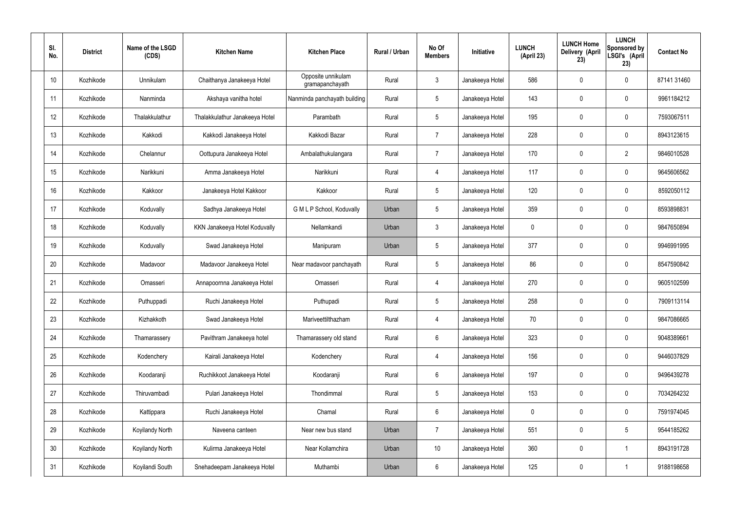| Sl. No. | District | Name of the LSGD (CDS) | Kitchen Name | Kitchen Place | Rural / Urban | No Of Members | Initiative | LUNCH (April 23) | LUNCH Home Delivery (April 23) | LUNCH Sponsored by LSGI's (April 23) | Contact No |
|---|---|---|---|---|---|---|---|---|---|---|---|
| 10 | Kozhikode | Unnikulam | Chaithanya Janakeeya Hotel | Opposite unnikulam gramapanchayath | Rural | 3 | Janakeeya Hotel | 586 | 0 | 0 | 87141 31460 |
| 11 | Kozhikode | Nanminda | Akshaya vanitha hotel | Nanminda panchayath building | Rural | 5 | Janakeeya Hotel | 143 | 0 | 0 | 9961184212 |
| 12 | Kozhikode | Thalakkulathur | Thalakkulathur Janakeeya Hotel | Parambath | Rural | 5 | Janakeeya Hotel | 195 | 0 | 0 | 7593067511 |
| 13 | Kozhikode | Kakkodi | Kakkodi Janakeeya Hotel | Kakkodi Bazar | Rural | 7 | Janakeeya Hotel | 228 | 0 | 0 | 8943123615 |
| 14 | Kozhikode | Chelannur | Oottupura Janakeeya Hotel | Ambalathukulangara | Rural | 7 | Janakeeya Hotel | 170 | 0 | 2 | 9846010528 |
| 15 | Kozhikode | Narikkuni | Amma Janakeeya Hotel | Narikkuni | Rural | 4 | Janakeeya Hotel | 117 | 0 | 0 | 9645606562 |
| 16 | Kozhikode | Kakkoor | Janakeeya Hotel Kakkoor | Kakkoor | Rural | 5 | Janakeeya Hotel | 120 | 0 | 0 | 8592050112 |
| 17 | Kozhikode | Koduvally | Sadhya Janakeeya Hotel | G M L P School, Koduvally | Urban | 5 | Janakeeya Hotel | 359 | 0 | 0 | 8593898831 |
| 18 | Kozhikode | Koduvally | KKN Janakeeya Hotel Koduvally | Nellamkandi | Urban | 3 | Janakeeya Hotel | 0 | 0 | 0 | 9847650894 |
| 19 | Kozhikode | Koduvally | Swad Janakeeya Hotel | Manipuram | Urban | 5 | Janakeeya Hotel | 377 | 0 | 0 | 9946991995 |
| 20 | Kozhikode | Madavoor | Madavoor Janakeeya Hotel | Near madavoor panchayath | Rural | 5 | Janakeeya Hotel | 86 | 0 | 0 | 8547590842 |
| 21 | Kozhikode | Omasseri | Annapoornna Janakeeya Hotel | Omasseri | Rural | 4 | Janakeeya Hotel | 270 | 0 | 0 | 9605102599 |
| 22 | Kozhikode | Puthuppadi | Ruchi Janakeeya Hotel | Puthupadi | Rural | 5 | Janakeeya Hotel | 258 | 0 | 0 | 7909113114 |
| 23 | Kozhikode | Kizhakkoth | Swad Janakeeya Hotel | Mariveettilthazham | Rural | 4 | Janakeeya Hotel | 70 | 0 | 0 | 9847086665 |
| 24 | Kozhikode | Thamarassery | Pavithram Janakeeya hotel | Thamarassery old stand | Rural | 6 | Janakeeya Hotel | 323 | 0 | 0 | 9048389661 |
| 25 | Kozhikode | Kodenchery | Kairali Janakeeya Hotel | Kodenchery | Rural | 4 | Janakeeya Hotel | 156 | 0 | 0 | 9446037829 |
| 26 | Kozhikode | Koodaranji | Ruchikkoot Janakeeya Hotel | Koodaranji | Rural | 6 | Janakeeya Hotel | 197 | 0 | 0 | 9496439278 |
| 27 | Kozhikode | Thiruvambadi | Pulari Janakeeya Hotel | Thondimmal | Rural | 5 | Janakeeya Hotel | 153 | 0 | 0 | 7034264232 |
| 28 | Kozhikode | Kattippara | Ruchi Janakeeya Hotel | Chamal | Rural | 6 | Janakeeya Hotel | 0 | 0 | 0 | 7591974045 |
| 29 | Kozhikode | Koyilandy North | Naveena canteen | Near new bus stand | Urban | 7 | Janakeeya Hotel | 551 | 0 | 5 | 9544185262 |
| 30 | Kozhikode | Koyilandy North | Kulirma Janakeeya Hotel | Near Kollamchira | Urban | 10 | Janakeeya Hotel | 360 | 0 | 1 | 8943191728 |
| 31 | Kozhikode | Koyilandi South | Snehadeepam Janakeeya Hotel | Muthambi | Urban | 6 | Janakeeya Hotel | 125 | 0 | 1 | 9188198658 |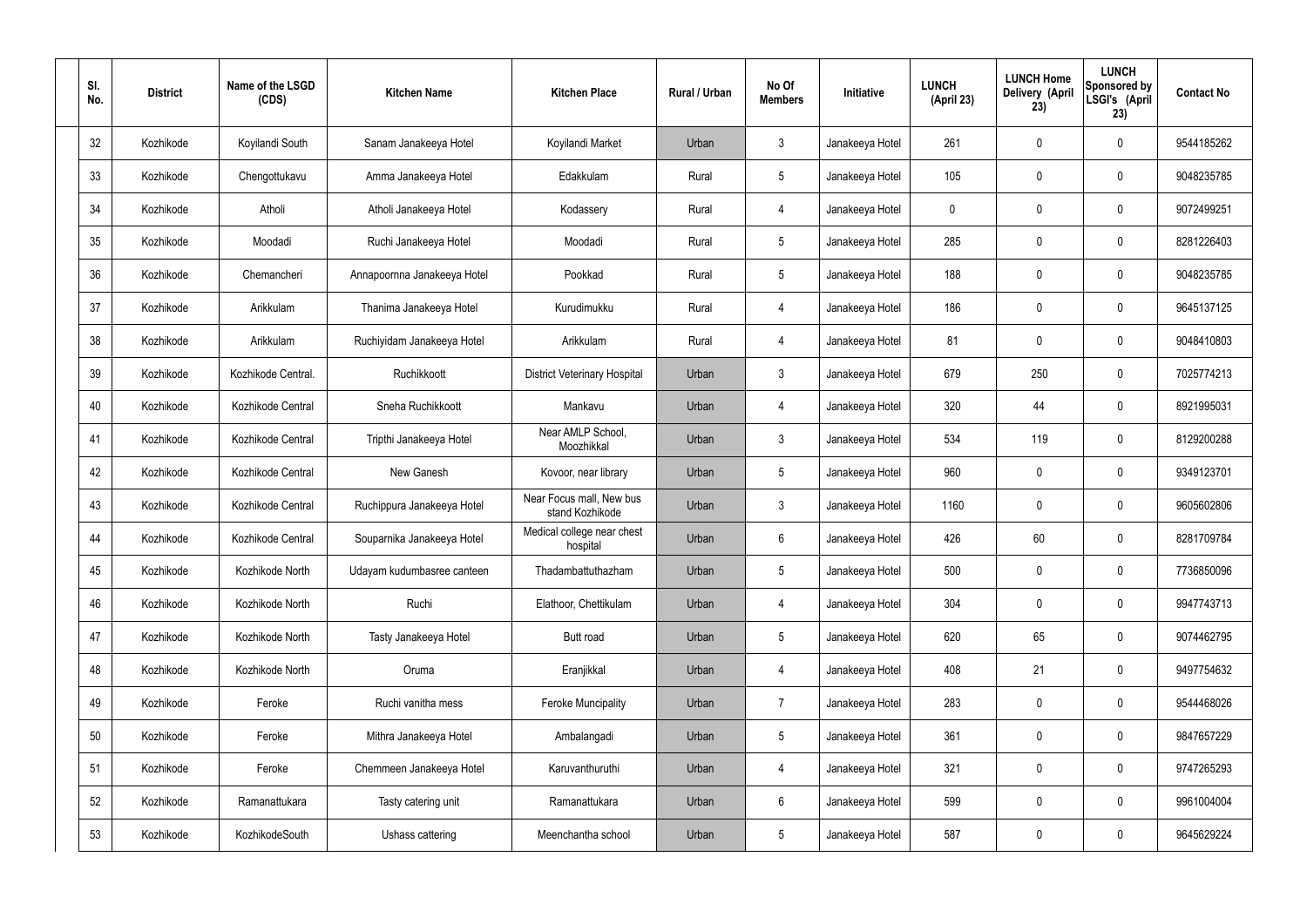| Sl. No. | District | Name of the LSGD (CDS) | Kitchen Name | Kitchen Place | Rural / Urban | No Of Members | Initiative | LUNCH (April 23) | LUNCH Home Delivery (April 23) | LUNCH Sponsored by LSGI's (April 23) | Contact No |
|---|---|---|---|---|---|---|---|---|---|---|---|
| 32 | Kozhikode | Koyilandi South | Sanam Janakeeya Hotel | Koyilandi Market | Urban | 3 | Janakeeya Hotel | 261 | 0 | 0 | 9544185262 |
| 33 | Kozhikode | Chengottukavu | Amma Janakeeya Hotel | Edakkulam | Rural | 5 | Janakeeya Hotel | 105 | 0 | 0 | 9048235785 |
| 34 | Kozhikode | Atholi | Atholi Janakeeya Hotel | Kodassery | Rural | 4 | Janakeeya Hotel | 0 | 0 | 0 | 9072499251 |
| 35 | Kozhikode | Moodadi | Ruchi Janakeeya Hotel | Moodadi | Rural | 5 | Janakeeya Hotel | 285 | 0 | 0 | 8281226403 |
| 36 | Kozhikode | Chemancheri | Annapoornna Janakeeya Hotel | Pookkad | Rural | 5 | Janakeeya Hotel | 188 | 0 | 0 | 9048235785 |
| 37 | Kozhikode | Arikkulam | Thanima Janakeeya Hotel | Kurudimukku | Rural | 4 | Janakeeya Hotel | 186 | 0 | 0 | 9645137125 |
| 38 | Kozhikode | Arikkulam | Ruchiyidam Janakeeya Hotel | Arikkulam | Rural | 4 | Janakeeya Hotel | 81 | 0 | 0 | 9048410803 |
| 39 | Kozhikode | Kozhikode Central. | Ruchikkoott | District Veterinary Hospital | Urban | 3 | Janakeeya Hotel | 679 | 250 | 0 | 7025774213 |
| 40 | Kozhikode | Kozhikode Central | Sneha Ruchikkoott | Mankavu | Urban | 4 | Janakeeya Hotel | 320 | 44 | 0 | 8921995031 |
| 41 | Kozhikode | Kozhikode Central | Tripthi Janakeeya Hotel | Near AMLP School, Moozhikkal | Urban | 3 | Janakeeya Hotel | 534 | 119 | 0 | 8129200288 |
| 42 | Kozhikode | Kozhikode Central | New Ganesh | Kovoor, near library | Urban | 5 | Janakeeya Hotel | 960 | 0 | 0 | 9349123701 |
| 43 | Kozhikode | Kozhikode Central | Ruchippura Janakeeya Hotel | Near Focus mall, New bus stand Kozhikode | Urban | 3 | Janakeeya Hotel | 1160 | 0 | 0 | 9605602806 |
| 44 | Kozhikode | Kozhikode Central | Souparnika Janakeeya Hotel | Medical college near chest hospital | Urban | 6 | Janakeeya Hotel | 426 | 60 | 0 | 8281709784 |
| 45 | Kozhikode | Kozhikode North | Udayam kudumbasree canteen | Thadambattuthazham | Urban | 5 | Janakeeya Hotel | 500 | 0 | 0 | 7736850096 |
| 46 | Kozhikode | Kozhikode North | Ruchi | Elathoor, Chettikulam | Urban | 4 | Janakeeya Hotel | 304 | 0 | 0 | 9947743713 |
| 47 | Kozhikode | Kozhikode North | Tasty Janakeeya Hotel | Butt road | Urban | 5 | Janakeeya Hotel | 620 | 65 | 0 | 9074462795 |
| 48 | Kozhikode | Kozhikode North | Oruma | Eranjikkal | Urban | 4 | Janakeeya Hotel | 408 | 21 | 0 | 9497754632 |
| 49 | Kozhikode | Feroke | Ruchi vanitha mess | Feroke Muncipality | Urban | 7 | Janakeeya Hotel | 283 | 0 | 0 | 9544468026 |
| 50 | Kozhikode | Feroke | Mithra Janakeeya Hotel | Ambalangadi | Urban | 5 | Janakeeya Hotel | 361 | 0 | 0 | 9847657229 |
| 51 | Kozhikode | Feroke | Chemmeen Janakeeya Hotel | Karuvanthuruthi | Urban | 4 | Janakeeya Hotel | 321 | 0 | 0 | 9747265293 |
| 52 | Kozhikode | Ramanattukara | Tasty catering unit | Ramanattukara | Urban | 6 | Janakeeya Hotel | 599 | 0 | 0 | 9961004004 |
| 53 | Kozhikode | KozhikodeSouth | Ushass cattering | Meenchantha school | Urban | 5 | Janakeeya Hotel | 587 | 0 | 0 | 9645629224 |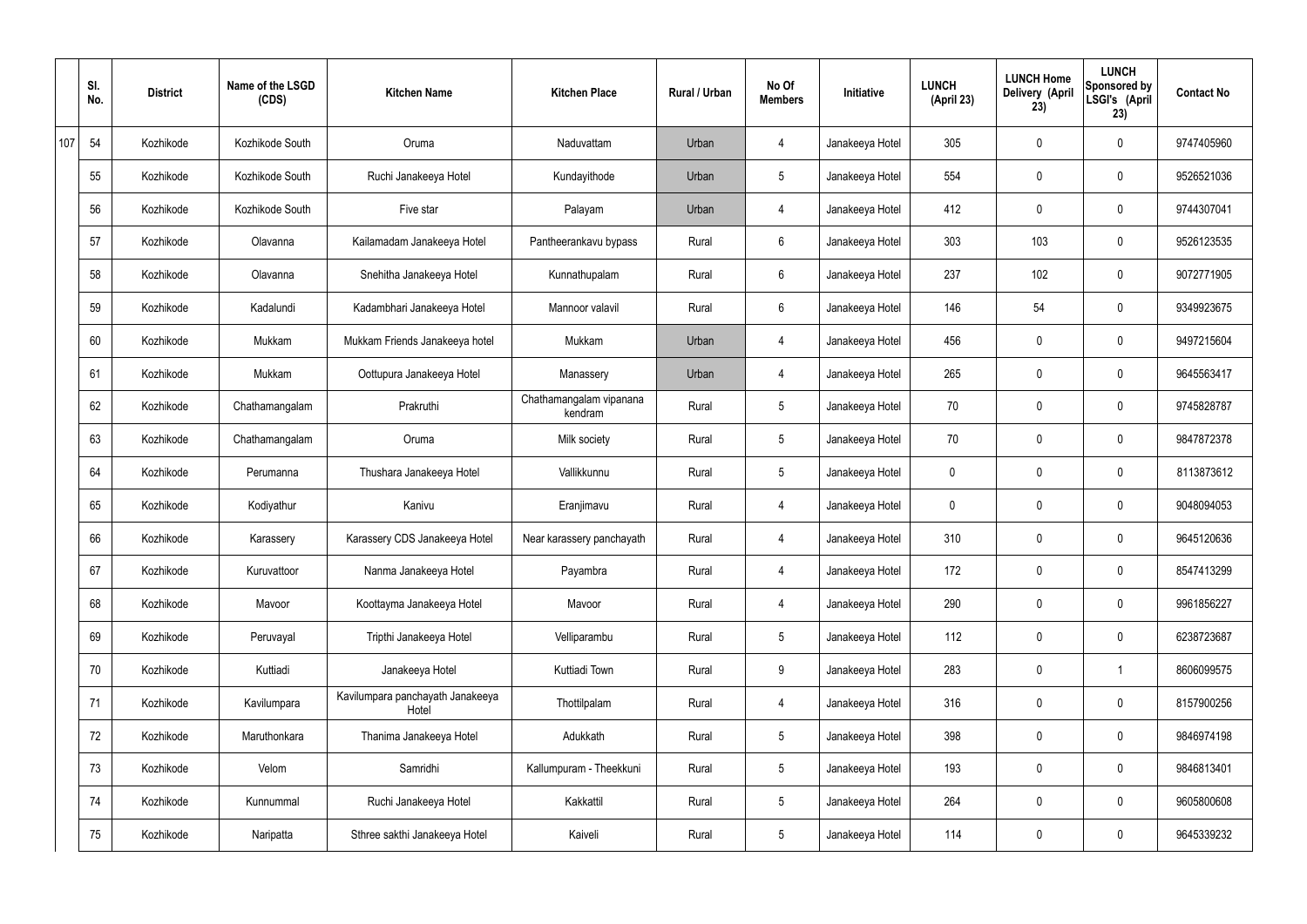| | Sl. No. | District | Name of the LSGD (CDS) | Kitchen Name | Kitchen Place | Rural / Urban | No Of Members | Initiative | LUNCH (April 23) | LUNCH Home Delivery (April 23) | LUNCH Sponsored by LSGI's (April 23) | Contact No |
|---|---|---|---|---|---|---|---|---|---|---|---|---|
| 107 | 54 | Kozhikode | Kozhikode South | Oruma | Naduvattam | Urban | 4 | Janakeeya Hotel | 305 | 0 | 0 | 9747405960 |
| | 55 | Kozhikode | Kozhikode South | Ruchi Janakeeya Hotel | Kundayithode | Urban | 5 | Janakeeya Hotel | 554 | 0 | 0 | 9526521036 |
| | 56 | Kozhikode | Kozhikode South | Five star | Palayam | Urban | 4 | Janakeeya Hotel | 412 | 0 | 0 | 9744307041 |
| | 57 | Kozhikode | Olavanna | Kailamadam Janakeeya Hotel | Pantheerankavu bypass | Rural | 6 | Janakeeya Hotel | 303 | 103 | 0 | 9526123535 |
| | 58 | Kozhikode | Olavanna | Snehitha Janakeeya Hotel | Kunnathupalam | Rural | 6 | Janakeeya Hotel | 237 | 102 | 0 | 9072771905 |
| | 59 | Kozhikode | Kadalundi | Kadambhari Janakeeya Hotel | Mannoor valavil | Rural | 6 | Janakeeya Hotel | 146 | 54 | 0 | 9349923675 |
| | 60 | Kozhikode | Mukkam | Mukkam Friends Janakeeya hotel | Mukkam | Urban | 4 | Janakeeya Hotel | 456 | 0 | 0 | 9497215604 |
| | 61 | Kozhikode | Mukkam | Oottupura Janakeeya Hotel | Manassery | Urban | 4 | Janakeeya Hotel | 265 | 0 | 0 | 9645563417 |
| | 62 | Kozhikode | Chathamangalam | Prakruthi | Chathamangalam vipanana kendram | Rural | 5 | Janakeeya Hotel | 70 | 0 | 0 | 9745828787 |
| | 63 | Kozhikode | Chathamangalam | Oruma | Milk society | Rural | 5 | Janakeeya Hotel | 70 | 0 | 0 | 9847872378 |
| | 64 | Kozhikode | Perumanna | Thushara Janakeeya Hotel | Vallikkunnu | Rural | 5 | Janakeeya Hotel | 0 | 0 | 0 | 8113873612 |
| | 65 | Kozhikode | Kodiyathur | Kanivu | Eranjimavu | Rural | 4 | Janakeeya Hotel | 0 | 0 | 0 | 9048094053 |
| | 66 | Kozhikode | Karassery | Karassery CDS Janakeeya Hotel | Near karassery panchayath | Rural | 4 | Janakeeya Hotel | 310 | 0 | 0 | 9645120636 |
| | 67 | Kozhikode | Kuruvattoor | Nanma Janakeeya Hotel | Payambra | Rural | 4 | Janakeeya Hotel | 172 | 0 | 0 | 8547413299 |
| | 68 | Kozhikode | Mavoor | Koottayma Janakeeya Hotel | Mavoor | Rural | 4 | Janakeeya Hotel | 290 | 0 | 0 | 9961856227 |
| | 69 | Kozhikode | Peruvayal | Tripthi Janakeeya Hotel | Velliparambu | Rural | 5 | Janakeeya Hotel | 112 | 0 | 0 | 6238723687 |
| | 70 | Kozhikode | Kuttiadi | Janakeeya Hotel | Kuttiadi Town | Rural | 9 | Janakeeya Hotel | 283 | 0 | 1 | 8606099575 |
| | 71 | Kozhikode | Kavilumpara | Kavilumpara panchayath Janakeeya Hotel | Thottilpalam | Rural | 4 | Janakeeya Hotel | 316 | 0 | 0 | 8157900256 |
| | 72 | Kozhikode | Maruthonkara | Thanima Janakeeya Hotel | Adukkath | Rural | 5 | Janakeeya Hotel | 398 | 0 | 0 | 9846974198 |
| | 73 | Kozhikode | Velom | Samridhi | Kallumpuram - Theekkuni | Rural | 5 | Janakeeya Hotel | 193 | 0 | 0 | 9846813401 |
| | 74 | Kozhikode | Kunnummal | Ruchi Janakeeya Hotel | Kakkattil | Rural | 5 | Janakeeya Hotel | 264 | 0 | 0 | 9605800608 |
| | 75 | Kozhikode | Naripatta | Sthree sakthi Janakeeya Hotel | Kaiveli | Rural | 5 | Janakeeya Hotel | 114 | 0 | 0 | 9645339232 |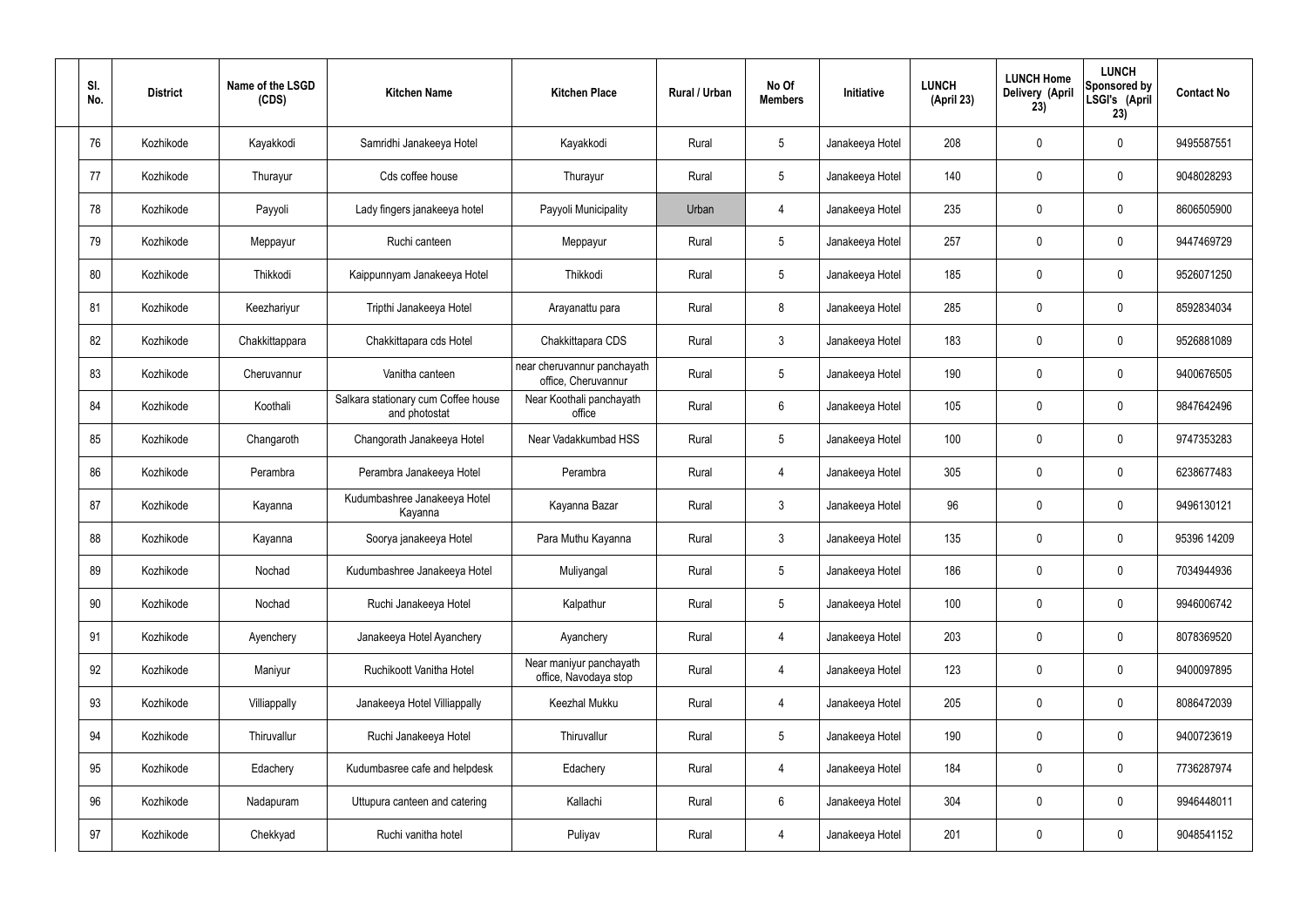| Sl. No. | District | Name of the LSGD (CDS) | Kitchen Name | Kitchen Place | Rural / Urban | No Of Members | Initiative | LUNCH (April 23) | LUNCH Home Delivery (April 23) | LUNCH Sponsored by LSGI's (April 23) | Contact No |
|---|---|---|---|---|---|---|---|---|---|---|---|
| 76 | Kozhikode | Kayakkodi | Samridhi Janakeeya Hotel | Kayakkodi | Rural | 5 | Janakeeya Hotel | 208 | 0 | 0 | 9495587551 |
| 77 | Kozhikode | Thurayur | Cds coffee house | Thurayur | Rural | 5 | Janakeeya Hotel | 140 | 0 | 0 | 9048028293 |
| 78 | Kozhikode | Payyoli | Lady fingers janakeeya hotel | Payyoli Municipality | Urban | 4 | Janakeeya Hotel | 235 | 0 | 0 | 8606505900 |
| 79 | Kozhikode | Meppayur | Ruchi canteen | Meppayur | Rural | 5 | Janakeeya Hotel | 257 | 0 | 0 | 9447469729 |
| 80 | Kozhikode | Thikkodi | Kaippunnyam Janakeeya Hotel | Thikkodi | Rural | 5 | Janakeeya Hotel | 185 | 0 | 0 | 9526071250 |
| 81 | Kozhikode | Keezhariyur | Tripthi Janakeeya Hotel | Arayanattu para | Rural | 8 | Janakeeya Hotel | 285 | 0 | 0 | 8592834034 |
| 82 | Kozhikode | Chakkittappara | Chakkittapara cds Hotel | Chakkittapara CDS | Rural | 3 | Janakeeya Hotel | 183 | 0 | 0 | 9526881089 |
| 83 | Kozhikode | Cheruvannur | Vanitha canteen | near cheruvannur panchayath office, Cheruvannur | Rural | 5 | Janakeeya Hotel | 190 | 0 | 0 | 9400676505 |
| 84 | Kozhikode | Koothali | Salkara stationary cum Coffee house and photostat | Near Koothali panchayath office | Rural | 6 | Janakeeya Hotel | 105 | 0 | 0 | 9847642496 |
| 85 | Kozhikode | Changaroth | Changorath Janakeeya Hotel | Near Vadakkumbad HSS | Rural | 5 | Janakeeya Hotel | 100 | 0 | 0 | 9747353283 |
| 86 | Kozhikode | Perambra | Perambra Janakeeya Hotel | Perambra | Rural | 4 | Janakeeya Hotel | 305 | 0 | 0 | 6238677483 |
| 87 | Kozhikode | Kayanna | Kudumbashree Janakeeya Hotel Kayanna | Kayanna Bazar | Rural | 3 | Janakeeya Hotel | 96 | 0 | 0 | 9496130121 |
| 88 | Kozhikode | Kayanna | Soorya janakeeya Hotel | Para Muthu Kayanna | Rural | 3 | Janakeeya Hotel | 135 | 0 | 0 | 95396 14209 |
| 89 | Kozhikode | Nochad | Kudumbashree Janakeeya Hotel | Muliyangal | Rural | 5 | Janakeeya Hotel | 186 | 0 | 0 | 7034944936 |
| 90 | Kozhikode | Nochad | Ruchi Janakeeya Hotel | Kalpathur | Rural | 5 | Janakeeya Hotel | 100 | 0 | 0 | 9946006742 |
| 91 | Kozhikode | Ayenchery | Janakeeya Hotel Ayanchery | Ayanchery | Rural | 4 | Janakeeya Hotel | 203 | 0 | 0 | 8078369520 |
| 92 | Kozhikode | Maniyur | Ruchikoott Vanitha Hotel | Near maniyur panchayath office, Navodaya stop | Rural | 4 | Janakeeya Hotel | 123 | 0 | 0 | 9400097895 |
| 93 | Kozhikode | Villiappally | Janakeeya Hotel Villiappally | Keezhal Mukku | Rural | 4 | Janakeeya Hotel | 205 | 0 | 0 | 8086472039 |
| 94 | Kozhikode | Thiruvallur | Ruchi Janakeeya Hotel | Thiruvallur | Rural | 5 | Janakeeya Hotel | 190 | 0 | 0 | 9400723619 |
| 95 | Kozhikode | Edachery | Kudumbasree cafe and helpdesk | Edachery | Rural | 4 | Janakeeya Hotel | 184 | 0 | 0 | 7736287974 |
| 96 | Kozhikode | Nadapuram | Uttupura canteen and catering | Kallachi | Rural | 6 | Janakeeya Hotel | 304 | 0 | 0 | 9946448011 |
| 97 | Kozhikode | Chekkyad | Ruchi vanitha hotel | Puliyav | Rural | 4 | Janakeeya Hotel | 201 | 0 | 0 | 9048541152 |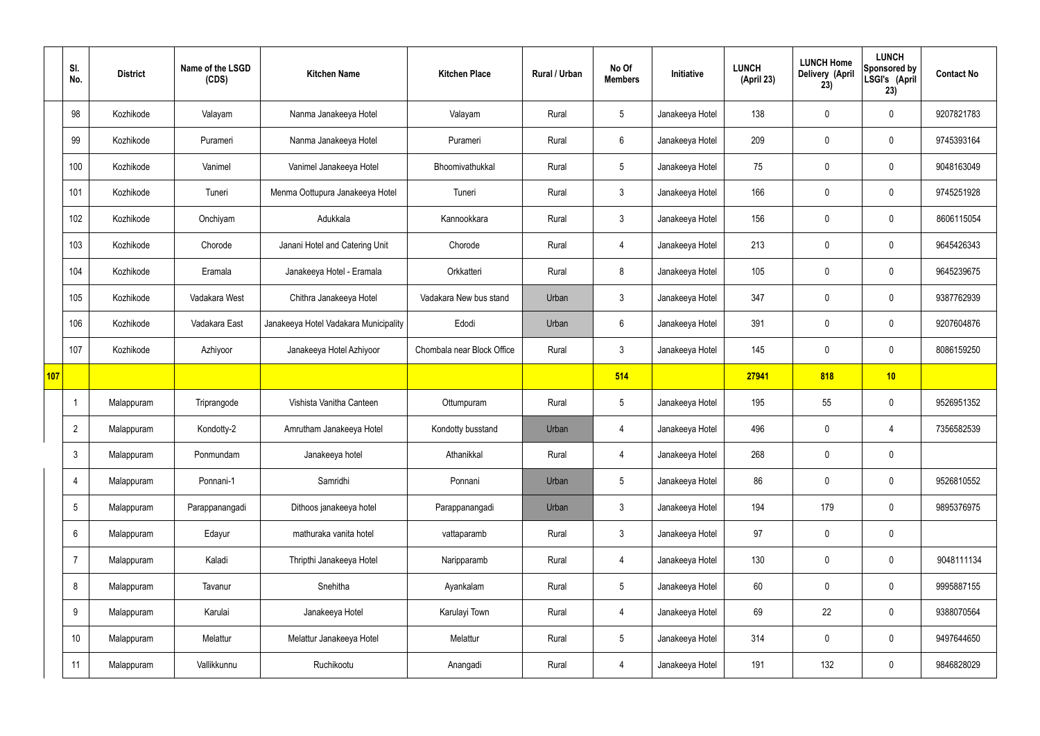| | Sl. No. | District | Name of the LSGD (CDS) | Kitchen Name | Kitchen Place | Rural / Urban | No Of Members | Initiative | LUNCH (April 23) | LUNCH Home Delivery (April 23) | LUNCH Sponsored by LSGI's (April 23) | Contact No |
|---|---|---|---|---|---|---|---|---|---|---|---|---|
| | 98 | Kozhikode | Valayam | Nanma Janakeeya Hotel | Valayam | Rural | 5 | Janakeeya Hotel | 138 | 0 | 0 | 9207821783 |
| | 99 | Kozhikode | Purameri | Nanma Janakeeya Hotel | Purameri | Rural | 6 | Janakeeya Hotel | 209 | 0 | 0 | 9745393164 |
| | 100 | Kozhikode | Vanimel | Vanimel Janakeeya Hotel | Bhoomivathukkal | Rural | 5 | Janakeeya Hotel | 75 | 0 | 0 | 9048163049 |
| | 101 | Kozhikode | Tuneri | Menma Oottupura Janakeeya Hotel | Tuneri | Rural | 3 | Janakeeya Hotel | 166 | 0 | 0 | 9745251928 |
| | 102 | Kozhikode | Onchiyam | Adukkala | Kannookkara | Rural | 3 | Janakeeya Hotel | 156 | 0 | 0 | 8606115054 |
| | 103 | Kozhikode | Chorode | Janani Hotel and Catering Unit | Chorode | Rural | 4 | Janakeeya Hotel | 213 | 0 | 0 | 9645426343 |
| | 104 | Kozhikode | Eramala | Janakeeya Hotel - Eramala | Orkkatteri | Rural | 8 | Janakeeya Hotel | 105 | 0 | 0 | 9645239675 |
| | 105 | Kozhikode | Vadakara West | Chithra Janakeeya Hotel | Vadakara New bus stand | Urban | 3 | Janakeeya Hotel | 347 | 0 | 0 | 9387762939 |
| | 106 | Kozhikode | Vadakara East | Janakeeya Hotel Vadakara Municipality | Edodi | Urban | 6 | Janakeeya Hotel | 391 | 0 | 0 | 9207604876 |
| | 107 | Kozhikode | Azhiyoor | Janakeeya Hotel Azhiyoor | Chombala near Block Office | Rural | 3 | Janakeeya Hotel | 145 | 0 | 0 | 8086159250 |
| **107** | | | | | | | **514** | | **27941** | **818** | **10** | |
| | 1 | Malappuram | Triprangode | Vishista Vanitha Canteen | Ottumpuram | Rural | 5 | Janakeeya Hotel | 195 | 55 | 0 | 9526951352 |
| | 2 | Malappuram | Kondotty-2 | Amrutham Janakeeya Hotel | Kondotty busstand | Urban | 4 | Janakeeya Hotel | 496 | 0 | 4 | 7356582539 |
| | 3 | Malappuram | Ponmundam | Janakeeya hotel | Athanikkal | Rural | 4 | Janakeeya Hotel | 268 | 0 | 0 | |
| | 4 | Malappuram | Ponnani-1 | Samridhi | Ponnani | Urban | 5 | Janakeeya Hotel | 86 | 0 | 0 | 9526810552 |
| | 5 | Malappuram | Parappanangadi | Dithoos janakeeya hotel | Parappanangadi | Urban | 3 | Janakeeya Hotel | 194 | 179 | 0 | 9895376975 |
| | 6 | Malappuram | Edayur | mathuraka vanita hotel | vattaparamb | Rural | 3 | Janakeeya Hotel | 97 | 0 | 0 | |
| | 7 | Malappuram | Kaladi | Thripthi Janakeeya Hotel | Naripparamb | Rural | 4 | Janakeeya Hotel | 130 | 0 | 0 | 9048111134 |
| | 8 | Malappuram | Tavanur | Snehitha | Ayankalam | Rural | 5 | Janakeeya Hotel | 60 | 0 | 0 | 9995887155 |
| | 9 | Malappuram | Karulai | Janakeeya Hotel | Karulayi Town | Rural | 4 | Janakeeya Hotel | 69 | 22 | 0 | 9388070564 |
| | 10 | Malappuram | Melattur | Melattur Janakeeya Hotel | Melattur | Rural | 5 | Janakeeya Hotel | 314 | 0 | 0 | 9497644650 |
| | 11 | Malappuram | Vallikkunnu | Ruchikootu | Anangadi | Rural | 4 | Janakeeya Hotel | 191 | 132 | 0 | 9846828029 |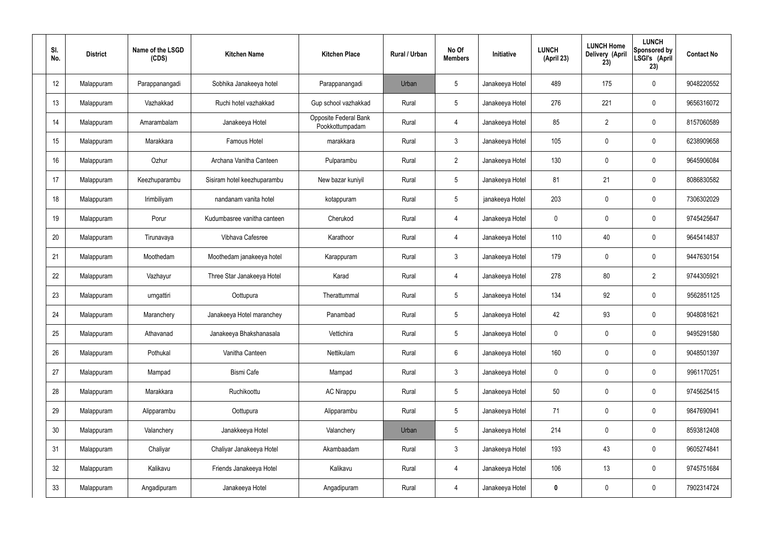| Sl. No. | District | Name of the LSGD (CDS) | Kitchen Name | Kitchen Place | Rural / Urban | No Of Members | Initiative | LUNCH (April 23) | LUNCH Home Delivery (April 23) | LUNCH Sponsored by LSGI's (April 23) | Contact No |
|---|---|---|---|---|---|---|---|---|---|---|---|
| 12 | Malappuram | Parappanangadi | Sobhika Janakeeya hotel | Parappanangadi | Urban | 5 | Janakeeya Hotel | 489 | 175 | 0 | 9048220552 |
| 13 | Malappuram | Vazhakkad | Ruchi hotel vazhakkad | Gup school vazhakkad | Rural | 5 | Janakeeya Hotel | 276 | 221 | 0 | 9656316072 |
| 14 | Malappuram | Amarambalam | Janakeeya Hotel | Opposite Federal Bank Pookkottumpadam | Rural | 4 | Janakeeya Hotel | 85 | 2 | 0 | 8157060589 |
| 15 | Malappuram | Marakkara | Famous Hotel | marakkara | Rural | 3 | Janakeeya Hotel | 105 | 0 | 0 | 6238909658 |
| 16 | Malappuram | Ozhur | Archana Vanitha Canteen | Pulparambu | Rural | 2 | Janakeeya Hotel | 130 | 0 | 0 | 9645906084 |
| 17 | Malappuram | Keezhuparambu | Sisiram hotel keezhuparambu | New bazar kuniyil | Rural | 5 | Janakeeya Hotel | 81 | 21 | 0 | 8086830582 |
| 18 | Malappuram | Irimbiliyam | nandanam vanita hotel | kotappuram | Rural | 5 | janakeeya Hotel | 203 | 0 | 0 | 7306302029 |
| 19 | Malappuram | Porur | Kudumbasree vanitha canteen | Cherukod | Rural | 4 | Janakeeya Hotel | 0 | 0 | 0 | 9745425647 |
| 20 | Malappuram | Tirunavaya | Vibhava Cafesree | Karathoor | Rural | 4 | Janakeeya Hotel | 110 | 40 | 0 | 9645414837 |
| 21 | Malappuram | Moothedam | Moothedam janakeeya hotel | Karappuram | Rural | 3 | Janakeeya Hotel | 179 | 0 | 0 | 9447630154 |
| 22 | Malappuram | Vazhayur | Three Star Janakeeya Hotel | Karad | Rural | 4 | Janakeeya Hotel | 278 | 80 | 2 | 9744305921 |
| 23 | Malappuram | urngattiri | Oottupura | Therattummal | Rural | 5 | Janakeeya Hotel | 134 | 92 | 0 | 9562851125 |
| 24 | Malappuram | Maranchery | Janakeeya Hotel maranchey | Panambad | Rural | 5 | Janakeeya Hotel | 42 | 93 | 0 | 9048081621 |
| 25 | Malappuram | Athavanad | Janakeeya Bhakshanasala | Vettichira | Rural | 5 | Janakeeya Hotel | 0 | 0 | 0 | 9495291580 |
| 26 | Malappuram | Pothukal | Vanitha Canteen | Nettikulam | Rural | 6 | Janakeeya Hotel | 160 | 0 | 0 | 9048501397 |
| 27 | Malappuram | Mampad | Bismi Cafe | Mampad | Rural | 3 | Janakeeya Hotel | 0 | 0 | 0 | 9961170251 |
| 28 | Malappuram | Marakkara | Ruchikoottu | AC Nirappu | Rural | 5 | Janakeeya Hotel | 50 | 0 | 0 | 9745625415 |
| 29 | Malappuram | Alipparambu | Oottupura | Alipparambu | Rural | 5 | Janakeeya Hotel | 71 | 0 | 0 | 9847690941 |
| 30 | Malappuram | Valanchery | Janakkeeya Hotel | Valanchery | Urban | 5 | Janakeeya Hotel | 214 | 0 | 0 | 8593812408 |
| 31 | Malappuram | Chaliyar | Chaliyar Janakeeya Hotel | Akambaadam | Rural | 3 | Janakeeya Hotel | 193 | 43 | 0 | 9605274841 |
| 32 | Malappuram | Kalikavu | Friends Janakeeya Hotel | Kalikavu | Rural | 4 | Janakeeya Hotel | 106 | 13 | 0 | 9745751684 |
| 33 | Malappuram | Angadipuram | Janakeeya Hotel | Angadipuram | Rural | 4 | Janakeeya Hotel | **0** | 0 | 0 | 7902314724 |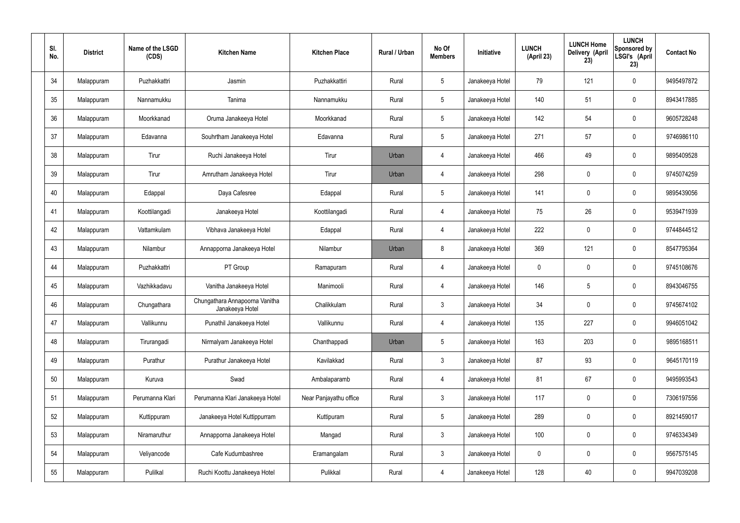| Sl. No. | District | Name of the LSGD (CDS) | Kitchen Name | Kitchen Place | Rural / Urban | No Of Members | Initiative | LUNCH (April 23) | LUNCH Home Delivery (April 23) | LUNCH Sponsored by LSGI's (April 23) | Contact No |
|---|---|---|---|---|---|---|---|---|---|---|---|
| 34 | Malappuram | Puzhakkattri | Jasmin | Puzhakkattiri | Rural | 5 | Janakeeya Hotel | 79 | 121 | 0 | 9495497872 |
| 35 | Malappuram | Nannamukku | Tanima | Nannamukku | Rural | 5 | Janakeeya Hotel | 140 | 51 | 0 | 8943417885 |
| 36 | Malappuram | Moorkkanad | Oruma Janakeeya Hotel | Moorkkanad | Rural | 5 | Janakeeya Hotel | 142 | 54 | 0 | 9605728248 |
| 37 | Malappuram | Edavanna | Souhrtham Janakeeya Hotel | Edavanna | Rural | 5 | Janakeeya Hotel | 271 | 57 | 0 | 9746986110 |
| 38 | Malappuram | Tirur | Ruchi Janakeeya Hotel | Tirur | Urban | 4 | Janakeeya Hotel | 466 | 49 | 0 | 9895409528 |
| 39 | Malappuram | Tirur | Amrutham Janakeeya Hotel | Tirur | Urban | 4 | Janakeeya Hotel | 298 | 0 | 0 | 9745074259 |
| 40 | Malappuram | Edappal | Daya Cafesree | Edappal | Rural | 5 | Janakeeya Hotel | 141 | 0 | 0 | 9895439056 |
| 41 | Malappuram | Koottilangadi | Janakeeya Hotel | Koottilangadi | Rural | 4 | Janakeeya Hotel | 75 | 26 | 0 | 9539471939 |
| 42 | Malappuram | Vattamkulam | Vibhava Janakeeya Hotel | Edappal | Rural | 4 | Janakeeya Hotel | 222 | 0 | 0 | 9744844512 |
| 43 | Malappuram | Nilambur | Annapporna Janakeeya Hotel | Nilambur | Urban | 8 | Janakeeya Hotel | 369 | 121 | 0 | 8547795364 |
| 44 | Malappuram | Puzhakkattri | PT Group | Ramapuram | Rural | 4 | Janakeeya Hotel | 0 | 0 | 0 | 9745108676 |
| 45 | Malappuram | Vazhikkadavu | Vanitha Janakeeya Hotel | Manimooli | Rural | 4 | Janakeeya Hotel | 146 | 5 | 0 | 8943046755 |
| 46 | Malappuram | Chungathara | Chungathara Annapoorna Vanitha Janakeeya Hotel | Chalikkulam | Rural | 3 | Janakeeya Hotel | 34 | 0 | 0 | 9745674102 |
| 47 | Malappuram | Vallikunnu | Punathil Janakeeya Hotel | Vallikunnu | Rural | 4 | Janakeeya Hotel | 135 | 227 | 0 | 9946051042 |
| 48 | Malappuram | Tirurangadi | Nirmalyam Janakeeya Hotel | Chanthappadi | Urban | 5 | Janakeeya Hotel | 163 | 203 | 0 | 9895168511 |
| 49 | Malappuram | Purathur | Purathur Janakeeya Hotel | Kavilakkad | Rural | 3 | Janakeeya Hotel | 87 | 93 | 0 | 9645170119 |
| 50 | Malappuram | Kuruva | Swad | Ambalaparamb | Rural | 4 | Janakeeya Hotel | 81 | 67 | 0 | 9495993543 |
| 51 | Malappuram | Perumanna Klari | Perumanna Klari Janakeeya Hotel | Near Panjayathu office | Rural | 3 | Janakeeya Hotel | 117 | 0 | 0 | 7306197556 |
| 52 | Malappuram | Kuttippuram | Janakeeya Hotel Kuttippurram | Kuttipuram | Rural | 5 | Janakeeya Hotel | 289 | 0 | 0 | 8921459017 |
| 53 | Malappuram | Niramaruthur | Annapporna Janakeeya Hotel | Mangad | Rural | 3 | Janakeeya Hotel | 100 | 0 | 0 | 9746334349 |
| 54 | Malappuram | Veliyancode | Cafe Kudumbashree | Eramangalam | Rural | 3 | Janakeeya Hotel | 0 | 0 | 0 | 9567575145 |
| 55 | Malappuram | Pulilkal | Ruchi Koottu Janakeeya Hotel | Pulikkal | Rural | 4 | Janakeeya Hotel | 128 | 40 | 0 | 9947039208 |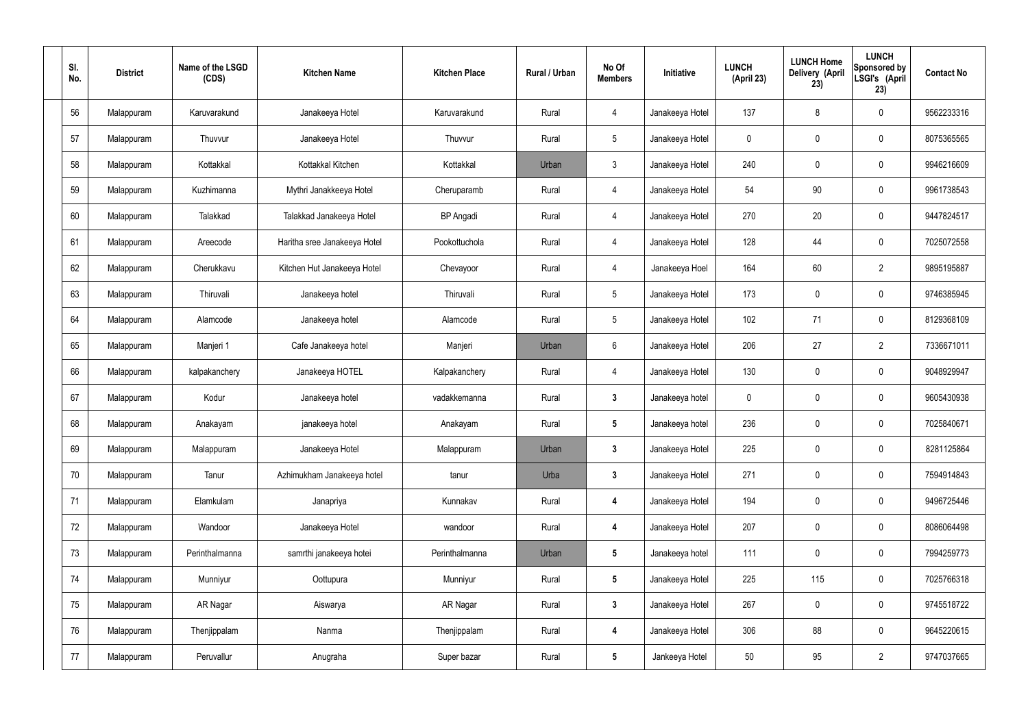| Sl. No. | District | Name of the LSGD (CDS) | Kitchen Name | Kitchen Place | Rural / Urban | No Of Members | Initiative | LUNCH (April 23) | LUNCH Home Delivery (April 23) | LUNCH Sponsored by LSGI's (April 23) | Contact No |
|---|---|---|---|---|---|---|---|---|---|---|---|
| 56 | Malappuram | Karuvarakund | Janakeeya Hotel | Karuvarakund | Rural | 4 | Janakeeya Hotel | 137 | 8 | 0 | 9562233316 |
| 57 | Malappuram | Thuvvur | Janakeeya Hotel | Thuvvur | Rural | 5 | Janakeeya Hotel | 0 | 0 | 0 | 8075365565 |
| 58 | Malappuram | Kottakkal | Kottakkal Kitchen | Kottakkal | Urban | 3 | Janakeeya Hotel | 240 | 0 | 0 | 9946216609 |
| 59 | Malappuram | Kuzhimanna | Mythri Janakkeeya Hotel | Cheruparamb | Rural | 4 | Janakeeya Hotel | 54 | 90 | 0 | 9961738543 |
| 60 | Malappuram | Talakkad | Talakkad Janakeeya Hotel | BP Angadi | Rural | 4 | Janakeeya Hotel | 270 | 20 | 0 | 9447824517 |
| 61 | Malappuram | Areecode | Haritha sree Janakeeya Hotel | Pookottuchola | Rural | 4 | Janakeeya Hotel | 128 | 44 | 0 | 7025072558 |
| 62 | Malappuram | Cherukkavu | Kitchen Hut Janakeeya Hotel | Chevayoor | Rural | 4 | Janakeeya Hoel | 164 | 60 | 2 | 9895195887 |
| 63 | Malappuram | Thiruvali | Janakeeya hotel | Thiruvali | Rural | 5 | Janakeeya Hotel | 173 | 0 | 0 | 9746385945 |
| 64 | Malappuram | Alamcode | Janakeeya hotel | Alamcode | Rural | 5 | Janakeeya Hotel | 102 | 71 | 0 | 8129368109 |
| 65 | Malappuram | Manjeri 1 | Cafe Janakeeya hotel | Manjeri | Urban | 6 | Janakeeya Hotel | 206 | 27 | 2 | 7336671011 |
| 66 | Malappuram | kalpakanchery | Janakeeya HOTEL | Kalpakanchery | Rural | 4 | Janakeeya Hotel | 130 | 0 | 0 | 9048929947 |
| 67 | Malappuram | Kodur | Janakeeya hotel | vadakkemanna | Rural | **3** | Janakeeya hotel | 0 | 0 | 0 | 9605430938 |
| 68 | Malappuram | Anakayam | janakeeya hotel | Anakayam | Rural | **5** | Janakeeya hotel | 236 | 0 | 0 | 7025840671 |
| 69 | Malappuram | Malappuram | Janakeeya Hotel | Malappuram | Urban | **3** | Janakeeya Hotel | 225 | 0 | 0 | 8281125864 |
| 70 | Malappuram | Tanur | Azhimukham Janakeeya hotel | tanur | Urba | **3** | Janakeeya Hotel | 271 | 0 | 0 | 7594914843 |
| 71 | Malappuram | Elamkulam | Janapriya | Kunnakav | Rural | **4** | Janakeeya Hotel | 194 | 0 | 0 | 9496725446 |
| 72 | Malappuram | Wandoor | Janakeeya Hotel | wandoor | Rural | **4** | Janakeeya Hotel | 207 | 0 | 0 | 8086064498 |
| 73 | Malappuram | Perinthalmanna | samrthi janakeeya hotei | Perinthalmanna | Urban | **5** | Janakeeya hotel | 111 | 0 | 0 | 7994259773 |
| 74 | Malappuram | Munniyur | Oottupura | Munniyur | Rural | **5** | Janakeeya Hotel | 225 | 115 | 0 | 7025766318 |
| 75 | Malappuram | AR Nagar | Aiswarya | AR Nagar | Rural | **3** | Janakeeya Hotel | 267 | 0 | 0 | 9745518722 |
| 76 | Malappuram | Thenjippalam | Nanma | Thenjippalam | Rural | **4** | Janakeeya Hotel | 306 | 88 | 0 | 9645220615 |
| 77 | Malappuram | Peruvallur | Anugraha | Super bazar | Rural | **5** | Jankeeya Hotel | 50 | 95 | 2 | 9747037665 |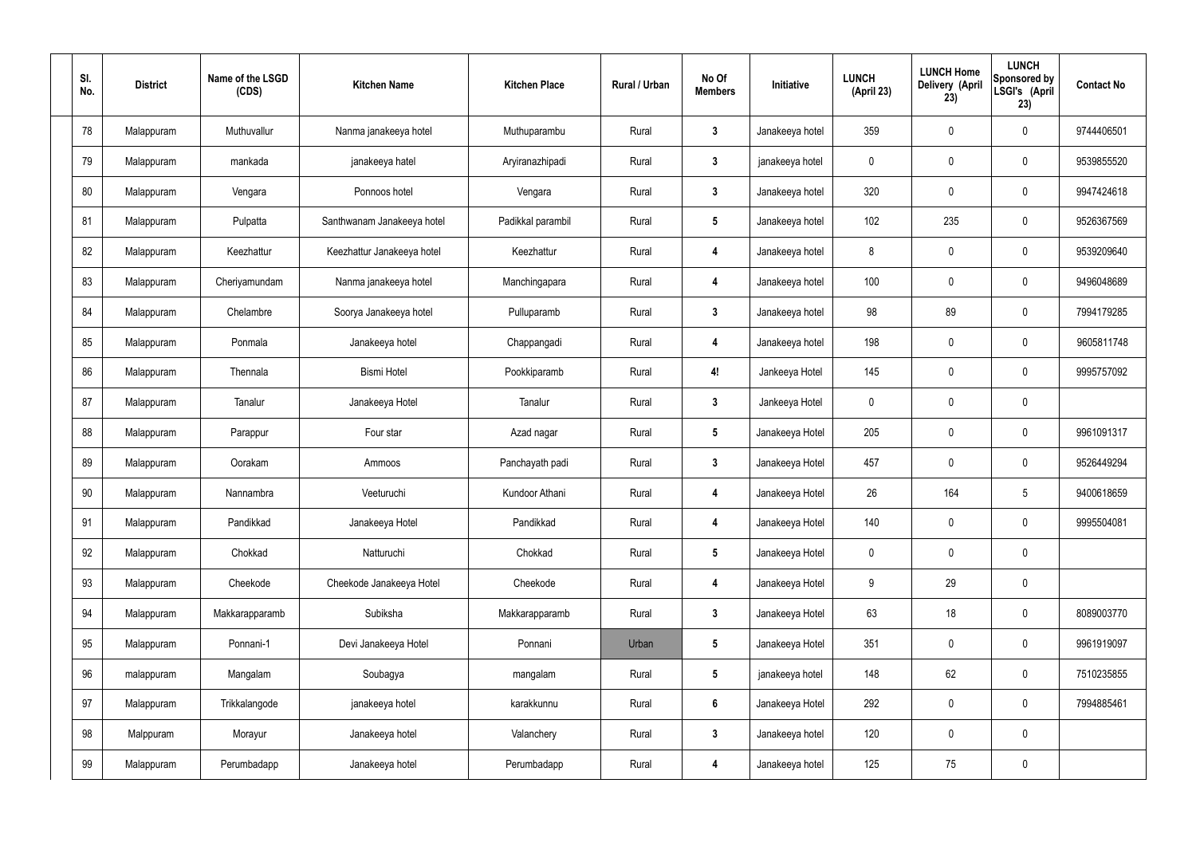| Sl. No. | District | Name of the LSGD (CDS) | Kitchen Name | Kitchen Place | Rural / Urban | No Of Members | Initiative | LUNCH (April 23) | LUNCH Home Delivery (April 23) | LUNCH Sponsored by LSGI's (April 23) | Contact No |
|---|---|---|---|---|---|---|---|---|---|---|---|
| 78 | Malappuram | Muthuvallur | Nanma janakeeya hotel | Muthuparambu | Rural | 3 | Janakeeya hotel | 359 | 0 | 0 | 9744406501 |
| 79 | Malappuram | mankada | janakeeya hatel | Aryiranazhipadi | Rural | 3 | janakeeya hotel | 0 | 0 | 0 | 9539855520 |
| 80 | Malappuram | Vengara | Ponnoos hotel | Vengara | Rural | 3 | Janakeeya hotel | 320 | 0 | 0 | 9947424618 |
| 81 | Malappuram | Pulpatta | Santhwanam Janakeeya hotel | Padikkal parambil | Rural | 5 | Janakeeya hotel | 102 | 235 | 0 | 9526367569 |
| 82 | Malappuram | Keezhattur | Keezhattur Janakeeya hotel | Keezhattur | Rural | 4 | Janakeeya hotel | 8 | 0 | 0 | 9539209640 |
| 83 | Malappuram | Cheriyamundam | Nanma janakeeya hotel | Manchingapara | Rural | 4 | Janakeeya hotel | 100 | 0 | 0 | 9496048689 |
| 84 | Malappuram | Chelambre | Soorya Janakeeya hotel | Pulluparamb | Rural | 3 | Janakeeya hotel | 98 | 89 | 0 | 7994179285 |
| 85 | Malappuram | Ponmala | Janakeeya hotel | Chappangadi | Rural | 4 | Janakeeya hotel | 198 | 0 | 0 | 9605811748 |
| 86 | Malappuram | Thennala | Bismi Hotel | Pookkiparamb | Rural | 4! | Jankeeya Hotel | 145 | 0 | 0 | 9995757092 |
| 87 | Malappuram | Tanalur | Janakeeya Hotel | Tanalur | Rural | 3 | Jankeeya Hotel | 0 | 0 | 0 | |
| 88 | Malappuram | Parappur | Four star | Azad nagar | Rural | 5 | Janakeeya Hotel | 205 | 0 | 0 | 9961091317 |
| 89 | Malappuram | Oorakam | Ammoos | Panchayath padi | Rural | 3 | Janakeeya Hotel | 457 | 0 | 0 | 9526449294 |
| 90 | Malappuram | Nannambra | Veeturuchi | Kundoor Athani | Rural | 4 | Janakeeya Hotel | 26 | 164 | 5 | 9400618659 |
| 91 | Malappuram | Pandikkad | Janakeeya Hotel | Pandikkad | Rural | 4 | Janakeeya Hotel | 140 | 0 | 0 | 9995504081 |
| 92 | Malappuram | Chokkad | Natturuchi | Chokkad | Rural | 5 | Janakeeya Hotel | 0 | 0 | 0 | |
| 93 | Malappuram | Cheekode | Cheekode Janakeeya Hotel | Cheekode | Rural | 4 | Janakeeya Hotel | 9 | 29 | 0 | |
| 94 | Malappuram | Makkarapparamb | Subiksha | Makkarapparamb | Rural | 3 | Janakeeya Hotel | 63 | 18 | 0 | 8089003770 |
| 95 | Malappuram | Ponnani-1 | Devi Janakeeya Hotel | Ponnani | Urban | 5 | Janakeeya Hotel | 351 | 0 | 0 | 9961919097 |
| 96 | malappuram | Mangalam | Soubagya | mangalam | Rural | 5 | janakeeya hotel | 148 | 62 | 0 | 7510235855 |
| 97 | Malappuram | Trikkalangode | janakeeya hotel | karakkunnu | Rural | 6 | Janakeeya Hotel | 292 | 0 | 0 | 7994885461 |
| 98 | Malppuram | Morayur | Janakeeya hotel | Valanchery | Rural | 3 | Janakeeya hotel | 120 | 0 | 0 | |
| 99 | Malappuram | Perumbadapp | Janakeeya hotel | Perumbadapp | Rural | 4 | Janakeeya hotel | 125 | 75 | 0 | |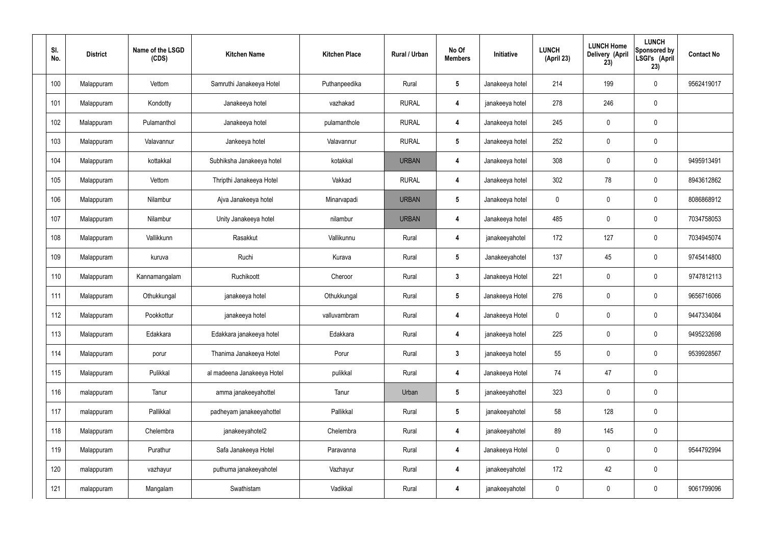| Sl. No. | District | Name of the LSGD (CDS) | Kitchen Name | Kitchen Place | Rural / Urban | No Of Members | Initiative | LUNCH (April 23) | LUNCH Home Delivery (April 23) | LUNCH Sponsored by LSGI's (April 23) | Contact No |
|---|---|---|---|---|---|---|---|---|---|---|---|
| 100 | Malappuram | Vettom | Samruthi Janakeeya Hotel | Puthanpeedika | Rural | 5 | Janakeeya hotel | 214 | 199 | 0 | 9562419017 |
| 101 | Malappuram | Kondotty | Janakeeya hotel | vazhakad | RURAL | 4 | janakeeya hotel | 278 | 246 | 0 | |
| 102 | Malappuram | Pulamanthol | Janakeeya hotel | pulamanthole | RURAL | 4 | Janakeeya hotel | 245 | 0 | 0 | |
| 103 | Malappuram | Valavannur | Jankeeya hotel | Valavannur | RURAL | 5 | Janakeeya hotel | 252 | 0 | 0 | |
| 104 | Malappuram | kottakkal | Subhiksha Janakeeya hotel | kotakkal | URBAN | 4 | Janakeeya hotel | 308 | 0 | 0 | 9495913491 |
| 105 | Malappuram | Vettom | Thripthi Janakeeya Hotel | Vakkad | RURAL | 4 | Janakeeya hotel | 302 | 78 | 0 | 8943612862 |
| 106 | Malappuram | Nilambur | Ajva Janakeeya hotel | Minarvapadi | URBAN | 5 | Janakeeya hotel | 0 | 0 | 0 | 8086868912 |
| 107 | Malappuram | Nilambur | Unity Janakeeya hotel | nilambur | URBAN | 4 | Janakeeya hotel | 485 | 0 | 0 | 7034758053 |
| 108 | Malappuram | Vallikkunn | Rasakkut | Vallikunnu | Rural | 4 | janakeeyahotel | 172 | 127 | 0 | 7034945074 |
| 109 | Malappuram | kuruva | Ruchi | Kurava | Rural | 5 | Janakeeyahotel | 137 | 45 | 0 | 9745414800 |
| 110 | Malappuram | Kannamangalam | Ruchikoott | Cheroor | Rural | 3 | Janakeeya Hotel | 221 | 0 | 0 | 9747812113 |
| 111 | Malappuram | Othukkungal | janakeeya hotel | Othukkungal | Rural | 5 | Janakeeya Hotel | 276 | 0 | 0 | 9656716066 |
| 112 | Malappuram | Pookkottur | janakeeya hotel | valluvambram | Rural | 4 | Janakeeya Hotel | 0 | 0 | 0 | 9447334084 |
| 113 | Malappuram | Edakkara | Edakkara janakeeya hotel | Edakkara | Rural | 4 | janakeeya hotel | 225 | 0 | 0 | 9495232698 |
| 114 | Malappuram | porur | Thanima Janakeeya Hotel | Porur | Rural | 3 | janakeeya hotel | 55 | 0 | 0 | 9539928567 |
| 115 | Malappuram | Pulikkal | al madeena Janakeeya Hotel | pulikkal | Rural | 4 | Janakeeya Hotel | 74 | 47 | 0 | |
| 116 | malappuram | Tanur | amma janakeeyahottel | Tanur | Urban | 5 | janakeeyahottel | 323 | 0 | 0 | |
| 117 | malappuram | Pallikkal | padheyam janakeeyahottel | Pallikkal | Rural | 5 | janakeeyahotel | 58 | 128 | 0 | |
| 118 | Malappuram | Chelembra | janakeeyahotel2 | Chelembra | Rural | 4 | janakeeyahotel | 89 | 145 | 0 | |
| 119 | Malappuram | Purathur | Safa Janakeeya Hotel | Paravanna | Rural | 4 | Janakeeya Hotel | 0 | 0 | 0 | 9544792994 |
| 120 | malappuram | vazhayur | puthuma janakeeyahotel | Vazhayur | Rural | 4 | janakeeyahotel | 172 | 42 | 0 | |
| 121 | malappuram | Mangalam | Swathistam | Vadikkal | Rural | 4 | janakeeyahotel | 0 | 0 | 0 | 9061799096 |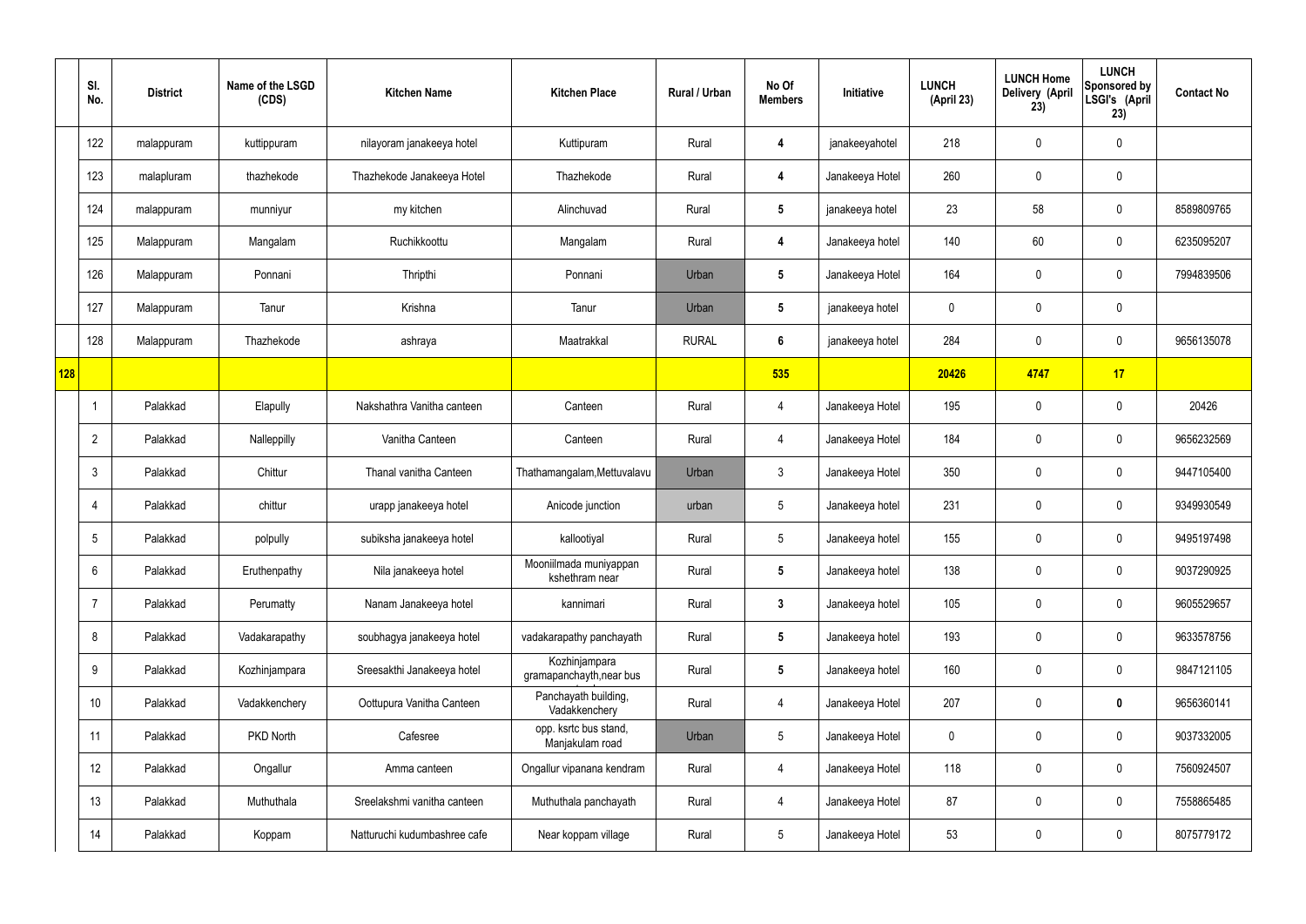| | Sl. No. | District | Name of the LSGD (CDS) | Kitchen Name | Kitchen Place | Rural / Urban | No Of Members | Initiative | LUNCH (April 23) | LUNCH Home Delivery (April 23) | LUNCH Sponsored by LSGI's (April 23) | Contact No |
|---|---|---|---|---|---|---|---|---|---|---|---|---|
| | 122 | malappuram | kuttippuram | nilayoram janakeeya hotel | Kuttipuram | Rural | 4 | janakeeyahotel | 218 | 0 | 0 | |
| | 123 | malapluram | thazhekode | Thazhekode Janakeeya Hotel | Thazhekode | Rural | 4 | Janakeeya Hotel | 260 | 0 | 0 | |
| | 124 | malappuram | munniyur | my kitchen | Alinchuvad | Rural | 5 | janakeeya hotel | 23 | 58 | 0 | 8589809765 |
| | 125 | Malappuram | Mangalam | Ruchikkoottu | Mangalam | Rural | 4 | Janakeeya hotel | 140 | 60 | 0 | 6235095207 |
| | 126 | Malappuram | Ponnani | Thripthi | Ponnani | Urban | 5 | Janakeeya Hotel | 164 | 0 | 0 | 7994839506 |
| | 127 | Malappuram | Tanur | Krishna | Tanur | Urban | 5 | janakeeya hotel | 0 | 0 | 0 | |
| | 128 | Malappuram | Thazhekode | ashraya | Maatrakkal | RURAL | 6 | janakeeya hotel | 284 | 0 | 0 | 9656135078 |
| 128 | | | | | | | 535 | | 20426 | 4747 | 17 | |
| | 1 | Palakkad | Elapully | Nakshathra Vanitha canteen | Canteen | Rural | 4 | Janakeeya Hotel | 195 | 0 | 0 | 20426 |
| | 2 | Palakkad | Nalleppilly | Vanitha Canteen | Canteen | Rural | 4 | Janakeeya Hotel | 184 | 0 | 0 | 9656232569 |
| | 3 | Palakkad | Chittur | Thanal vanitha Canteen | Thathamangalam,Mettuvalavu | Urban | 3 | Janakeeya Hotel | 350 | 0 | 0 | 9447105400 |
| | 4 | Palakkad | chittur | urapp janakeeya hotel | Anicode junction | urban | 5 | Janakeeya hotel | 231 | 0 | 0 | 9349930549 |
| | 5 | Palakkad | polpully | subiksha janakeeya hotel | kallootiyal | Rural | 5 | Janakeeya hotel | 155 | 0 | 0 | 9495197498 |
| | 6 | Palakkad | Eruthenpathy | Nila janakeeya hotel | Mooniilmada muniyappan kshethram near | Rural | 5 | Janakeeya hotel | 138 | 0 | 0 | 9037290925 |
| | 7 | Palakkad | Perumatty | Nanam Janakeeya hotel | kannimari | Rural | 3 | Janakeeya hotel | 105 | 0 | 0 | 9605529657 |
| | 8 | Palakkad | Vadakarapathy | soubhagya janakeeya hotel | vadakarapathy panchayath | Rural | 5 | Janakeeya hotel | 193 | 0 | 0 | 9633578756 |
| | 9 | Palakkad | Kozhinjampara | Sreesakthi Janakeeya hotel | Kozhinjampara gramapanchayth,near bus | Rural | 5 | Janakeeya hotel | 160 | 0 | 0 | 9847121105 |
| | 10 | Palakkad | Vadakkenchery | Oottupura Vanitha Canteen | Panchayath building, Vadakkenchery | Rural | 4 | Janakeeya Hotel | 207 | 0 | 0 | 9656360141 |
| | 11 | Palakkad | PKD North | Cafesree | opp. ksrtc bus stand, Manjakulam road | Urban | 5 | Janakeeya Hotel | 0 | 0 | 0 | 9037332005 |
| | 12 | Palakkad | Ongallur | Amma canteen | Ongallur vipanana kendram | Rural | 4 | Janakeeya Hotel | 118 | 0 | 0 | 7560924507 |
| | 13 | Palakkad | Muthuthala | Sreelakshmi vanitha canteen | Muthuthala panchayath | Rural | 4 | Janakeeya Hotel | 87 | 0 | 0 | 7558865485 |
| | 14 | Palakkad | Koppam | Natturuchi kudumbashree cafe | Near koppam village | Rural | 5 | Janakeeya Hotel | 53 | 0 | 0 | 8075779172 |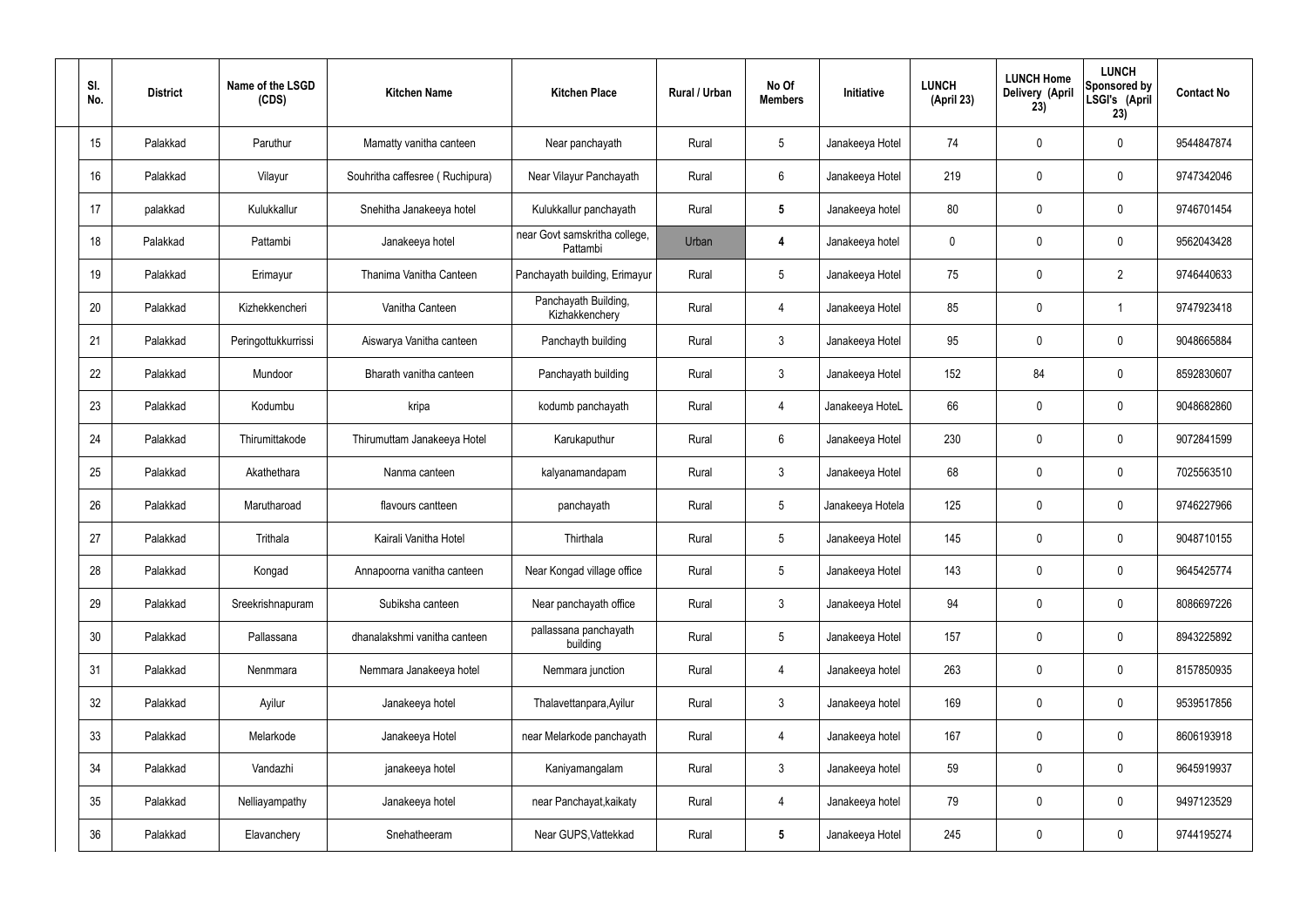| Sl. No. | District | Name of the LSGD (CDS) | Kitchen Name | Kitchen Place | Rural / Urban | No Of Members | Initiative | LUNCH (April 23) | LUNCH Home Delivery (April 23) | LUNCH Sponsored by LSGI's (April 23) | Contact No |
|---|---|---|---|---|---|---|---|---|---|---|---|
| 15 | Palakkad | Paruthur | Mamatty vanitha canteen | Near panchayath | Rural | 5 | Janakeeya Hotel | 74 | 0 | 0 | 9544847874 |
| 16 | Palakkad | Vilayur | Souhritha caffesree ( Ruchipura) | Near Vilayur Panchayath | Rural | 6 | Janakeeya Hotel | 219 | 0 | 0 | 9747342046 |
| 17 | palakkad | Kulukkallur | Snehitha Janakeeya hotel | Kulukkallur panchayath | Rural | **5** | Janakeeya hotel | 80 | 0 | 0 | 9746701454 |
| 18 | Palakkad | Pattambi | Janakeeya hotel | near Govt samskritha college, Pattambi | Urban | **4** | Janakeeya hotel | 0 | 0 | 0 | 9562043428 |
| 19 | Palakkad | Erimayur | Thanima Vanitha Canteen | Panchayath building, Erimayur | Rural | 5 | Janakeeya Hotel | 75 | 0 | 2 | 9746440633 |
| 20 | Palakkad | Kizhekkencheri | Vanitha Canteen | Panchayath Building, Kizhakkenchery | Rural | 4 | Janakeeya Hotel | 85 | 0 | 1 | 9747923418 |
| 21 | Palakkad | Peringottukkurrissi | Aiswarya Vanitha canteen | Panchayth building | Rural | 3 | Janakeeya Hotel | 95 | 0 | 0 | 9048665884 |
| 22 | Palakkad | Mundoor | Bharath vanitha canteen | Panchayath building | Rural | 3 | Janakeeya Hotel | 152 | 84 | 0 | 8592830607 |
| 23 | Palakkad | Kodumbu | kripa | kodumb panchayath | Rural | 4 | Janakeeya HoteL | 66 | 0 | 0 | 9048682860 |
| 24 | Palakkad | Thirumittakode | Thirumuttam Janakeeya Hotel | Karukaputhur | Rural | 6 | Janakeeya Hotel | 230 | 0 | 0 | 9072841599 |
| 25 | Palakkad | Akathethara | Nanma canteen | kalyanamandapam | Rural | 3 | Janakeeya Hotel | 68 | 0 | 0 | 7025563510 |
| 26 | Palakkad | Marutharoad | flavours cantteen | panchayath | Rural | 5 | Janakeeya Hotela | 125 | 0 | 0 | 9746227966 |
| 27 | Palakkad | Trithala | Kairali Vanitha Hotel | Thirthala | Rural | 5 | Janakeeya Hotel | 145 | 0 | 0 | 9048710155 |
| 28 | Palakkad | Kongad | Annapoorna vanitha canteen | Near Kongad village office | Rural | 5 | Janakeeya Hotel | 143 | 0 | 0 | 9645425774 |
| 29 | Palakkad | Sreekrishnapuram | Subiksha canteen | Near panchayath office | Rural | 3 | Janakeeya Hotel | 94 | 0 | 0 | 8086697226 |
| 30 | Palakkad | Pallassana | dhanalakshmi vanitha canteen | pallassana panchayath building | Rural | 5 | Janakeeya Hotel | 157 | 0 | 0 | 8943225892 |
| 31 | Palakkad | Nenmmara | Nemmara Janakeeya hotel | Nemmara junction | Rural | 4 | Janakeeya hotel | 263 | 0 | 0 | 8157850935 |
| 32 | Palakkad | Ayilur | Janakeeya hotel | Thalavettanpara,Ayilur | Rural | 3 | Janakeeya hotel | 169 | 0 | 0 | 9539517856 |
| 33 | Palakkad | Melarkode | Janakeeya Hotel | near Melarkode panchayath | Rural | 4 | Janakeeya hotel | 167 | 0 | 0 | 8606193918 |
| 34 | Palakkad | Vandazhi | janakeeya hotel | Kaniyamangalam | Rural | 3 | Janakeeya hotel | 59 | 0 | 0 | 9645919937 |
| 35 | Palakkad | Nelliayampathy | Janakeeya hotel | near Panchayat,kaikaty | Rural | 4 | Janakeeya hotel | 79 | 0 | 0 | 9497123529 |
| 36 | Palakkad | Elavanchery | Snehatheeram | Near GUPS,Vattekkad | Rural | **5** | Janakeeya Hotel | 245 | 0 | 0 | 9744195274 |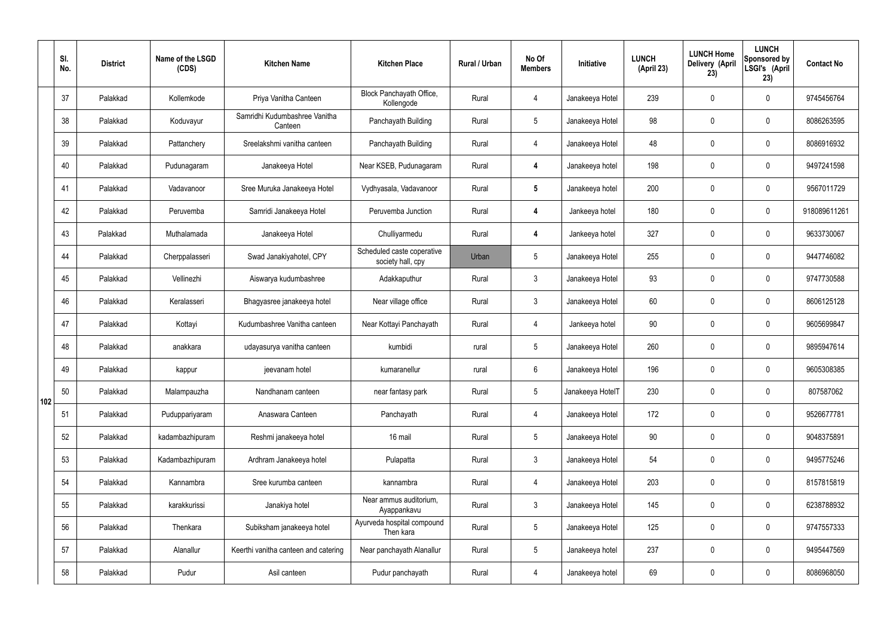| | Sl. No. | District | Name of the LSGD (CDS) | Kitchen Name | Kitchen Place | Rural / Urban | No Of Members | Initiative | LUNCH (April 23) | LUNCH Home Delivery (April 23) | LUNCH Sponsored by LSGI's (April 23) | Contact No |
|---|---|---|---|---|---|---|---|---|---|---|---|---|
| 102 | 37 | Palakkad | Kollemkode | Priya Vanitha Canteen | Block Panchayath Office, Kollengode | Rural | 4 | Janakeeya Hotel | 239 | 0 | 0 | 9745456764 |
| | 38 | Palakkad | Koduvayur | Samridhi Kudumbashree Vanitha Canteen | Panchayath Building | Rural | 5 | Janakeeya Hotel | 98 | 0 | 0 | 8086263595 |
| | 39 | Palakkad | Pattanchery | Sreelakshmi vanitha canteen | Panchayath Building | Rural | 4 | Janakeeya Hotel | 48 | 0 | 0 | 8086916932 |
| | 40 | Palakkad | Pudunagaram | Janakeeya Hotel | Near KSEB, Pudunagaram | Rural | 4 | Janakeeya hotel | 198 | 0 | 0 | 9497241598 |
| | 41 | Palakkad | Vadavanoor | Sree Muruka Janakeeya Hotel | Vydhyasala, Vadavanoor | Rural | 5 | Janakeeya hotel | 200 | 0 | 0 | 9567011729 |
| | 42 | Palakkad | Peruvemba | Samridi Janakeeya Hotel | Peruvemba Junction | Rural | 4 | Jankeeya hotel | 180 | 0 | 0 | 918089611261 |
| | 43 | Palakkad | Muthalamada | Janakeeya Hotel | Chulliyarmedu | Rural | 4 | Jankeeya hotel | 327 | 0 | 0 | 9633730067 |
| | 44 | Palakkad | Cherppalasseri | Swad Janakiyahotel, CPY | Scheduled caste coperative society hall, cpy | Urban | 5 | Janakeeya Hotel | 255 | 0 | 0 | 9447746082 |
| | 45 | Palakkad | Vellinezhi | Aiswarya kudumbashree | Adakkaputhur | Rural | 3 | Janakeeya Hotel | 93 | 0 | 0 | 9747730588 |
| | 46 | Palakkad | Keralasseri | Bhagyasree janakeeya hotel | Near village office | Rural | 3 | Janakeeya Hotel | 60 | 0 | 0 | 8606125128 |
| | 47 | Palakkad | Kottayi | Kudumbashree Vanitha canteen | Near Kottayi Panchayath | Rural | 4 | Jankeeya hotel | 90 | 0 | 0 | 9605699847 |
| | 48 | Palakkad | anakkara | udayasurya vanitha canteen | kumbidi | rural | 5 | Janakeeya Hotel | 260 | 0 | 0 | 9895947614 |
| | 49 | Palakkad | kappur | jeevanam hotel | kumaranellur | rural | 6 | Janakeeya Hotel | 196 | 0 | 0 | 9605308385 |
| | 50 | Palakkad | Malampauzha | Nandhanam canteen | near fantasy park | Rural | 5 | Janakeeya HotelT | 230 | 0 | 0 | 807587062 |
| | 51 | Palakkad | Puduppariyaram | Anaswara Canteen | Panchayath | Rural | 4 | Janakeeya Hotel | 172 | 0 | 0 | 9526677781 |
| | 52 | Palakkad | kadambazhipuram | Reshmi janakeeya hotel | 16 mail | Rural | 5 | Janakeeya Hotel | 90 | 0 | 0 | 9048375891 |
| | 53 | Palakkad | Kadambazhipuram | Ardhram Janakeeya hotel | Pulapatta | Rural | 3 | Janakeeya Hotel | 54 | 0 | 0 | 9495775246 |
| | 54 | Palakkad | Kannambra | Sree kurumba canteen | kannambra | Rural | 4 | Janakeeya Hotel | 203 | 0 | 0 | 8157815819 |
| | 55 | Palakkad | karakkurissi | Janakiya hotel | Near ammus auditorium, Ayappankavu | Rural | 3 | Janakeeya Hotel | 145 | 0 | 0 | 6238788932 |
| | 56 | Palakkad | Thenkara | Subiksham janakeeya hotel | Ayurveda hospital compound Then kara | Rural | 5 | Janakeeya Hotel | 125 | 0 | 0 | 9747557333 |
| | 57 | Palakkad | Alanallur | Keerthi vanitha canteen and catering | Near panchayath Alanallur | Rural | 5 | Janakeeya hotel | 237 | 0 | 0 | 9495447569 |
| | 58 | Palakkad | Pudur | Asil canteen | Pudur panchayath | Rural | 4 | Janakeeya hotel | 69 | 0 | 0 | 8086968050 |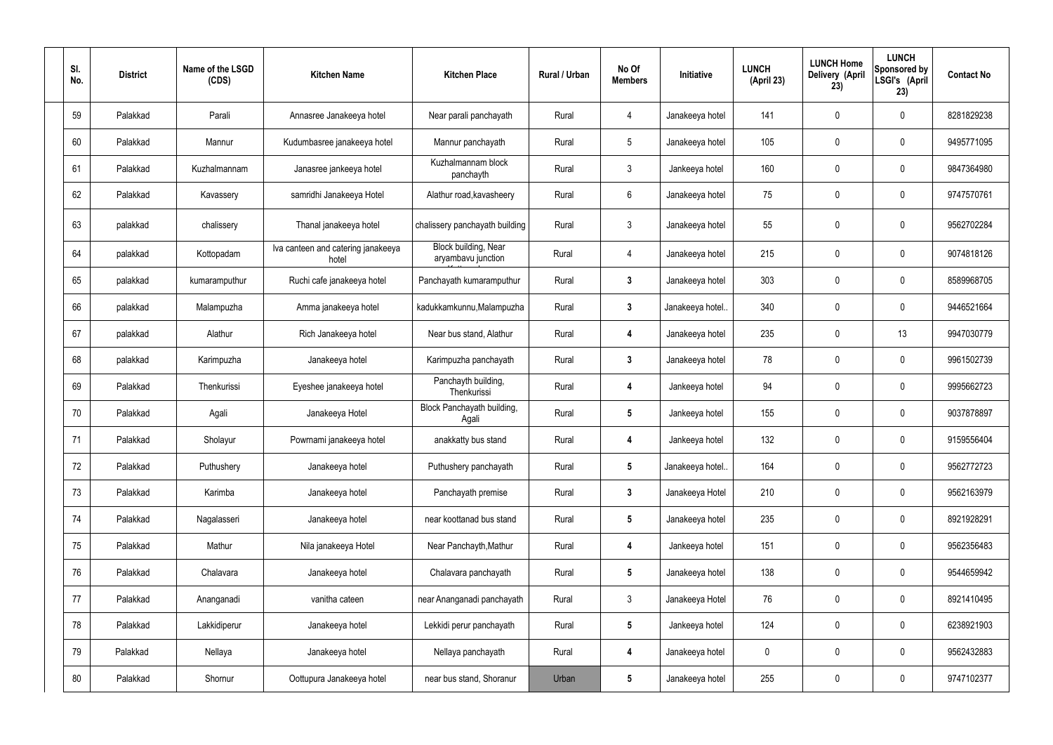| Sl. No. | District | Name of the LSGD (CDS) | Kitchen Name | Kitchen Place | Rural / Urban | No Of Members | Initiative | LUNCH (April 23) | LUNCH Home Delivery (April 23) | LUNCH Sponsored by LSGI's (April 23) | Contact No |
|---|---|---|---|---|---|---|---|---|---|---|---|
| 59 | Palakkad | Parali | Annasree Janakeeya hotel | Near parali panchayath | Rural | 4 | Janakeeya hotel | 141 | 0 | 0 | 8281829238 |
| 60 | Palakkad | Mannur | Kudumbasree janakeeya hotel | Mannur panchayath | Rural | 5 | Janakeeya hotel | 105 | 0 | 0 | 9495771095 |
| 61 | Palakkad | Kuzhalmannam | Janasree jankeeya hotel | Kuzhalmannam block panchayth | Rural | 3 | Jankeeya hotel | 160 | 0 | 0 | 9847364980 |
| 62 | Palakkad | Kavassery | samridhi Janakeeya Hotel | Alathur road,kavasheery | Rural | 6 | Janakeeya hotel | 75 | 0 | 0 | 9747570761 |
| 63 | palakkad | chalissery | Thanal janakeeya hotel | chalissery panchayath building | Rural | 3 | Janakeeya hotel | 55 | 0 | 0 | 9562702284 |
| 64 | palakkad | Kottopadam | Iva canteen and catering janakeeya hotel | Block building, Near aryambavu junction | Rural | 4 | Janakeeya hotel | 215 | 0 | 0 | 9074818126 |
| 65 | palakkad | kumaramputhur | Ruchi cafe janakeeya hotel | Panchayath kumaramputhur | Rural | 3 | Janakeeya hotel | 303 | 0 | 0 | 8589968705 |
| 66 | palakkad | Malampuzha | Amma janakeeya hotel | kadukkamkunnu,Malampuzha | Rural | 3 | Janakeeya hotel.. | 340 | 0 | 0 | 9446521664 |
| 67 | palakkad | Alathur | Rich Janakeeya hotel | Near bus stand, Alathur | Rural | 4 | Janakeeya hotel | 235 | 0 | 13 | 9947030779 |
| 68 | palakkad | Karimpuzha | Janakeeya hotel | Karimpuzha panchayath | Rural | 3 | Janakeeya hotel | 78 | 0 | 0 | 9961502739 |
| 69 | Palakkad | Thenkurissi | Eyeshee janakeeya hotel | Panchayth building, Thenkurissi | Rural | 4 | Jankeeya hotel | 94 | 0 | 0 | 9995662723 |
| 70 | Palakkad | Agali | Janakeeya Hotel | Block Panchayath building, Agali | Rural | 5 | Jankeeya hotel | 155 | 0 | 0 | 9037878897 |
| 71 | Palakkad | Sholayur | Powrnami janakeeya hotel | anakkatty bus stand | Rural | 4 | Jankeeya hotel | 132 | 0 | 0 | 9159556404 |
| 72 | Palakkad | Puthushery | Janakeeya hotel | Puthushery panchayath | Rural | 5 | Janakeeya hotel.. | 164 | 0 | 0 | 9562772723 |
| 73 | Palakkad | Karimba | Janakeeya hotel | Panchayath premise | Rural | 3 | Janakeeya Hotel | 210 | 0 | 0 | 9562163979 |
| 74 | Palakkad | Nagalasseri | Janakeeya hotel | near koottanad bus stand | Rural | 5 | Janakeeya hotel | 235 | 0 | 0 | 8921928291 |
| 75 | Palakkad | Mathur | Nila janakeeya Hotel | Near Panchayth,Mathur | Rural | 4 | Jankeeya hotel | 151 | 0 | 0 | 9562356483 |
| 76 | Palakkad | Chalavara | Janakeeya hotel | Chalavara panchayath | Rural | 5 | Janakeeya hotel | 138 | 0 | 0 | 9544659942 |
| 77 | Palakkad | Ananganadi | vanitha cateen | near Ananganadi panchayath | Rural | 3 | Janakeeya Hotel | 76 | 0 | 0 | 8921410495 |
| 78 | Palakkad | Lakkidiperur | Janakeeya hotel | Lekkidi perur panchayath | Rural | 5 | Jankeeya hotel | 124 | 0 | 0 | 6238921903 |
| 79 | Palakkad | Nellaya | Janakeeya hotel | Nellaya panchayath | Rural | 4 | Janakeeya hotel | 0 | 0 | 0 | 9562432883 |
| 80 | Palakkad | Shornur | Oottupura Janakeeya hotel | near bus stand, Shoranur | Urban | 5 | Janakeeya hotel | 255 | 0 | 0 | 9747102377 |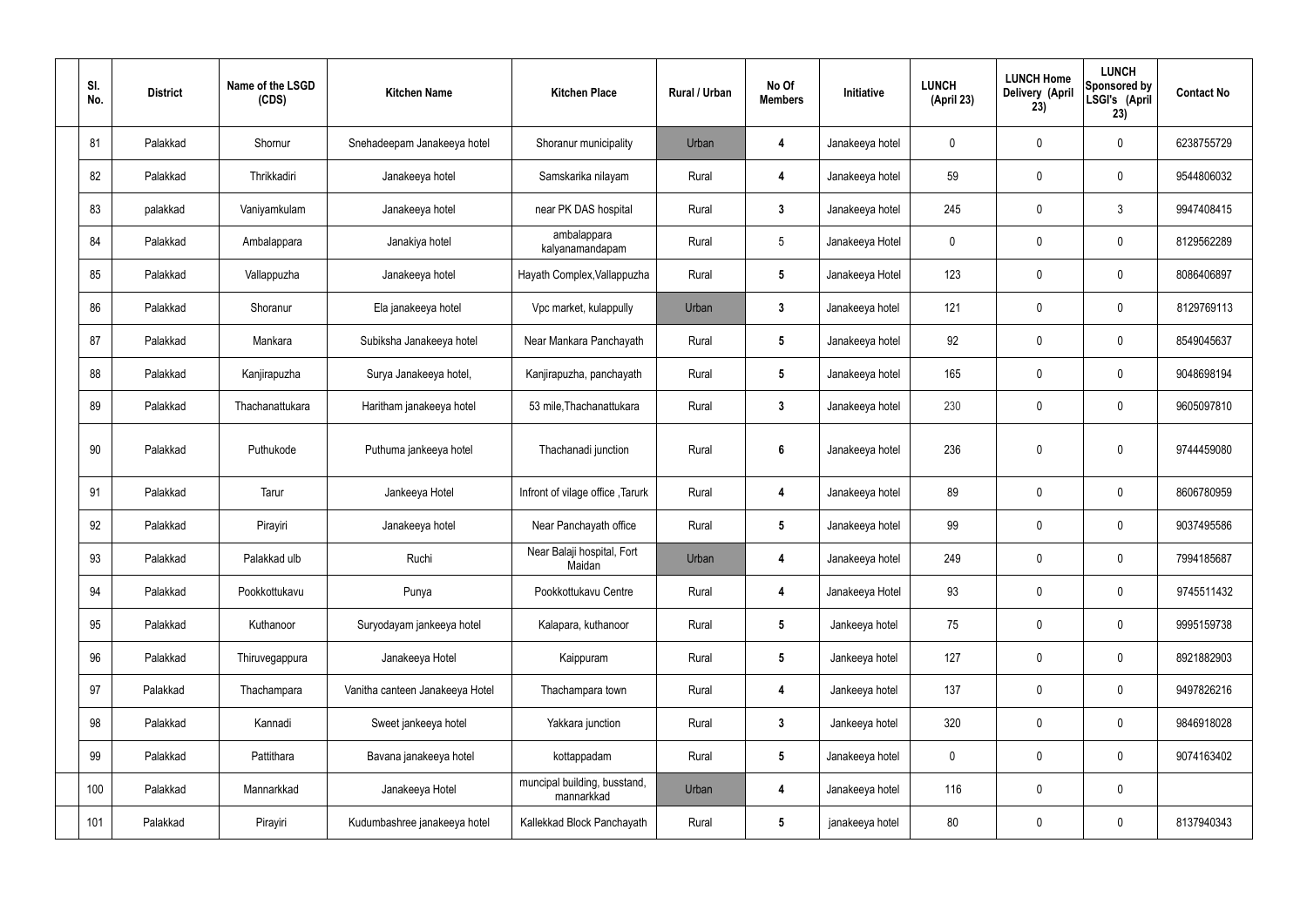| Sl. No. | District | Name of the LSGD (CDS) | Kitchen Name | Kitchen Place | Rural / Urban | No Of Members | Initiative | LUNCH (April 23) | LUNCH Home Delivery (April 23) | LUNCH Sponsored by LSGI's (April 23) | Contact No |
|---|---|---|---|---|---|---|---|---|---|---|---|
| 81 | Palakkad | Shornur | Snehadeepam Janakeeya hotel | Shoranur municipality | Urban | 4 | Janakeeya hotel | 0 | 0 | 0 | 6238755729 |
| 82 | Palakkad | Thrikkadiri | Janakeeya hotel | Samskarika nilayam | Rural | 4 | Janakeeya hotel | 59 | 0 | 0 | 9544806032 |
| 83 | palakkad | Vaniyamkulam | Janakeeya hotel | near PK DAS hospital | Rural | 3 | Janakeeya hotel | 245 | 0 | 3 | 9947408415 |
| 84 | Palakkad | Ambalappara | Janakiya hotel | ambalappara kalyanamandapam | Rural | 5 | Janakeeya Hotel | 0 | 0 | 0 | 8129562289 |
| 85 | Palakkad | Vallappuzha | Janakeeya hotel | Hayath Complex,Vallappuzha | Rural | 5 | Janakeeya Hotel | 123 | 0 | 0 | 8086406897 |
| 86 | Palakkad | Shoranur | Ela janakeeya hotel | Vpc market, kulappully | Urban | 3 | Janakeeya hotel | 121 | 0 | 0 | 8129769113 |
| 87 | Palakkad | Mankara | Subiksha Janakeeya hotel | Near Mankara Panchayath | Rural | 5 | Janakeeya hotel | 92 | 0 | 0 | 8549045637 |
| 88 | Palakkad | Kanjirapuzha | Surya Janakeeya hotel, | Kanjirapuzha, panchayath | Rural | 5 | Janakeeya hotel | 165 | 0 | 0 | 9048698194 |
| 89 | Palakkad | Thachanattukara | Haritham janakeeya hotel | 53 mile,Thachanattukara | Rural | 3 | Janakeeya hotel | 230 | 0 | 0 | 9605097810 |
| 90 | Palakkad | Puthukode | Puthuma jankeeya hotel | Thachanadi junction | Rural | 6 | Janakeeya hotel | 236 | 0 | 0 | 9744459080 |
| 91 | Palakkad | Tarur | Jankeeya Hotel | Infront of vilage office ,Tarurk | Rural | 4 | Janakeeya hotel | 89 | 0 | 0 | 8606780959 |
| 92 | Palakkad | Pirayiri | Janakeeya hotel | Near Panchayath office | Rural | 5 | Janakeeya hotel | 99 | 0 | 0 | 9037495586 |
| 93 | Palakkad | Palakkad ulb | Ruchi | Near Balaji hospital, Fort Maidan | Urban | 4 | Janakeeya hotel | 249 | 0 | 0 | 7994185687 |
| 94 | Palakkad | Pookkottukavu | Punya | Pookkottukavu Centre | Rural | 4 | Janakeeya Hotel | 93 | 0 | 0 | 9745511432 |
| 95 | Palakkad | Kuthanoor | Suryodayam jankeeya hotel | Kalapara, kuthanoor | Rural | 5 | Jankeeya hotel | 75 | 0 | 0 | 9995159738 |
| 96 | Palakkad | Thiruvegappura | Janakeeya Hotel | Kaippuram | Rural | 5 | Jankeeya hotel | 127 | 0 | 0 | 8921882903 |
| 97 | Palakkad | Thachampara | Vanitha canteen Janakeeya Hotel | Thachampara town | Rural | 4 | Jankeeya hotel | 137 | 0 | 0 | 9497826216 |
| 98 | Palakkad | Kannadi | Sweet jankeeya hotel | Yakkara junction | Rural | 3 | Jankeeya hotel | 320 | 0 | 0 | 9846918028 |
| 99 | Palakkad | Pattithara | Bavana janakeeya hotel | kottappadam | Rural | 5 | Janakeeya hotel | 0 | 0 | 0 | 9074163402 |
| 100 | Palakkad | Mannarkkad | Janakeeya Hotel | muncipal building, busstand, mannarkkad | Urban | 4 | Janakeeya hotel | 116 | 0 | 0 | |
| 101 | Palakkad | Pirayiri | Kudumbashree janakeeya hotel | Kallekkad Block Panchayath | Rural | 5 | janakeeya hotel | 80 | 0 | 0 | 8137940343 |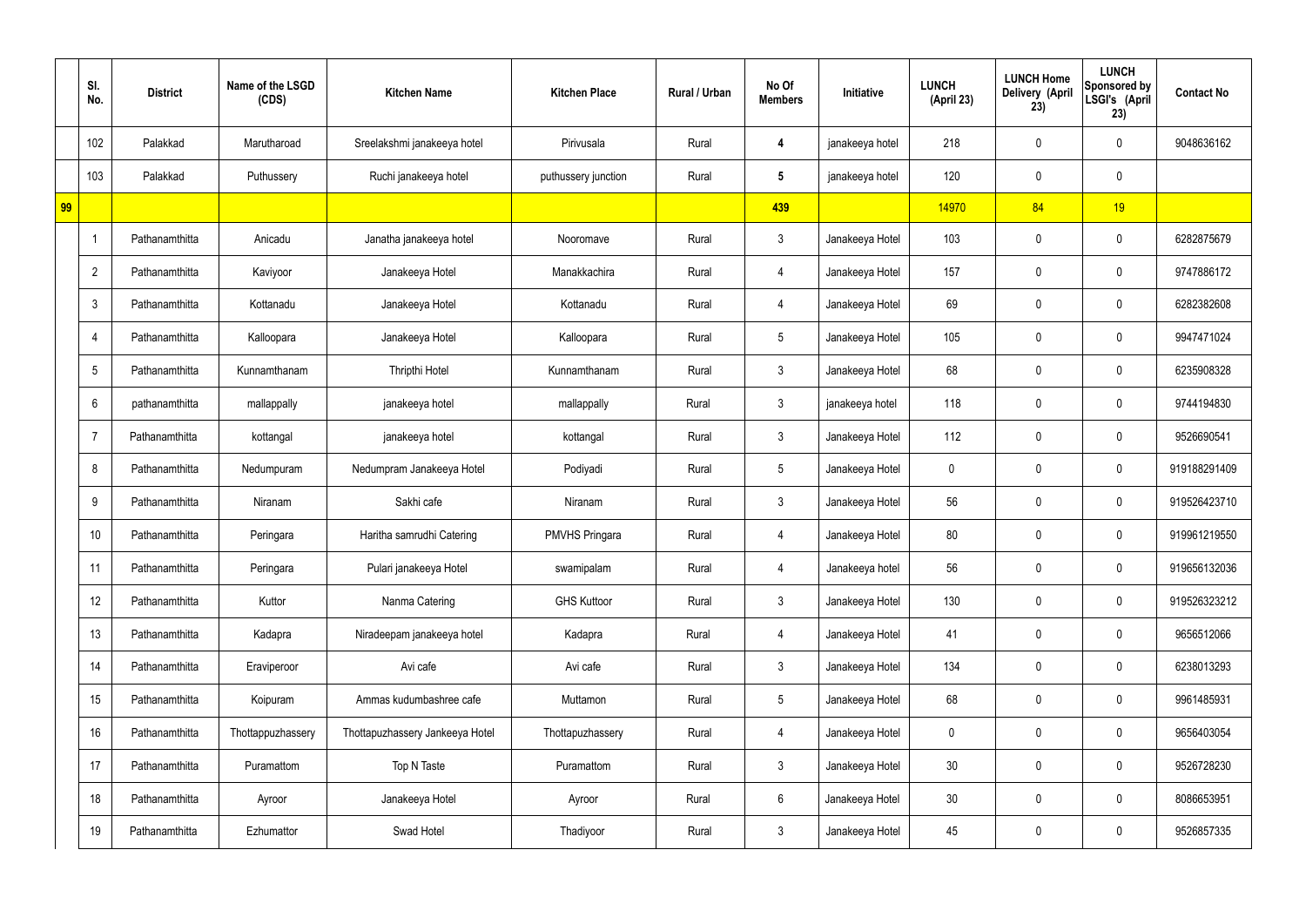|  | Sl. No. | District | Name of the LSGD (CDS) | Kitchen Name | Kitchen Place | Rural / Urban | No Of Members | Initiative | LUNCH (April 23) | LUNCH Home Delivery (April 23) | LUNCH Sponsored by LSGI's (April 23) | Contact No |
|---|---|---|---|---|---|---|---|---|---|---|---|---|
|  | 102 | Palakkad | Marutharoad | Sreelakshmi janakeeya hotel | Pirivusala | Rural | 4 | janakeeya hotel | 218 | 0 | 0 | 9048636162 |
|  | 103 | Palakkad | Puthussery | Ruchi janakeeya hotel | puthussery junction | Rural | 5 | janakeeya hotel | 120 | 0 | 0 |  |
| 99 |  |  |  |  |  |  | 439 |  | 14970 | 84 | 19 |  |
|  | 1 | Pathanamthitta | Anicadu | Janatha janakeeya hotel | Nooromave | Rural | 3 | Janakeeya Hotel | 103 | 0 | 0 | 6282875679 |
|  | 2 | Pathanamthitta | Kaviyoor | Janakeeya Hotel | Manakkachira | Rural | 4 | Janakeeya Hotel | 157 | 0 | 0 | 9747886172 |
|  | 3 | Pathanamthitta | Kottanadu | Janakeeya Hotel | Kottanadu | Rural | 4 | Janakeeya Hotel | 69 | 0 | 0 | 6282382608 |
|  | 4 | Pathanamthitta | Kalloopara | Janakeeya Hotel | Kalloopara | Rural | 5 | Janakeeya Hotel | 105 | 0 | 0 | 9947471024 |
|  | 5 | Pathanamthitta | Kunnamthanam | Thripthi Hotel | Kunnamthanam | Rural | 3 | Janakeeya Hotel | 68 | 0 | 0 | 6235908328 |
|  | 6 | pathanamthitta | mallappally | janakeeya hotel | mallappally | Rural | 3 | janakeeya hotel | 118 | 0 | 0 | 9744194830 |
|  | 7 | Pathanamthitta | kottangal | janakeeya hotel | kottangal | Rural | 3 | Janakeeya Hotel | 112 | 0 | 0 | 9526690541 |
|  | 8 | Pathanamthitta | Nedumpuram | Nedumpram Janakeeya Hotel | Podiyadi | Rural | 5 | Janakeeya Hotel | 0 | 0 | 0 | 919188291409 |
|  | 9 | Pathanamthitta | Niranam | Sakhi cafe | Niranam | Rural | 3 | Janakeeya Hotel | 56 | 0 | 0 | 919526423710 |
|  | 10 | Pathanamthitta | Peringara | Haritha samrudhi Catering | PMVHS Pringara | Rural | 4 | Janakeeya Hotel | 80 | 0 | 0 | 919961219550 |
|  | 11 | Pathanamthitta | Peringara | Pulari janakeeya Hotel | swamipalam | Rural | 4 | Janakeeya hotel | 56 | 0 | 0 | 919656132036 |
|  | 12 | Pathanamthitta | Kuttor | Nanma Catering | GHS Kuttoor | Rural | 3 | Janakeeya Hotel | 130 | 0 | 0 | 919526323212 |
|  | 13 | Pathanamthitta | Kadapra | Niradeepam janakeeya hotel | Kadapra | Rural | 4 | Janakeeya Hotel | 41 | 0 | 0 | 9656512066 |
|  | 14 | Pathanamthitta | Eraviperoor | Avi cafe | Avi cafe | Rural | 3 | Janakeeya Hotel | 134 | 0 | 0 | 6238013293 |
|  | 15 | Pathanamthitta | Koipuram | Ammas kudumbashree cafe | Muttamon | Rural | 5 | Janakeeya Hotel | 68 | 0 | 0 | 9961485931 |
|  | 16 | Pathanamthitta | Thottappuzhassery | Thottapuzhassery Jankeeya Hotel | Thottapuzhassery | Rural | 4 | Janakeeya Hotel | 0 | 0 | 0 | 9656403054 |
|  | 17 | Pathanamthitta | Puramattom | Top N Taste | Puramattom | Rural | 3 | Janakeeya Hotel | 30 | 0 | 0 | 9526728230 |
|  | 18 | Pathanamthitta | Ayroor | Janakeeya Hotel | Ayroor | Rural | 6 | Janakeeya Hotel | 30 | 0 | 0 | 8086653951 |
|  | 19 | Pathanamthitta | Ezhumattor | Swad Hotel | Thadiyoor | Rural | 3 | Janakeeya Hotel | 45 | 0 | 0 | 9526857335 |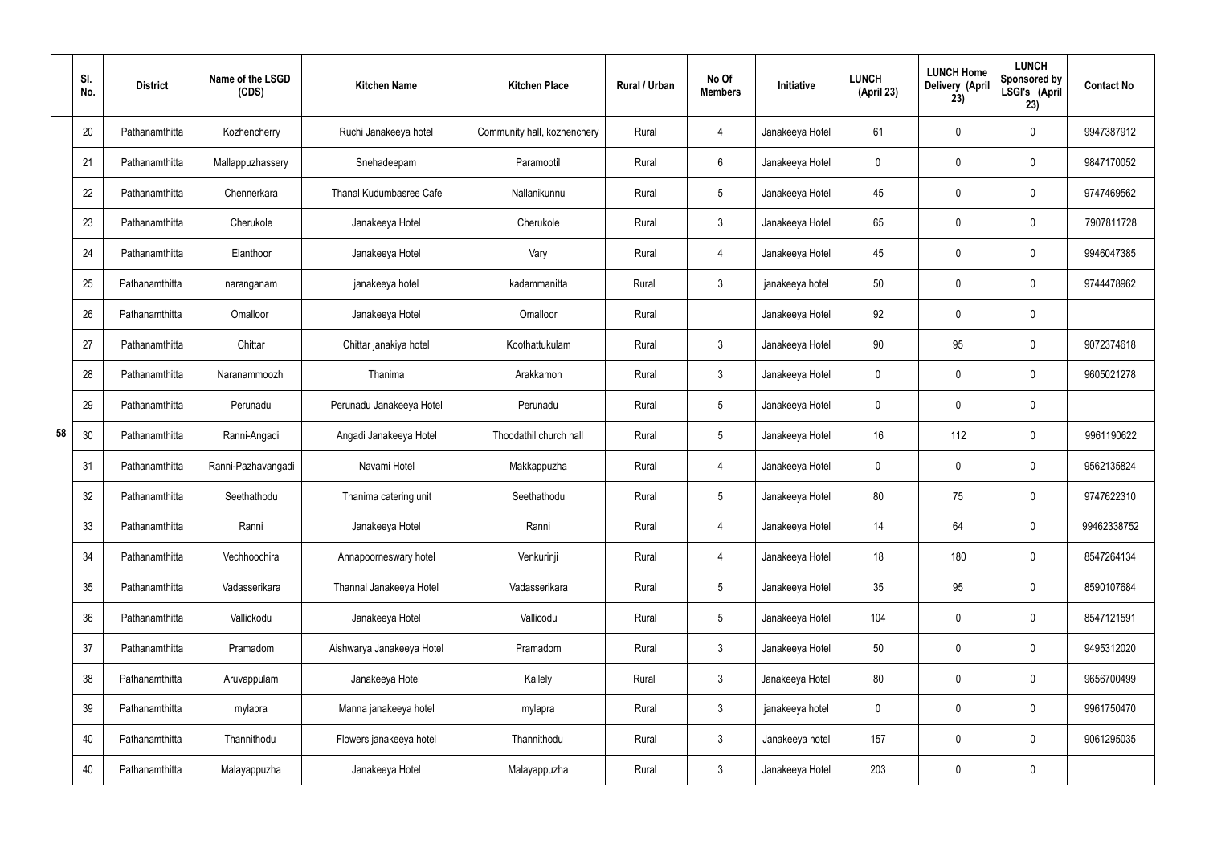|  | Sl. No. | District | Name of the LSGD (CDS) | Kitchen Name | Kitchen Place | Rural / Urban | No Of Members | Initiative | LUNCH (April 23) | LUNCH Home Delivery (April 23) | LUNCH Sponsored by LSGI's (April 23) | Contact No |
|---|---|---|---|---|---|---|---|---|---|---|---|---|
| 58 | 20 | Pathanamthitta | Kozhencherry | Ruchi Janakeeya hotel | Community hall, kozhenchery | Rural | 4 | Janakeeya Hotel | 61 | 0 | 0 | 9947387912 |
|  | 21 | Pathanamthitta | Mallappuzhassery | Snehadeepam | Paramootil | Rural | 6 | Janakeeya Hotel | 0 | 0 | 0 | 9847170052 |
|  | 22 | Pathanamthitta | Chennerkara | Thanal Kudumbasree Cafe | Nallanikunnu | Rural | 5 | Janakeeya Hotel | 45 | 0 | 0 | 9747469562 |
|  | 23 | Pathanamthitta | Cherukole | Janakeeya Hotel | Cherukole | Rural | 3 | Janakeeya Hotel | 65 | 0 | 0 | 7907811728 |
|  | 24 | Pathanamthitta | Elanthoor | Janakeeya Hotel | Vary | Rural | 4 | Janakeeya Hotel | 45 | 0 | 0 | 9946047385 |
|  | 25 | Pathanamthitta | naranganam | janakeeya hotel | kadammanitta | Rural | 3 | janakeeya hotel | 50 | 0 | 0 | 9744478962 |
|  | 26 | Pathanamthitta | Omalloor | Janakeeya Hotel | Omalloor | Rural |  | Janakeeya Hotel | 92 | 0 | 0 |  |
|  | 27 | Pathanamthitta | Chittar | Chittar janakiya hotel | Koothattukulam | Rural | 3 | Janakeeya Hotel | 90 | 95 | 0 | 9072374618 |
|  | 28 | Pathanamthitta | Naranammoozhi | Thanima | Arakkamon | Rural | 3 | Janakeeya Hotel | 0 | 0 | 0 | 9605021278 |
|  | 29 | Pathanamthitta | Perunadu | Perunadu Janakeeya Hotel | Perunadu | Rural | 5 | Janakeeya Hotel | 0 | 0 | 0 |  |
|  | 30 | Pathanamthitta | Ranni-Angadi | Angadi Janakeeya Hotel | Thoodathil church hall | Rural | 5 | Janakeeya Hotel | 16 | 112 | 0 | 9961190622 |
|  | 31 | Pathanamthitta | Ranni-Pazhavangadi | Navami Hotel | Makkappuzha | Rural | 4 | Janakeeya Hotel | 0 | 0 | 0 | 9562135824 |
|  | 32 | Pathanamthitta | Seethathodu | Thanima catering unit | Seethathodu | Rural | 5 | Janakeeya Hotel | 80 | 75 | 0 | 9747622310 |
|  | 33 | Pathanamthitta | Ranni | Janakeeya Hotel | Ranni | Rural | 4 | Janakeeya Hotel | 14 | 64 | 0 | 99462338752 |
|  | 34 | Pathanamthitta | Vechhoochira | Annapoorneswary hotel | Venkurinji | Rural | 4 | Janakeeya Hotel | 18 | 180 | 0 | 8547264134 |
|  | 35 | Pathanamthitta | Vadasserikara | Thannal Janakeeya Hotel | Vadasserikara | Rural | 5 | Janakeeya Hotel | 35 | 95 | 0 | 8590107684 |
|  | 36 | Pathanamthitta | Vallickodu | Janakeeya Hotel | Vallicodu | Rural | 5 | Janakeeya Hotel | 104 | 0 | 0 | 8547121591 |
|  | 37 | Pathanamthitta | Pramadom | Aishwarya Janakeeya Hotel | Pramadom | Rural | 3 | Janakeeya Hotel | 50 | 0 | 0 | 9495312020 |
|  | 38 | Pathanamthitta | Aruvappulam | Janakeeya Hotel | Kallely | Rural | 3 | Janakeeya Hotel | 80 | 0 | 0 | 9656700499 |
|  | 39 | Pathanamthitta | mylapra | Manna janakeeya hotel | mylapra | Rural | 3 | janakeeya hotel | 0 | 0 | 0 | 9961750470 |
|  | 40 | Pathanamthitta | Thannithodu | Flowers janakeeya hotel | Thannithodu | Rural | 3 | Janakeeya hotel | 157 | 0 | 0 | 9061295035 |
|  | 40 | Pathanamthitta | Malayappuzha | Janakeeya Hotel | Malayappuzha | Rural | 3 | Janakeeya Hotel | 203 | 0 | 0 |  |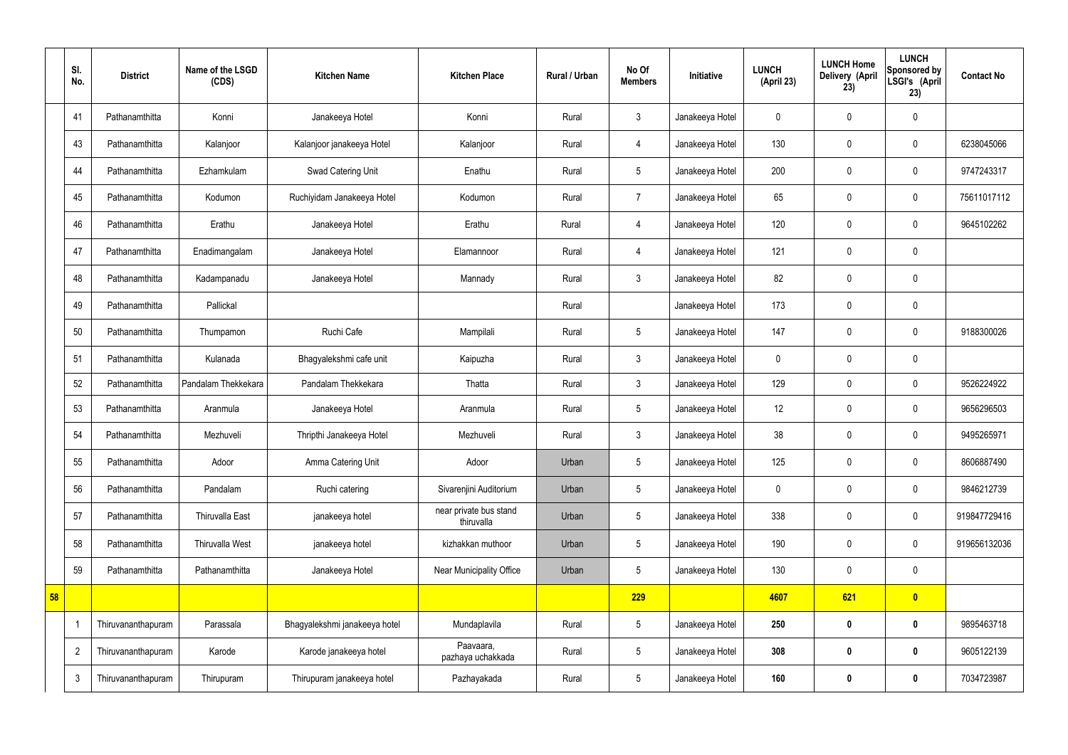| | Sl. No. | District | Name of the LSGD (CDS) | Kitchen Name | Kitchen Place | Rural / Urban | No Of Members | Initiative | LUNCH (April 23) | LUNCH Home Delivery (April 23) | LUNCH Sponsored by LSGI's (April 23) | Contact No |
|---|---|---|---|---|---|---|---|---|---|---|---|---|
| | 41 | Pathanamthitta | Konni | Janakeeya Hotel | Konni | Rural | 3 | Janakeeya Hotel | 0 | 0 | 0 | |
| | 43 | Pathanamthitta | Kalanjoor | Kalanjoor janakeeya Hotel | Kalanjoor | Rural | 4 | Janakeeya Hotel | 130 | 0 | 0 | 6238045066 |
| | 44 | Pathanamthitta | Ezhamkulam | Swad Catering Unit | Enathu | Rural | 5 | Janakeeya Hotel | 200 | 0 | 0 | 9747243317 |
| | 45 | Pathanamthitta | Kodumon | Ruchiyidam Janakeeya Hotel | Kodumon | Rural | 7 | Janakeeya Hotel | 65 | 0 | 0 | 75611017112 |
| | 46 | Pathanamthitta | Erathu | Janakeeya Hotel | Erathu | Rural | 4 | Janakeeya Hotel | 120 | 0 | 0 | 9645102262 |
| | 47 | Pathanamthitta | Enadimangalam | Janakeeya Hotel | Elamannoor | Rural | 4 | Janakeeya Hotel | 121 | 0 | 0 | |
| | 48 | Pathanamthitta | Kadampanadu | Janakeeya Hotel | Mannady | Rural | 3 | Janakeeya Hotel | 82 | 0 | 0 | |
| | 49 | Pathanamthitta | Pallickal | | | Rural | | Janakeeya Hotel | 173 | 0 | 0 | |
| | 50 | Pathanamthitta | Thumpamon | Ruchi Cafe | Mampilali | Rural | 5 | Janakeeya Hotel | 147 | 0 | 0 | 9188300026 |
| | 51 | Pathanamthitta | Kulanada | Bhagyalekshmi cafe unit | Kaipuzha | Rural | 3 | Janakeeya Hotel | 0 | 0 | 0 | |
| | 52 | Pathanamthitta | Pandalam Thekkekara | Pandalam Thekkekara | Thatta | Rural | 3 | Janakeeya Hotel | 129 | 0 | 0 | 9526224922 |
| | 53 | Pathanamthitta | Aranmula | Janakeeya Hotel | Aranmula | Rural | 5 | Janakeeya Hotel | 12 | 0 | 0 | 9656296503 |
| | 54 | Pathanamthitta | Mezhuveli | Thripthi Janakeeya Hotel | Mezhuveli | Rural | 3 | Janakeeya Hotel | 38 | 0 | 0 | 9495265971 |
| | 55 | Pathanamthitta | Adoor | Amma Catering Unit | Adoor | Urban | 5 | Janakeeya Hotel | 125 | 0 | 0 | 8606887490 |
| | 56 | Pathanamthitta | Pandalam | Ruchi catering | Sivarenjini Auditorium | Urban | 5 | Janakeeya Hotel | 0 | 0 | 0 | 9846212739 |
| | 57 | Pathanamthitta | Thiruvalla East | janakeeya hotel | near private bus stand thiruvalla | Urban | 5 | Janakeeya Hotel | 338 | 0 | 0 | 919847729416 |
| | 58 | Pathanamthitta | Thiruvalla West | janakeeya hotel | kizhakkan muthoor | Urban | 5 | Janakeeya Hotel | 190 | 0 | 0 | 919656132036 |
| | 59 | Pathanamthitta | Pathanamthitta | Janakeeya Hotel | Near Municipality Office | Urban | 5 | Janakeeya Hotel | 130 | 0 | 0 | |
| **58** | | | | | | | **229** | | **4607** | **621** | **0** | |
| | 1 | Thiruvananthapuram | Parassala | Bhagyalekshmi janakeeya hotel | Mundaplavila | Rural | 5 | Janakeeya Hotel | **250** | **0** | **0** | 9895463718 |
| | 2 | Thiruvananthapuram | Karode | Karode janakeeya hotel | Paavaara, pazhaya uchakkada | Rural | 5 | Janakeeya Hotel | **308** | **0** | **0** | 9605122139 |
| | 3 | Thiruvananthapuram | Thirupuram | Thirupuram janakeeya hotel | Pazhayakada | Rural | 5 | Janakeeya Hotel | **160** | **0** | **0** | 7034723987 |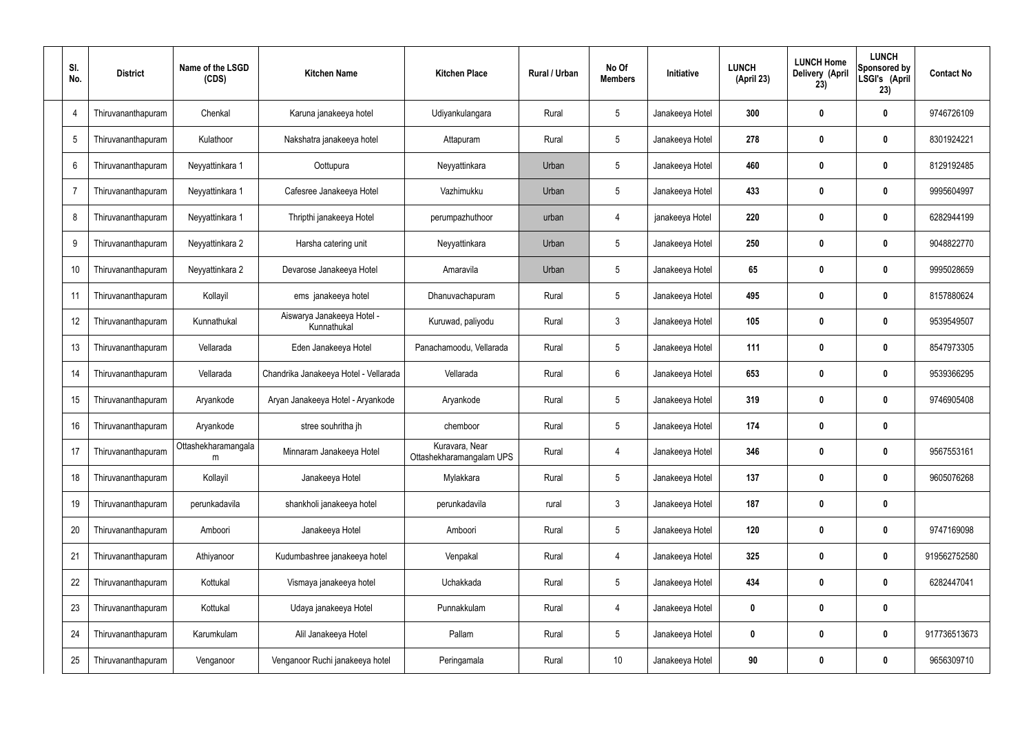| Sl. No. | District | Name of the LSGD (CDS) | Kitchen Name | Kitchen Place | Rural / Urban | No Of Members | Initiative | LUNCH (April 23) | LUNCH Home Delivery (April 23) | LUNCH Sponsored by LSGI's (April 23) | Contact No |
|---|---|---|---|---|---|---|---|---|---|---|---|
| 4 | Thiruvananthapuram | Chenkal | Karuna janakeeya hotel | Udiyankulangara | Rural | 5 | Janakeeya Hotel | 300 | 0 | 0 | 9746726109 |
| 5 | Thiruvananthapuram | Kulathoor | Nakshatra janakeeya hotel | Attapuram | Rural | 5 | Janakeeya Hotel | 278 | 0 | 0 | 8301924221 |
| 6 | Thiruvananthapuram | Neyyattinkara 1 | Oottupura | Neyyattinkara | Urban | 5 | Janakeeya Hotel | 460 | 0 | 0 | 8129192485 |
| 7 | Thiruvananthapuram | Neyyattinkara 1 | Cafesree Janakeeya Hotel | Vazhimukku | Urban | 5 | Janakeeya Hotel | 433 | 0 | 0 | 9995604997 |
| 8 | Thiruvananthapuram | Neyyattinkara 1 | Thripthi janakeeya Hotel | perumpazhuthoor | urban | 4 | janakeeya Hotel | 220 | 0 | 0 | 6282944199 |
| 9 | Thiruvananthapuram | Neyyattinkara 2 | Harsha catering unit | Neyyattinkara | Urban | 5 | Janakeeya Hotel | 250 | 0 | 0 | 9048822770 |
| 10 | Thiruvananthapuram | Neyyattinkara 2 | Devarose Janakeeya Hotel | Amaravila | Urban | 5 | Janakeeya Hotel | 65 | 0 | 0 | 9995028659 |
| 11 | Thiruvananthapuram | Kollayil | ems janakeeya hotel | Dhanuvachapuram | Rural | 5 | Janakeeya Hotel | 495 | 0 | 0 | 8157880624 |
| 12 | Thiruvananthapuram | Kunnathukal | Aiswarya Janakeeya Hotel - Kunnathukal | Kuruwad, paliyodu | Rural | 3 | Janakeeya Hotel | 105 | 0 | 0 | 9539549507 |
| 13 | Thiruvananthapuram | Vellarada | Eden Janakeeya Hotel | Panachamoodu, Vellarada | Rural | 5 | Janakeeya Hotel | 111 | 0 | 0 | 8547973305 |
| 14 | Thiruvananthapuram | Vellarada | Chandrika Janakeeya Hotel - Vellarada | Vellarada | Rural | 6 | Janakeeya Hotel | 653 | 0 | 0 | 9539366295 |
| 15 | Thiruvananthapuram | Aryankode | Aryan Janakeeya Hotel - Aryankode | Aryankode | Rural | 5 | Janakeeya Hotel | 319 | 0 | 0 | 9746905408 |
| 16 | Thiruvananthapuram | Aryankode | stree souhritha jh | chemboor | Rural | 5 | Janakeeya Hotel | 174 | 0 | 0 | |
| 17 | Thiruvananthapuram | Ottashekharamangalam | Minnaram Janakeeya Hotel | Kuravara, Near Ottashekharamangalam UPS | Rural | 4 | Janakeeya Hotel | 346 | 0 | 0 | 9567553161 |
| 18 | Thiruvananthapuram | Kollayil | Janakeeya Hotel | Mylakkara | Rural | 5 | Janakeeya Hotel | 137 | 0 | 0 | 9605076268 |
| 19 | Thiruvananthapuram | perunkadavila | shankholi janakeeya hotel | perunkadavila | rural | 3 | Janakeeya Hotel | 187 | 0 | 0 | |
| 20 | Thiruvananthapuram | Amboori | Janakeeya Hotel | Amboori | Rural | 5 | Janakeeya Hotel | 120 | 0 | 0 | 9747169098 |
| 21 | Thiruvananthapuram | Athiyanoor | Kudumbashree janakeeya hotel | Venpakal | Rural | 4 | Janakeeya Hotel | 325 | 0 | 0 | 919562752580 |
| 22 | Thiruvananthapuram | Kottukal | Vismaya janakeeya hotel | Uchakkada | Rural | 5 | Janakeeya Hotel | 434 | 0 | 0 | 6282447041 |
| 23 | Thiruvananthapuram | Kottukal | Udaya janakeeya Hotel | Punnakkulam | Rural | 4 | Janakeeya Hotel | 0 | 0 | 0 | |
| 24 | Thiruvananthapuram | Karumkulam | Alil Janakeeya Hotel | Pallam | Rural | 5 | Janakeeya Hotel | 0 | 0 | 0 | 917736513673 |
| 25 | Thiruvananthapuram | Venganoor | Venganoor Ruchi janakeeya hotel | Peringamala | Rural | 10 | Janakeeya Hotel | 90 | 0 | 0 | 9656309710 |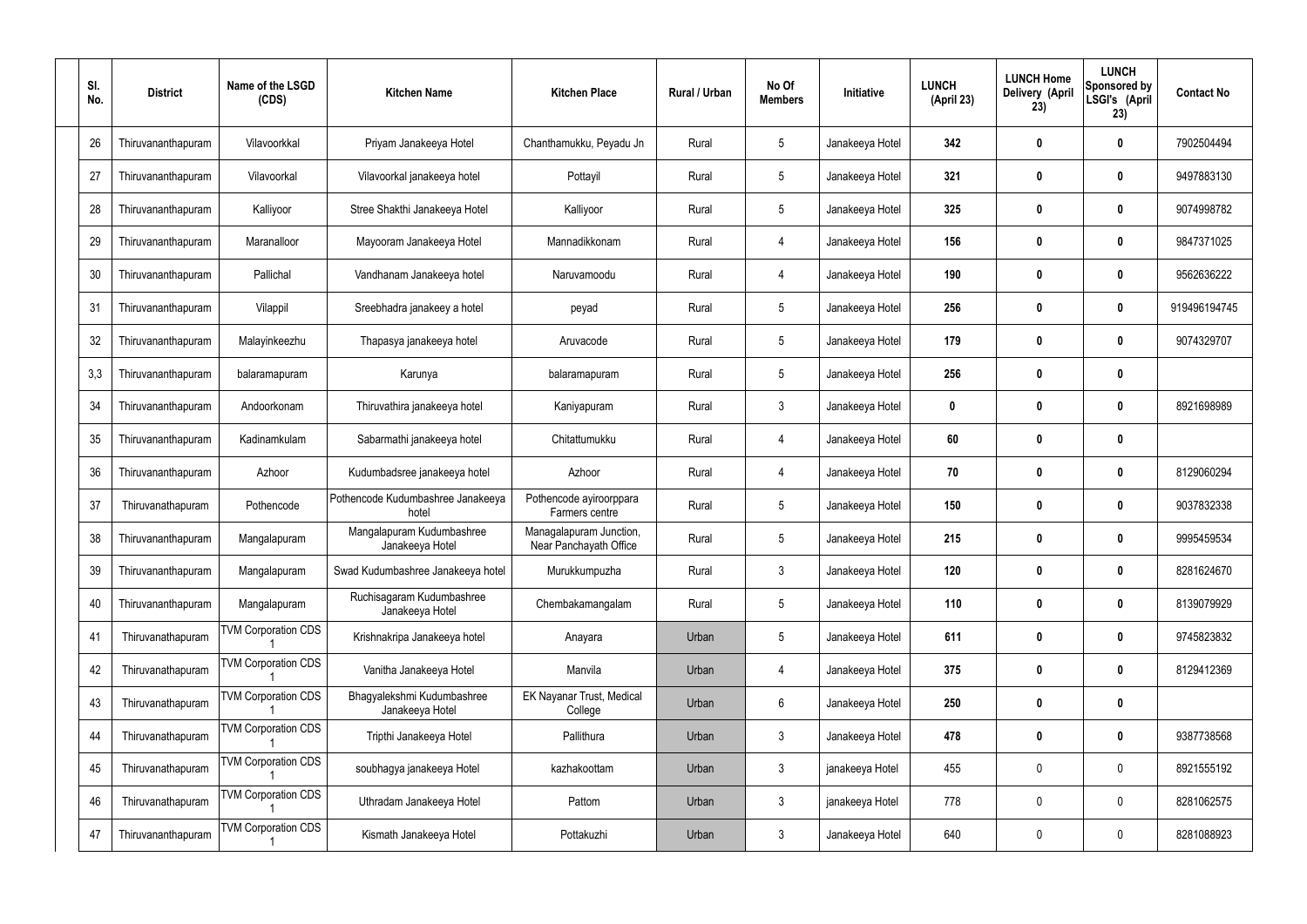| Sl. No. | District | Name of the LSGD (CDS) | Kitchen Name | Kitchen Place | Rural / Urban | No Of Members | Initiative | LUNCH (April 23) | LUNCH Home Delivery (April 23) | LUNCH Sponsored by LSGI's (April 23) | Contact No |
|---|---|---|---|---|---|---|---|---|---|---|---|
| 26 | Thiruvananthapuram | Vilavoorkkal | Priyam Janakeeya Hotel | Chanthamukku, Peyadu Jn | Rural | 5 | Janakeeya Hotel | **342** | **0** | **0** | 7902504494 |
| 27 | Thiruvananthapuram | Vilavoorkal | Vilavoorkal janakeeya hotel | Pottayil | Rural | 5 | Janakeeya Hotel | **321** | **0** | **0** | 9497883130 |
| 28 | Thiruvananthapuram | Kalliyoor | Stree Shakthi Janakeeya Hotel | Kalliyoor | Rural | 5 | Janakeeya Hotel | **325** | **0** | **0** | 9074998782 |
| 29 | Thiruvananthapuram | Maranalloor | Mayooram Janakeeya Hotel | Mannadikkonam | Rural | 4 | Janakeeya Hotel | **156** | **0** | **0** | 9847371025 |
| 30 | Thiruvananthapuram | Pallichal | Vandhanam Janakeeya hotel | Naruvamoodu | Rural | 4 | Janakeeya Hotel | **190** | **0** | **0** | 9562636222 |
| 31 | Thiruvananthapuram | Vilappil | Sreebhadra janakeey a hotel | peyad | Rural | 5 | Janakeeya Hotel | **256** | **0** | **0** | 919496194745 |
| 32 | Thiruvananthapuram | Malayinkeezhu | Thapasya janakeeya hotel | Aruvacode | Rural | 5 | Janakeeya Hotel | **179** | **0** | **0** | 9074329707 |
| 3,3 | Thiruvananthapuram | balaramapuram | Karunya | balaramapuram | Rural | 5 | Janakeeya Hotel | **256** | **0** | **0** | |
| 34 | Thiruvananthapuram | Andoorkonam | Thiruvathira janakeeya hotel | Kaniyapuram | Rural | 3 | Janakeeya Hotel | **0** | **0** | **0** | 8921698989 |
| 35 | Thiruvananthapuram | Kadinamkulam | Sabarmathi janakeeya hotel | Chitattumukku | Rural | 4 | Janakeeya Hotel | **60** | **0** | **0** | |
| 36 | Thiruvananthapuram | Azhoor | Kudumbadsree janakeeya hotel | Azhoor | Rural | 4 | Janakeeya Hotel | **70** | **0** | **0** | 8129060294 |
| 37 | Thiruvanathapuram | Pothencode | Pothencode Kudumbashree Janakeeya hotel | Pothencode ayiroorppara Farmers centre | Rural | 5 | Janakeeya Hotel | **150** | **0** | **0** | 9037832338 |
| 38 | Thiruvananthapuram | Mangalapuram | Mangalapuram Kudumbashree Janakeeya Hotel | Managalapuram Junction, Near Panchayath Office | Rural | 5 | Janakeeya Hotel | **215** | **0** | **0** | 9995459534 |
| 39 | Thiruvananthapuram | Mangalapuram | Swad Kudumbashree Janakeeya hotel | Murukkumpuzha | Rural | 3 | Janakeeya Hotel | **120** | **0** | **0** | 8281624670 |
| 40 | Thiruvananthapuram | Mangalapuram | Ruchisagaram Kudumbashree Janakeeya Hotel | Chembakamangalam | Rural | 5 | Janakeeya Hotel | **110** | **0** | **0** | 8139079929 |
| 41 | Thiruvanathapuram | TVM Corporation CDS 1 | Krishnakripa Janakeeya hotel | Anayara | Urban | 5 | Janakeeya Hotel | **611** | **0** | **0** | 9745823832 |
| 42 | Thiruvanathapuram | TVM Corporation CDS 1 | Vanitha Janakeeya Hotel | Manvila | Urban | 4 | Janakeeya Hotel | **375** | **0** | **0** | 8129412369 |
| 43 | Thiruvanathapuram | TVM Corporation CDS 1 | Bhagyalekshmi Kudumbashree Janakeeya Hotel | EK Nayanar Trust, Medical College | Urban | 6 | Janakeeya Hotel | **250** | **0** | **0** | |
| 44 | Thiruvanathapuram | TVM Corporation CDS 1 | Tripthi Janakeeya Hotel | Pallithura | Urban | 3 | Janakeeya Hotel | **478** | **0** | **0** | 9387738568 |
| 45 | Thiruvanathapuram | TVM Corporation CDS 1 | soubhagya janakeeya Hotel | kazhakoottam | Urban | 3 | janakeeya Hotel | 455 | 0 | 0 | 8921555192 |
| 46 | Thiruvanathapuram | TVM Corporation CDS 1 | Uthradam Janakeeya Hotel | Pattom | Urban | 3 | janakeeya Hotel | 778 | 0 | 0 | 8281062575 |
| 47 | Thiruvananthapuram | TVM Corporation CDS 1 | Kismath Janakeeya Hotel | Pottakuzhi | Urban | 3 | Janakeeya Hotel | 640 | 0 | 0 | 8281088923 |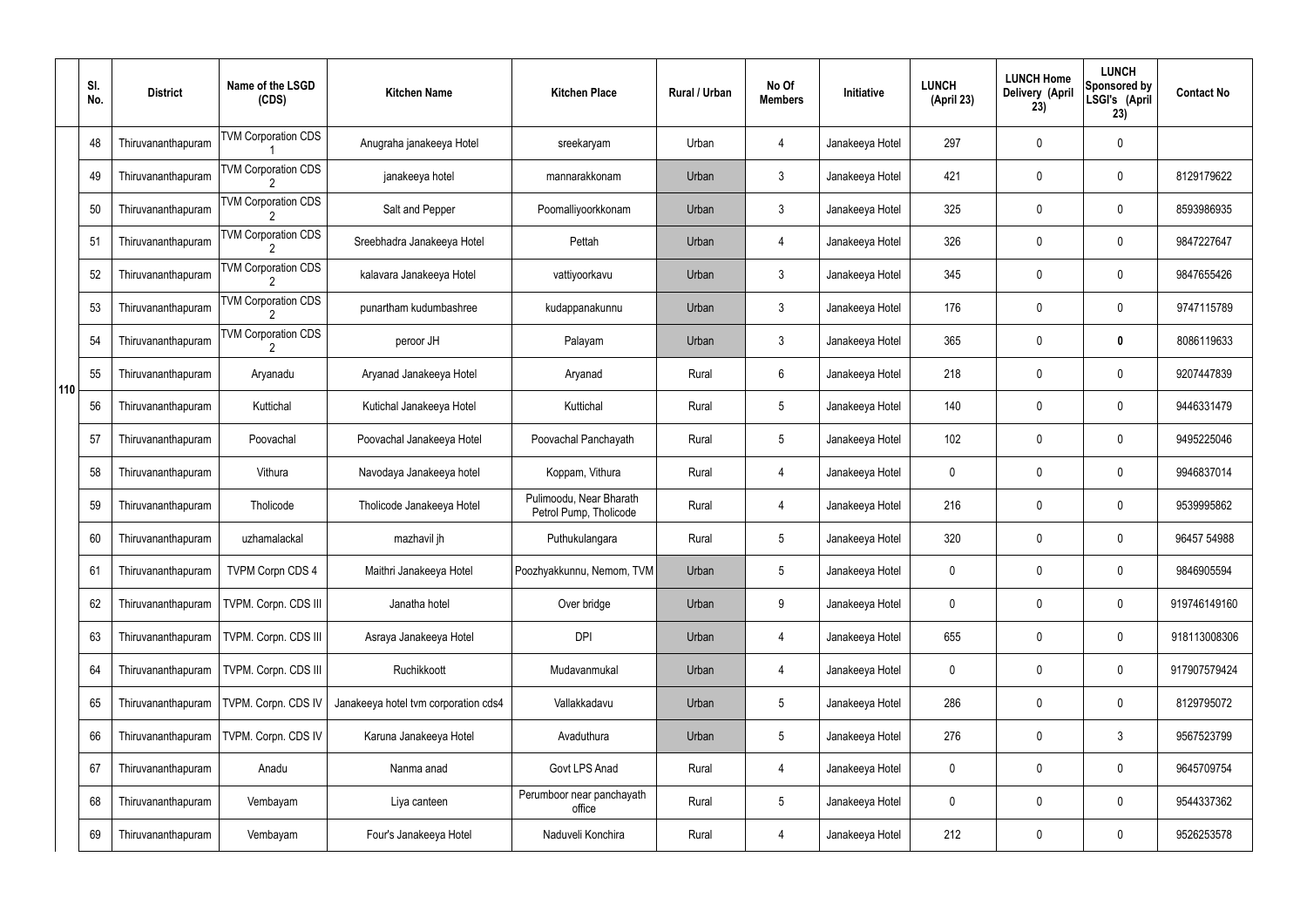| | Sl. No. | District | Name of the LSGD (CDS) | Kitchen Name | Kitchen Place | Rural / Urban | No Of Members | Initiative | LUNCH (April 23) | LUNCH Home Delivery (April 23) | LUNCH Sponsored by LSGI's (April 23) | Contact No |
|---|---|---|---|---|---|---|---|---|---|---|---|---|
| 110 | 48 | Thiruvananthapuram | TVM Corporation CDS 1 | Anugraha janakeeya Hotel | sreekaryam | Urban | 4 | Janakeeya Hotel | 297 | 0 | 0 | |
| | 49 | Thiruvananthapuram | TVM Corporation CDS 2 | janakeeya hotel | mannarakkonam | Urban | 3 | Janakeeya Hotel | 421 | 0 | 0 | 8129179622 |
| | 50 | Thiruvananthapuram | TVM Corporation CDS 2 | Salt and Pepper | Poomalliyoorkkonam | Urban | 3 | Janakeeya Hotel | 325 | 0 | 0 | 8593986935 |
| | 51 | Thiruvananthapuram | TVM Corporation CDS 2 | Sreebhadra Janakeeya Hotel | Pettah | Urban | 4 | Janakeeya Hotel | 326 | 0 | 0 | 9847227647 |
| | 52 | Thiruvananthapuram | TVM Corporation CDS 2 | kalavara Janakeeya Hotel | vattiyoorkavu | Urban | 3 | Janakeeya Hotel | 345 | 0 | 0 | 9847655426 |
| | 53 | Thiruvananthapuram | TVM Corporation CDS 2 | punartham kudumbashree | kudappanakunnu | Urban | 3 | Janakeeya Hotel | 176 | 0 | 0 | 9747115789 |
| | 54 | Thiruvananthapuram | TVM Corporation CDS 2 | peroor JH | Palayam | Urban | 3 | Janakeeya Hotel | 365 | 0 | **0** | 8086119633 |
| | 55 | Thiruvananthapuram | Aryanadu | Aryanad Janakeeya Hotel | Aryanad | Rural | 6 | Janakeeya Hotel | 218 | 0 | 0 | 9207447839 |
| | 56 | Thiruvananthapuram | Kuttichal | Kutichal Janakeeya Hotel | Kuttichal | Rural | 5 | Janakeeya Hotel | 140 | 0 | 0 | 9446331479 |
| | 57 | Thiruvananthapuram | Poovachal | Poovachal Janakeeya Hotel | Poovachal Panchayath | Rural | 5 | Janakeeya Hotel | 102 | 0 | 0 | 9495225046 |
| | 58 | Thiruvananthapuram | Vithura | Navodaya Janakeeya hotel | Koppam, Vithura | Rural | 4 | Janakeeya Hotel | 0 | 0 | 0 | 9946837014 |
| | 59 | Thiruvananthapuram | Tholicode | Tholicode Janakeeya Hotel | Pulimoodu, Near Bharath Petrol Pump, Tholicode | Rural | 4 | Janakeeya Hotel | 216 | 0 | 0 | 9539995862 |
| | 60 | Thiruvananthapuram | uzhamalackal | mazhavil jh | Puthukulangara | Rural | 5 | Janakeeya Hotel | 320 | 0 | 0 | 96457 54988 |
| | 61 | Thiruvananthapuram | TVPM Corpn CDS 4 | Maithri Janakeeya Hotel | Poozhyakkunnu, Nemom, TVM | Urban | 5 | Janakeeya Hotel | 0 | 0 | 0 | 9846905594 |
| | 62 | Thiruvananthapuram | TVPM. Corpn. CDS III | Janatha hotel | Over bridge | Urban | 9 | Janakeeya Hotel | 0 | 0 | 0 | 919746149160 |
| | 63 | Thiruvananthapuram | TVPM. Corpn. CDS III | Asraya Janakeeya Hotel | DPI | Urban | 4 | Janakeeya Hotel | 655 | 0 | 0 | 918113008306 |
| | 64 | Thiruvananthapuram | TVPM. Corpn. CDS III | Ruchikkoott | Mudavanmukal | Urban | 4 | Janakeeya Hotel | 0 | 0 | 0 | 917907579424 |
| | 65 | Thiruvananthapuram | TVPM. Corpn. CDS IV | Janakeeya hotel tvm corporation cds4 | Vallakkadavu | Urban | 5 | Janakeeya Hotel | 286 | 0 | 0 | 8129795072 |
| | 66 | Thiruvananthapuram | TVPM. Corpn. CDS IV | Karuna Janakeeya Hotel | Avaduthura | Urban | 5 | Janakeeya Hotel | 276 | 0 | 3 | 9567523799 |
| | 67 | Thiruvananthapuram | Anadu | Nanma anad | Govt LPS Anad | Rural | 4 | Janakeeya Hotel | 0 | 0 | 0 | 9645709754 |
| | 68 | Thiruvananthapuram | Vembayam | Liya canteen | Perumboor near panchayath office | Rural | 5 | Janakeeya Hotel | 0 | 0 | 0 | 9544337362 |
| | 69 | Thiruvananthapuram | Vembayam | Four's Janakeeya Hotel | Naduveli Konchira | Rural | 4 | Janakeeya Hotel | 212 | 0 | 0 | 9526253578 |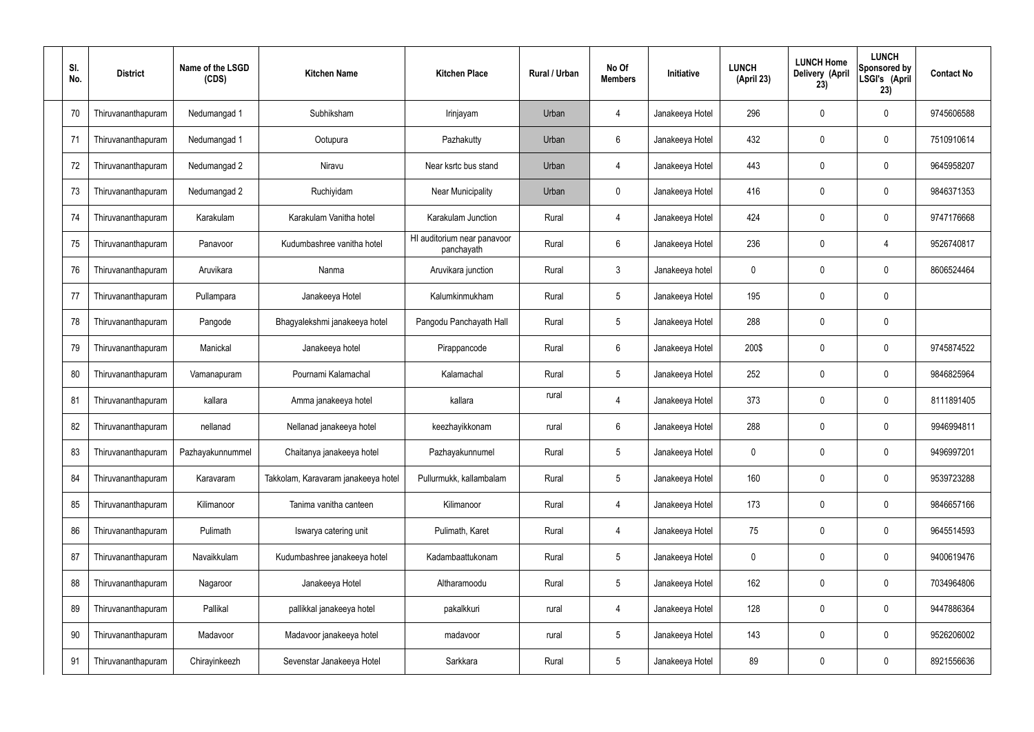| Sl. No. | District | Name of the LSGD (CDS) | Kitchen Name | Kitchen Place | Rural / Urban | No Of Members | Initiative | LUNCH (April 23) | LUNCH Home Delivery (April 23) | LUNCH Sponsored by LSGI's (April 23) | Contact No |
|---|---|---|---|---|---|---|---|---|---|---|---|
| 70 | Thiruvananthapuram | Nedumangad 1 | Subhiksham | Irinjayam | Urban | 4 | Janakeeya Hotel | 296 | 0 | 0 | 9745606588 |
| 71 | Thiruvananthapuram | Nedumangad 1 | Ootupura | Pazhakutty | Urban | 6 | Janakeeya Hotel | 432 | 0 | 0 | 7510910614 |
| 72 | Thiruvananthapuram | Nedumangad 2 | Niravu | Near ksrtc bus stand | Urban | 4 | Janakeeya Hotel | 443 | 0 | 0 | 9645958207 |
| 73 | Thiruvananthapuram | Nedumangad 2 | Ruchiyidam | Near Municipality | Urban | 0 | Janakeeya Hotel | 416 | 0 | 0 | 9846371353 |
| 74 | Thiruvananthapuram | Karakulam | Karakulam Vanitha hotel | Karakulam Junction | Rural | 4 | Janakeeya Hotel | 424 | 0 | 0 | 9747176668 |
| 75 | Thiruvananthapuram | Panavoor | Kudumbashree vanitha hotel | Hl auditorium near panavoor panchayath | Rural | 6 | Janakeeya Hotel | 236 | 0 | 4 | 9526740817 |
| 76 | Thiruvananthapuram | Aruvikara | Nanma | Aruvikara junction | Rural | 3 | Janakeeya hotel | 0 | 0 | 0 | 8606524464 |
| 77 | Thiruvananthapuram | Pullampara | Janakeeya Hotel | Kalumkinmukham | Rural | 5 | Janakeeya Hotel | 195 | 0 | 0 | |
| 78 | Thiruvananthapuram | Pangode | Bhagyalekshmi janakeeya hotel | Pangodu Panchayath Hall | Rural | 5 | Janakeeya Hotel | 288 | 0 | 0 | |
| 79 | Thiruvananthapuram | Manickal | Janakeeya hotel | Pirappancode | Rural | 6 | Janakeeya Hotel | 200$ | 0 | 0 | 9745874522 |
| 80 | Thiruvananthapuram | Vamanapuram | Pournami Kalamachal | Kalamachal | Rural | 5 | Janakeeya Hotel | 252 | 0 | 0 | 9846825964 |
| 81 | Thiruvananthapuram | kallara | Amma janakeeya hotel | kallara | rural | 4 | Janakeeya Hotel | 373 | 0 | 0 | 8111891405 |
| 82 | Thiruvananthapuram | nellanad | Nellanad janakeeya hotel | keezhayikkonam | rural | 6 | Janakeeya Hotel | 288 | 0 | 0 | 9946994811 |
| 83 | Thiruvananthapuram | Pazhayakunnummel | Chaitanya janakeeya hotel | Pazhayakunnumel | Rural | 5 | Janakeeya Hotel | 0 | 0 | 0 | 9496997201 |
| 84 | Thiruvananthapuram | Karavaram | Takkolam, Karavaram janakeeya hotel | Pullurmukk, kallambalam | Rural | 5 | Janakeeya Hotel | 160 | 0 | 0 | 9539723288 |
| 85 | Thiruvananthapuram | Kilimanoor | Tanima vanitha canteen | Kilimanoor | Rural | 4 | Janakeeya Hotel | 173 | 0 | 0 | 9846657166 |
| 86 | Thiruvananthapuram | Pulimath | Iswarya catering unit | Pulimath, Karet | Rural | 4 | Janakeeya Hotel | 75 | 0 | 0 | 9645514593 |
| 87 | Thiruvananthapuram | Navaikkulam | Kudumbashree janakeeya hotel | Kadambaattukonam | Rural | 5 | Janakeeya Hotel | 0 | 0 | 0 | 9400619476 |
| 88 | Thiruvananthapuram | Nagaroor | Janakeeya Hotel | Altharamoodu | Rural | 5 | Janakeeya Hotel | 162 | 0 | 0 | 7034964806 |
| 89 | Thiruvananthapuram | Pallikal | pallikkal janakeeya hotel | pakalkkuri | rural | 4 | Janakeeya Hotel | 128 | 0 | 0 | 9447886364 |
| 90 | Thiruvananthapuram | Madavoor | Madavoor janakeeya hotel | madavoor | rural | 5 | Janakeeya Hotel | 143 | 0 | 0 | 9526206002 |
| 91 | Thiruvananthapuram | Chirayinkeezh | Sevenstar Janakeeya Hotel | Sarkkara | Rural | 5 | Janakeeya Hotel | 89 | 0 | 0 | 8921556636 |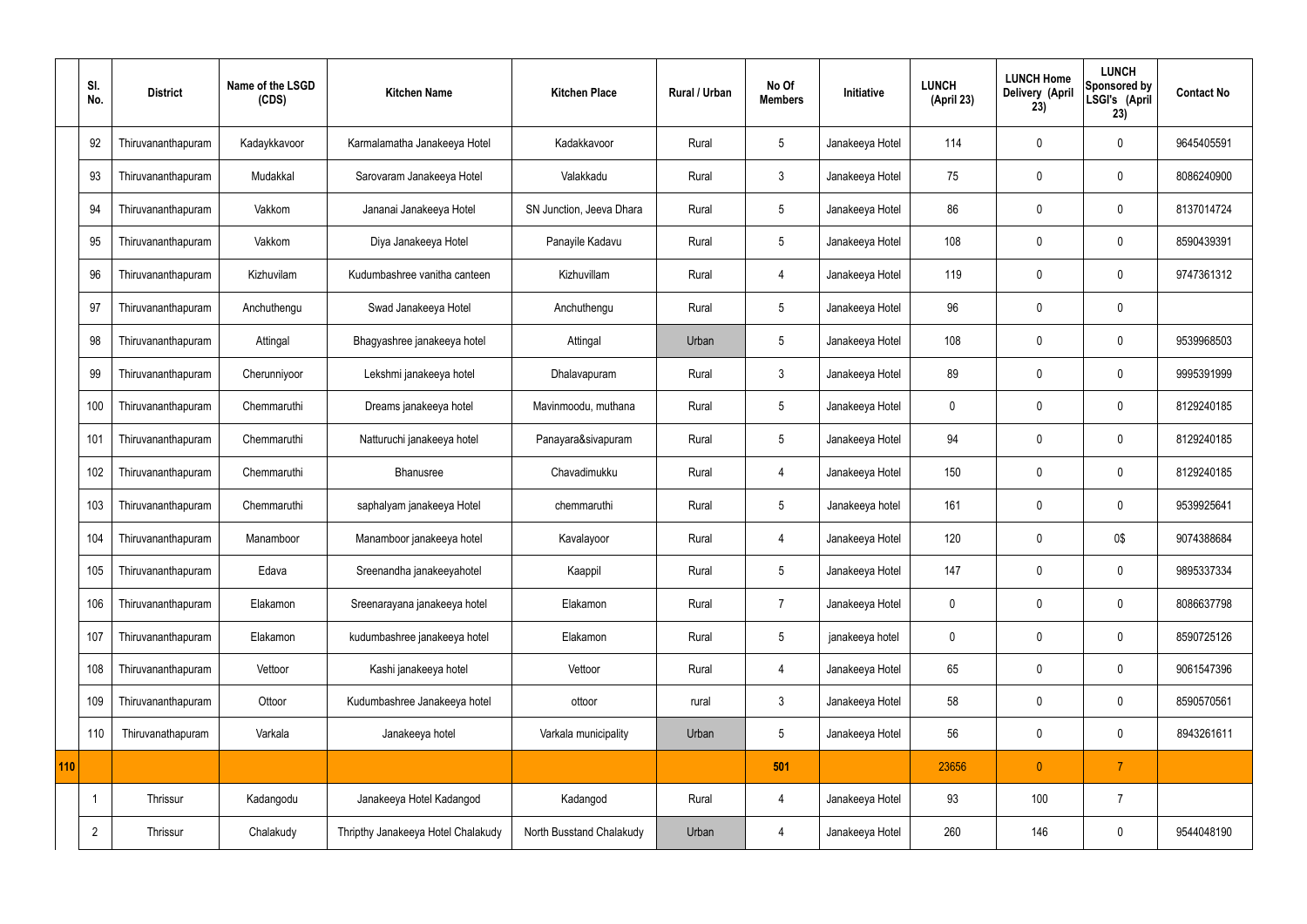| | Sl. No. | District | Name of the LSGD (CDS) | Kitchen Name | Kitchen Place | Rural / Urban | No Of Members | Initiative | LUNCH (April 23) | LUNCH Home Delivery (April 23) | LUNCH Sponsored by LSGI's (April 23) | Contact No |
|---|---|---|---|---|---|---|---|---|---|---|---|---|
| | 92 | Thiruvananthapuram | Kadaykkavoor | Karmalamatha Janakeeya Hotel | Kadakkavoor | Rural | 5 | Janakeeya Hotel | 114 | 0 | 0 | 9645405591 |
| | 93 | Thiruvananthapuram | Mudakkal | Sarovaram Janakeeya Hotel | Valakkadu | Rural | 3 | Janakeeya Hotel | 75 | 0 | 0 | 8086240900 |
| | 94 | Thiruvananthapuram | Vakkom | Jananai Janakeeya Hotel | SN Junction, Jeeva Dhara | Rural | 5 | Janakeeya Hotel | 86 | 0 | 0 | 8137014724 |
| | 95 | Thiruvananthapuram | Vakkom | Diya Janakeeya Hotel | Panayile Kadavu | Rural | 5 | Janakeeya Hotel | 108 | 0 | 0 | 8590439391 |
| | 96 | Thiruvananthapuram | Kizhuvilam | Kudumbashree vanitha canteen | Kizhuvillam | Rural | 4 | Janakeeya Hotel | 119 | 0 | 0 | 9747361312 |
| | 97 | Thiruvananthapuram | Anchuthengu | Swad Janakeeya Hotel | Anchuthengu | Rural | 5 | Janakeeya Hotel | 96 | 0 | 0 | |
| | 98 | Thiruvananthapuram | Attingal | Bhagyashree janakeeya hotel | Attingal | Urban | 5 | Janakeeya Hotel | 108 | 0 | 0 | 9539968503 |
| | 99 | Thiruvananthapuram | Cherunniyoor | Lekshmi janakeeya hotel | Dhalavapuram | Rural | 3 | Janakeeya Hotel | 89 | 0 | 0 | 9995391999 |
| | 100 | Thiruvananthapuram | Chemmaruthi | Dreams janakeeya hotel | Mavinmoodu, muthana | Rural | 5 | Janakeeya Hotel | 0 | 0 | 0 | 8129240185 |
| | 101 | Thiruvananthapuram | Chemmaruthi | Natturuchi janakeeya hotel | Panayara&sivapuram | Rural | 5 | Janakeeya Hotel | 94 | 0 | 0 | 8129240185 |
| | 102 | Thiruvananthapuram | Chemmaruthi | Bhanusree | Chavadimukku | Rural | 4 | Janakeeya Hotel | 150 | 0 | 0 | 8129240185 |
| | 103 | Thiruvananthapuram | Chemmaruthi | saphalyam janakeeya Hotel | chemmaruthi | Rural | 5 | Janakeeya hotel | 161 | 0 | 0 | 9539925641 |
| | 104 | Thiruvananthapuram | Manamboor | Manamboor janakeeya hotel | Kavalayoor | Rural | 4 | Janakeeya Hotel | 120 | 0 | 0$ | 9074388684 |
| | 105 | Thiruvananthapuram | Edava | Sreenandha janakeeyahotel | Kaappil | Rural | 5 | Janakeeya Hotel | 147 | 0 | 0 | 9895337334 |
| | 106 | Thiruvananthapuram | Elakamon | Sreenarayana janakeeya hotel | Elakamon | Rural | 7 | Janakeeya Hotel | 0 | 0 | 0 | 8086637798 |
| | 107 | Thiruvananthapuram | Elakamon | kudumbashree janakeeya hotel | Elakamon | Rural | 5 | janakeeya hotel | 0 | 0 | 0 | 8590725126 |
| | 108 | Thiruvananthapuram | Vettoor | Kashi janakeeya hotel | Vettoor | Rural | 4 | Janakeeya Hotel | 65 | 0 | 0 | 9061547396 |
| | 109 | Thiruvananthapuram | Ottoor | Kudumbashree Janakeeya hotel | ottoor | rural | 3 | Janakeeya Hotel | 58 | 0 | 0 | 8590570561 |
| | 110 | Thiruvanathapuram | Varkala | Janakeeya hotel | Varkala municipality | Urban | 5 | Janakeeya Hotel | 56 | 0 | 0 | 8943261611 |
| 110 | | | | | | | 501 | | 23656 | 0 | 7 | |
| | 1 | Thrissur | Kadangodu | Janakeeya Hotel Kadangod | Kadangod | Rural | 4 | Janakeeya Hotel | 93 | 100 | 7 | |
| | 2 | Thrissur | Chalakudy | Thripthy Janakeeya Hotel Chalakudy | North Busstand Chalakudy | Urban | 4 | Janakeeya Hotel | 260 | 146 | 0 | 9544048190 |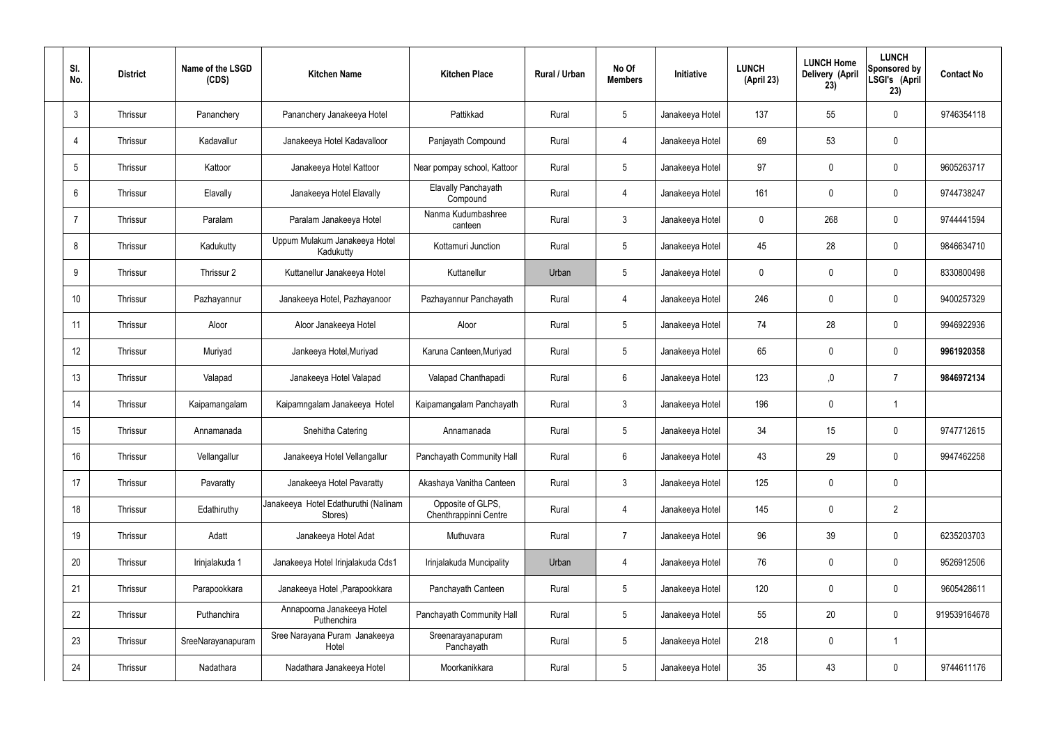| Sl. No. | District | Name of the LSGD (CDS) | Kitchen Name | Kitchen Place | Rural / Urban | No Of Members | Initiative | LUNCH (April 23) | LUNCH Home Delivery (April 23) | LUNCH Sponsored by LSGI's (April 23) | Contact No |
|---|---|---|---|---|---|---|---|---|---|---|---|
| 3 | Thrissur | Pananchery | Pananchery Janakeeya Hotel | Pattikkad | Rural | 5 | Janakeeya Hotel | 137 | 55 | 0 | 9746354118 |
| 4 | Thrissur | Kadavallur | Janakeeya Hotel Kadavalloor | Panjayath Compound | Rural | 4 | Janakeeya Hotel | 69 | 53 | 0 | |
| 5 | Thrissur | Kattoor | Janakeeya Hotel Kattoor | Near pompay school, Kattoor | Rural | 5 | Janakeeya Hotel | 97 | 0 | 0 | 9605263717 |
| 6 | Thrissur | Elavally | Janakeeya Hotel Elavally | Elavally Panchayath Compound | Rural | 4 | Janakeeya Hotel | 161 | 0 | 0 | 9744738247 |
| 7 | Thrissur | Paralam | Paralam Janakeeya Hotel | Nanma Kudumbashree canteen | Rural | 3 | Janakeeya Hotel | 0 | 268 | 0 | 9744441594 |
| 8 | Thrissur | Kadukutty | Uppum Mulakum Janakeeya Hotel Kadukutty | Kottamuri Junction | Rural | 5 | Janakeeya Hotel | 45 | 28 | 0 | 9846634710 |
| 9 | Thrissur | Thrissur 2 | Kuttanellur Janakeeya Hotel | Kuttanellur | Urban | 5 | Janakeeya Hotel | 0 | 0 | 0 | 8330800498 |
| 10 | Thrissur | Pazhayannur | Janakeeya Hotel, Pazhayanoor | Pazhayannur Panchayath | Rural | 4 | Janakeeya Hotel | 246 | 0 | 0 | 9400257329 |
| 11 | Thrissur | Aloor | Aloor Janakeeya Hotel | Aloor | Rural | 5 | Janakeeya Hotel | 74 | 28 | 0 | 9946922936 |
| 12 | Thrissur | Muriyad | Jankeeya Hotel,Muriyad | Karuna Canteen,Muriyad | Rural | 5 | Janakeeya Hotel | 65 | 0 | 0 | **9961920358** |
| 13 | Thrissur | Valapad | Janakeeya Hotel Valapad | Valapad Chanthapadi | Rural | 6 | Janakeeya Hotel | 123 | ,0 | 7 | **9846972134** |
| 14 | Thrissur | Kaipamangalam | Kaipamngalam Janakeeya Hotel | Kaipamangalam Panchayath | Rural | 3 | Janakeeya Hotel | 196 | 0 | 1 | |
| 15 | Thrissur | Annamanada | Snehitha Catering | Annamanada | Rural | 5 | Janakeeya Hotel | 34 | 15 | 0 | 9747712615 |
| 16 | Thrissur | Vellangallur | Janakeeya Hotel Vellangallur | Panchayath Community Hall | Rural | 6 | Janakeeya Hotel | 43 | 29 | 0 | 9947462258 |
| 17 | Thrissur | Pavaratty | Janakeeya Hotel Pavaratty | Akashaya Vanitha Canteen | Rural | 3 | Janakeeya Hotel | 125 | 0 | 0 | |
| 18 | Thrissur | Edathiruthy | Janakeeya Hotel Edathuruthi (Nalinam Stores) | Opposite of GLPS, Chenthrappinni Centre | Rural | 4 | Janakeeya Hotel | 145 | 0 | 2 | |
| 19 | Thrissur | Adatt | Janakeeya Hotel Adat | Muthuvara | Rural | 7 | Janakeeya Hotel | 96 | 39 | 0 | 6235203703 |
| 20 | Thrissur | Irinjalakuda 1 | Janakeeya Hotel Irinjalakuda Cds1 | Irinjalakuda Muncipality | Urban | 4 | Janakeeya Hotel | 76 | 0 | 0 | 9526912506 |
| 21 | Thrissur | Parapookkara | Janakeeya Hotel ,Parapookkara | Panchayath Canteen | Rural | 5 | Janakeeya Hotel | 120 | 0 | 0 | 9605428611 |
| 22 | Thrissur | Puthanchira | Annapoorna Janakeeya Hotel Puthenchira | Panchayath Community Hall | Rural | 5 | Janakeeya Hotel | 55 | 20 | 0 | 919539164678 |
| 23 | Thrissur | SreeNarayanapuram | Sree Narayana Puram Janakeeya Hotel | Sreenarayanapuram Panchayath | Rural | 5 | Janakeeya Hotel | 218 | 0 | 1 | |
| 24 | Thrissur | Nadathara | Nadathara Janakeeya Hotel | Moorkanikkara | Rural | 5 | Janakeeya Hotel | 35 | 43 | 0 | 9744611176 |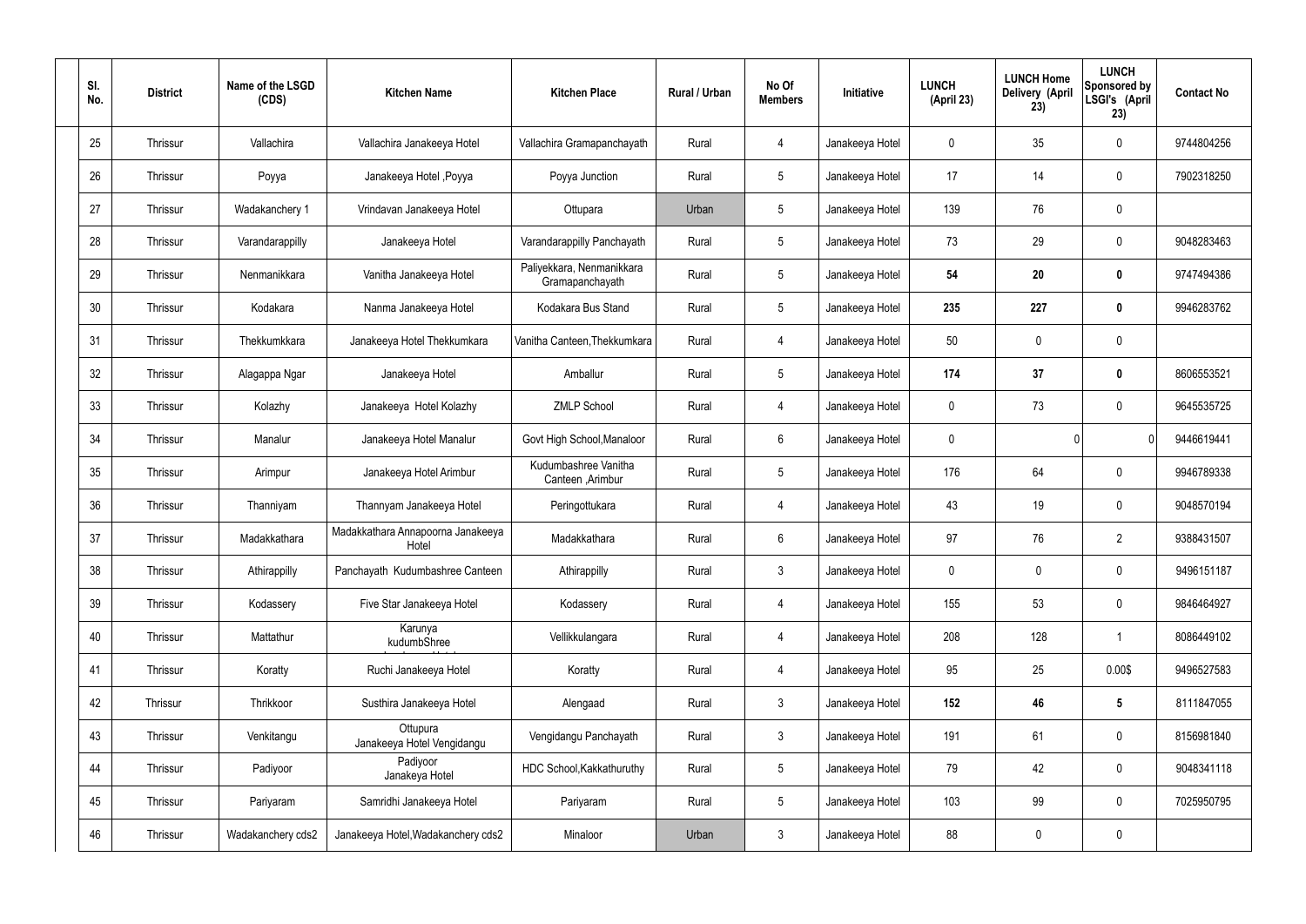| Sl. No. | District | Name of the LSGD (CDS) | Kitchen Name | Kitchen Place | Rural / Urban | No Of Members | Initiative | LUNCH (April 23) | LUNCH Home Delivery (April 23) | LUNCH Sponsored by LSGI's (April 23) | Contact No |
|---|---|---|---|---|---|---|---|---|---|---|---|
| 25 | Thrissur | Vallachira | Vallachira Janakeeya Hotel | Vallachira Gramapanchayath | Rural | 4 | Janakeeya Hotel | 0 | 35 | 0 | 9744804256 |
| 26 | Thrissur | Poyya | Janakeeya Hotel ,Poyya | Poyya Junction | Rural | 5 | Janakeeya Hotel | 17 | 14 | 0 | 7902318250 |
| 27 | Thrissur | Wadakanchery 1 | Vrindavan Janakeeya Hotel | Ottupara | Urban | 5 | Janakeeya Hotel | 139 | 76 | 0 | |
| 28 | Thrissur | Varandarappilly | Janakeeya Hotel | Varandarappilly Panchayath | Rural | 5 | Janakeeya Hotel | 73 | 29 | 0 | 9048283463 |
| 29 | Thrissur | Nenmanikkara | Vanitha Janakeeya Hotel | Paliyekkara, Nenmanikkara Gramapanchayath | Rural | 5 | Janakeeya Hotel | **54** | **20** | **0** | 9747494386 |
| 30 | Thrissur | Kodakara | Nanma Janakeeya Hotel | Kodakara Bus Stand | Rural | 5 | Janakeeya Hotel | **235** | **227** | **0** | 9946283762 |
| 31 | Thrissur | Thekkumkkara | Janakeeya Hotel Thekkumkara | Vanitha Canteen,Thekkumkara | Rural | 4 | Janakeeya Hotel | 50 | 0 | 0 | |
| 32 | Thrissur | Alagappa Ngar | Janakeeya Hotel | Amballur | Rural | 5 | Janakeeya Hotel | **174** | **37** | **0** | 8606553521 |
| 33 | Thrissur | Kolazhy | Janakeeya Hotel Kolazhy | ZMLP School | Rural | 4 | Janakeeya Hotel | 0 | 73 | 0 | 9645535725 |
| 34 | Thrissur | Manalur | Janakeeya Hotel Manalur | Govt High School,Manaloor | Rural | 6 | Janakeeya Hotel | 0 | 0 | 0 | 9446619441 |
| 35 | Thrissur | Arimpur | Janakeeya Hotel Arimbur | Kudumbashree Vanitha Canteen ,Arimbur | Rural | 5 | Janakeeya Hotel | 176 | 64 | 0 | 9946789338 |
| 36 | Thrissur | Thanniyam | Thannyam Janakeeya Hotel | Peringottukara | Rural | 4 | Janakeeya Hotel | 43 | 19 | 0 | 9048570194 |
| 37 | Thrissur | Madakkathara | Madakkathara Annapoorna Janakeeya Hotel | Madakkathara | Rural | 6 | Janakeeya Hotel | 97 | 76 | 2 | 9388431507 |
| 38 | Thrissur | Athirappilly | Panchayath Kudumbashree Canteen | Athirappilly | Rural | 3 | Janakeeya Hotel | 0 | 0 | 0 | 9496151187 |
| 39 | Thrissur | Kodassery | Five Star Janakeeya Hotel | Kodassery | Rural | 4 | Janakeeya Hotel | 155 | 53 | 0 | 9846464927 |
| 40 | Thrissur | Mattathur | Karunya kudumbShree | Vellikkulangara | Rural | 4 | Janakeeya Hotel | 208 | 128 | 1 | 8086449102 |
| 41 | Thrissur | Koratty | Ruchi Janakeeya Hotel | Koratty | Rural | 4 | Janakeeya Hotel | 95 | 25 | 0.00$ | 9496527583 |
| 42 | Thrissur | Thrikkoor | Susthira Janakeeya Hotel | Alengaad | Rural | 3 | Janakeeya Hotel | **152** | **46** | **5** | 8111847055 |
| 43 | Thrissur | Venkitangu | Ottupura Janakeeya Hotel Vengidangu | Vengidangu Panchayath | Rural | 3 | Janakeeya Hotel | 191 | 61 | 0 | 8156981840 |
| 44 | Thrissur | Padiyoor | Padiyoor Janakeya Hotel | HDC School,Kakkathuruthy | Rural | 5 | Janakeeya Hotel | 79 | 42 | 0 | 9048341118 |
| 45 | Thrissur | Pariyaram | Samridhi Janakeeya Hotel | Pariyaram | Rural | 5 | Janakeeya Hotel | 103 | 99 | 0 | 7025950795 |
| 46 | Thrissur | Wadakanchery cds2 | Janakeeya Hotel,Wadakanchery cds2 | Minaloor | Urban | 3 | Janakeeya Hotel | 88 | 0 | 0 | |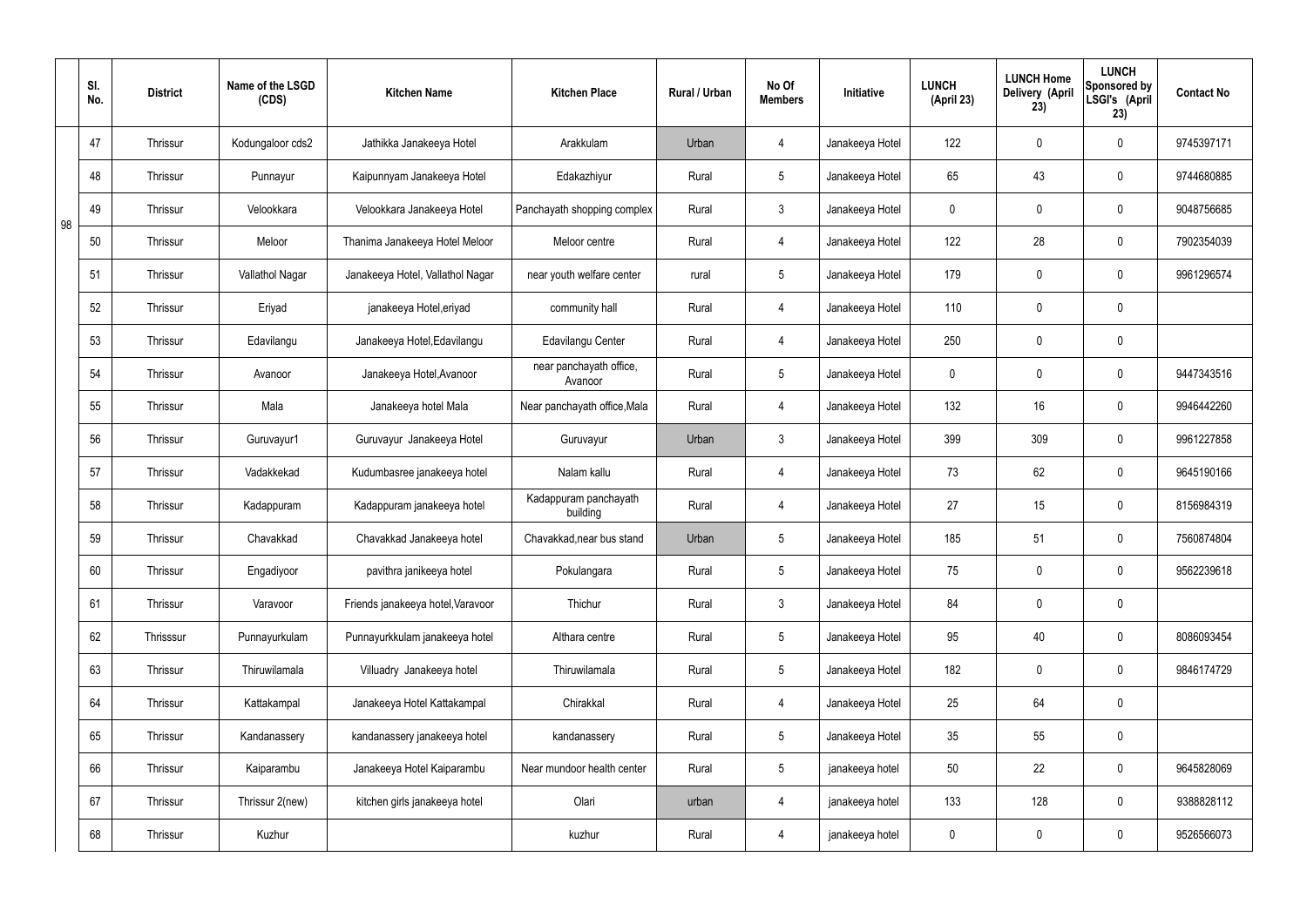|  | Sl. No. | District | Name of the LSGD (CDS) | Kitchen Name | Kitchen Place | Rural / Urban | No Of Members | Initiative | LUNCH (April 23) | LUNCH Home Delivery (April 23) | LUNCH Sponsored by LSGI's (April 23) | Contact No |
|---|---|---|---|---|---|---|---|---|---|---|---|---|
| 98 | 47 | Thrissur | Kodungaloor cds2 | Jathikka Janakeeya Hotel | Arakkulam | Urban | 4 | Janakeeya Hotel | 122 | 0 | 0 | 9745397171 |
|  | 48 | Thrissur | Punnayur | Kaipunnyam Janakeeya Hotel | Edakazhiyur | Rural | 5 | Janakeeya Hotel | 65 | 43 | 0 | 9744680885 |
|  | 49 | Thrissur | Velookkara | Velookkara Janakeeya Hotel | Panchayath shopping complex | Rural | 3 | Janakeeya Hotel | 0 | 0 | 0 | 9048756685 |
|  | 50 | Thrissur | Meloor | Thanima Janakeeya Hotel Meloor | Meloor centre | Rural | 4 | Janakeeya Hotel | 122 | 28 | 0 | 7902354039 |
|  | 51 | Thrissur | Vallathol Nagar | Janakeeya Hotel, Vallathol Nagar | near youth welfare center | rural | 5 | Janakeeya Hotel | 179 | 0 | 0 | 9961296574 |
|  | 52 | Thrissur | Eriyad | janakeeya Hotel,eriyad | community hall | Rural | 4 | Janakeeya Hotel | 110 | 0 | 0 |  |
|  | 53 | Thrissur | Edavilangu | Janakeeya Hotel,Edavilangu | Edavilangu Center | Rural | 4 | Janakeeya Hotel | 250 | 0 | 0 |  |
|  | 54 | Thrissur | Avanoor | Janakeeya Hotel,Avanoor | near panchayath office, Avanoor | Rural | 5 | Janakeeya Hotel | 0 | 0 | 0 | 9447343516 |
|  | 55 | Thrissur | Mala | Janakeeya hotel Mala | Near panchayath office,Mala | Rural | 4 | Janakeeya Hotel | 132 | 16 | 0 | 9946442260 |
|  | 56 | Thrissur | Guruvayur1 | Guruvayur Janakeeya Hotel | Guruvayur | Urban | 3 | Janakeeya Hotel | 399 | 309 | 0 | 9961227858 |
|  | 57 | Thrissur | Vadakkekad | Kudumbasree janakeeya hotel | Nalam kallu | Rural | 4 | Janakeeya Hotel | 73 | 62 | 0 | 9645190166 |
|  | 58 | Thrissur | Kadappuram | Kadappuram janakeeya hotel | Kadappuram panchayath building | Rural | 4 | Janakeeya Hotel | 27 | 15 | 0 | 8156984319 |
|  | 59 | Thrissur | Chavakkad | Chavakkad Janakeeya hotel | Chavakkad,near bus stand | Urban | 5 | Janakeeya Hotel | 185 | 51 | 0 | 7560874804 |
|  | 60 | Thrissur | Engadiyoor | pavithra janikeeya hotel | Pokulangara | Rural | 5 | Janakeeya Hotel | 75 | 0 | 0 | 9562239618 |
|  | 61 | Thrissur | Varavoor | Friends janakeeya hotel,Varavoor | Thichur | Rural | 3 | Janakeeya Hotel | 84 | 0 | 0 |  |
|  | 62 | Thrisssur | Punnayurkulam | Punnayurkkulam janakeeya hotel | Althara centre | Rural | 5 | Janakeeya Hotel | 95 | 40 | 0 | 8086093454 |
|  | 63 | Thrissur | Thiruwilamala | Villuadry Janakeeya hotel | Thiruwilamala | Rural | 5 | Janakeeya Hotel | 182 | 0 | 0 | 9846174729 |
|  | 64 | Thrissur | Kattakampal | Janakeeya Hotel Kattakampal | Chirakkal | Rural | 4 | Janakeeya Hotel | 25 | 64 | 0 |  |
|  | 65 | Thrissur | Kandanassery | kandanassery janakeeya hotel | kandanassery | Rural | 5 | Janakeeya Hotel | 35 | 55 | 0 |  |
|  | 66 | Thrissur | Kaiparambu | Janakeeya Hotel Kaiparambu | Near mundoor health center | Rural | 5 | janakeeya hotel | 50 | 22 | 0 | 9645828069 |
|  | 67 | Thrissur | Thrissur 2(new) | kitchen girls janakeeya hotel | Olari | urban | 4 | janakeeya hotel | 133 | 128 | 0 | 9388828112 |
|  | 68 | Thrissur | Kuzhur |  | kuzhur | Rural | 4 | janakeeya hotel | 0 | 0 | 0 | 9526566073 |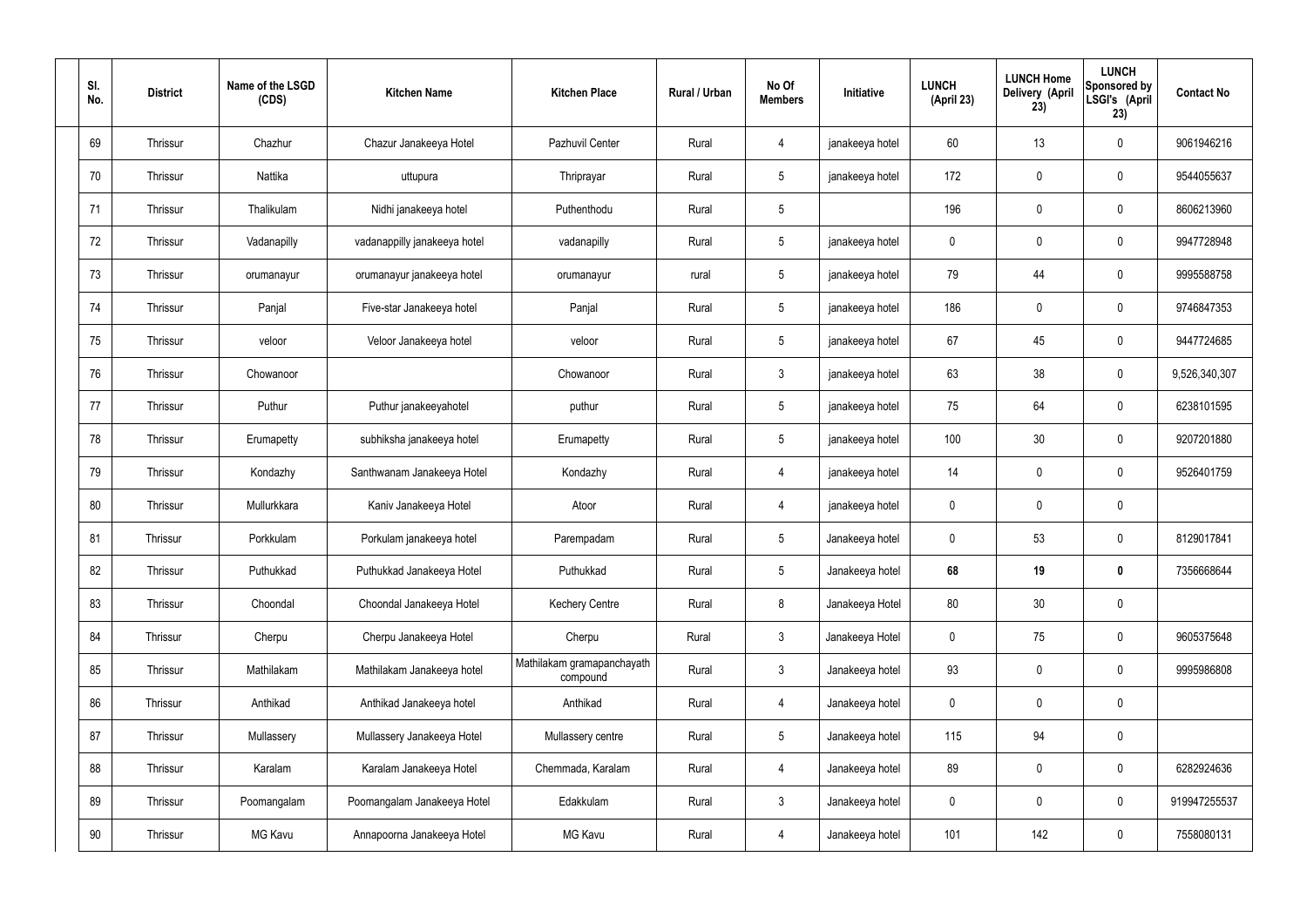| Sl. No. | District | Name of the LSGD (CDS) | Kitchen Name | Kitchen Place | Rural / Urban | No Of Members | Initiative | LUNCH (April 23) | LUNCH Home Delivery (April 23) | LUNCH Sponsored by LSGI's (April 23) | Contact No |
|---|---|---|---|---|---|---|---|---|---|---|---|
| 69 | Thrissur | Chazhur | Chazur Janakeeya Hotel | Pazhuvil Center | Rural | 4 | janakeeya hotel | 60 | 13 | 0 | 9061946216 |
| 70 | Thrissur | Nattika | uttupura | Thriprayar | Rural | 5 | janakeeya hotel | 172 | 0 | 0 | 9544055637 |
| 71 | Thrissur | Thalikulam | Nidhi janakeeya hotel | Puthenthodu | Rural | 5 | | 196 | 0 | 0 | 8606213960 |
| 72 | Thrissur | Vadanapilly | vadanappilly janakeeya hotel | vadanapilly | Rural | 5 | janakeeya hotel | 0 | 0 | 0 | 9947728948 |
| 73 | Thrissur | orumanayur | orumanayur janakeeya hotel | orumanayur | rural | 5 | janakeeya hotel | 79 | 44 | 0 | 9995588758 |
| 74 | Thrissur | Panjal | Five-star Janakeeya hotel | Panjal | Rural | 5 | janakeeya hotel | 186 | 0 | 0 | 9746847353 |
| 75 | Thrissur | veloor | Veloor Janakeeya hotel | veloor | Rural | 5 | janakeeya hotel | 67 | 45 | 0 | 9447724685 |
| 76 | Thrissur | Chowanoor | | Chowanoor | Rural | 3 | janakeeya hotel | 63 | 38 | 0 | 9,526,340,307 |
| 77 | Thrissur | Puthur | Puthur janakeeyahotel | puthur | Rural | 5 | janakeeya hotel | 75 | 64 | 0 | 6238101595 |
| 78 | Thrissur | Erumapetty | subhiksha janakeeya hotel | Erumapetty | Rural | 5 | janakeeya hotel | 100 | 30 | 0 | 9207201880 |
| 79 | Thrissur | Kondazhy | Santhwanam Janakeeya Hotel | Kondazhy | Rural | 4 | janakeeya hotel | 14 | 0 | 0 | 9526401759 |
| 80 | Thrissur | Mullurkkara | Kaniv Janakeeya Hotel | Atoor | Rural | 4 | janakeeya hotel | 0 | 0 | 0 | |
| 81 | Thrissur | Porkkulam | Porkulam janakeeya hotel | Parempadam | Rural | 5 | Janakeeya hotel | 0 | 53 | 0 | 8129017841 |
| 82 | Thrissur | Puthukkad | Puthukkad Janakeeya Hotel | Puthukkad | Rural | 5 | Janakeeya hotel | **68** | **19** | **0** | 7356668644 |
| 83 | Thrissur | Choondal | Choondal Janakeeya Hotel | Kechery Centre | Rural | 8 | Janakeeya Hotel | 80 | 30 | 0 | |
| 84 | Thrissur | Cherpu | Cherpu Janakeeya Hotel | Cherpu | Rural | 3 | Janakeeya Hotel | 0 | 75 | 0 | 9605375648 |
| 85 | Thrissur | Mathilakam | Mathilakam Janakeeya hotel | Mathilakam gramapanchayath compound | Rural | 3 | Janakeeya hotel | 93 | 0 | 0 | 9995986808 |
| 86 | Thrissur | Anthikad | Anthikad Janakeeya hotel | Anthikad | Rural | 4 | Janakeeya hotel | 0 | 0 | 0 | |
| 87 | Thrissur | Mullassery | Mullassery Janakeeya Hotel | Mullassery centre | Rural | 5 | Janakeeya hotel | 115 | 94 | 0 | |
| 88 | Thrissur | Karalam | Karalam Janakeeya Hotel | Chemmada, Karalam | Rural | 4 | Janakeeya hotel | 89 | 0 | 0 | 6282924636 |
| 89 | Thrissur | Poomangalam | Poomangalam Janakeeya Hotel | Edakkulam | Rural | 3 | Janakeeya hotel | 0 | 0 | 0 | 919947255537 |
| 90 | Thrissur | MG Kavu | Annapoorna Janakeeya Hotel | MG Kavu | Rural | 4 | Janakeeya hotel | 101 | 142 | 0 | 7558080131 |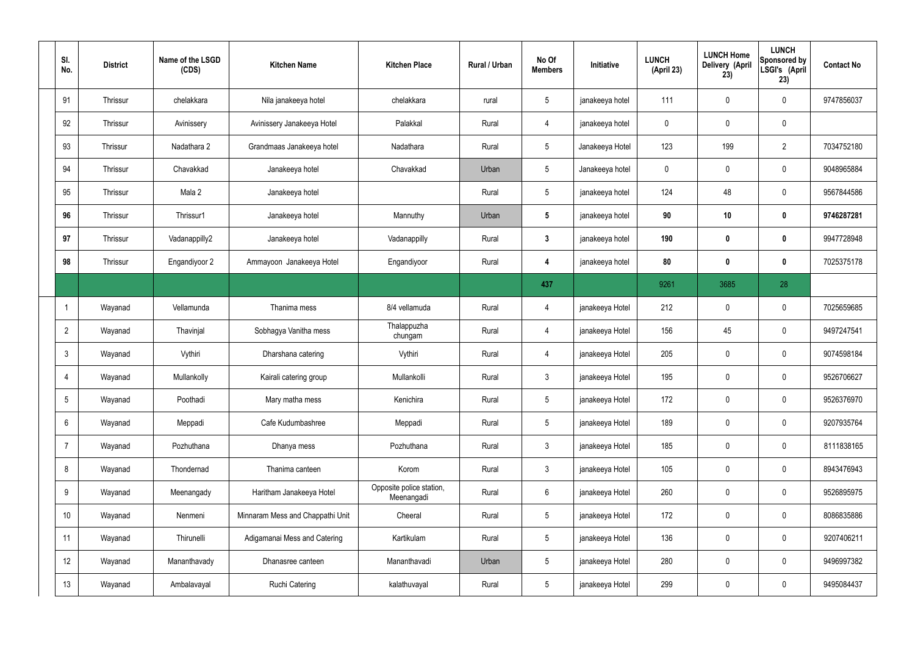| Sl. No. | District | Name of the LSGD (CDS) | Kitchen Name | Kitchen Place | Rural / Urban | No Of Members | Initiative | LUNCH (April 23) | LUNCH Home Delivery (April 23) | LUNCH Sponsored by LSGI's (April 23) | Contact No |
|---|---|---|---|---|---|---|---|---|---|---|---|
| 91 | Thrissur | chelakkara | Nila janakeeya hotel | chelakkara | rural | 5 | janakeeya hotel | 111 | 0 | 0 | 9747856037 |
| 92 | Thrissur | Avinissery | Avinissery Janakeeya Hotel | Palakkal | Rural | 4 | janakeeya hotel | 0 | 0 | 0 | |
| 93 | Thrissur | Nadathara 2 | Grandmaas Janakeeya hotel | Nadathara | Rural | 5 | Janakeeya Hotel | 123 | 199 | 2 | 7034752180 |
| 94 | Thrissur | Chavakkad | Janakeeya hotel | Chavakkad | Urban | 5 | Janakeeya hotel | 0 | 0 | 0 | 9048965884 |
| 95 | Thrissur | Mala 2 | Janakeeya hotel | | Rural | 5 | janakeeya hotel | 124 | 48 | 0 | 9567844586 |
| **96** | Thrissur | Thrissur1 | Janakeeya hotel | Mannuthy | Urban | **5** | janakeeya hotel | **90** | **10** | **0** | **9746287281** |
| **97** | Thrissur | Vadanappilly2 | Janakeeya hotel | Vadanappilly | Rural | **3** | janakeeya hotel | **190** | **0** | **0** | 9947728948 |
| **98** | Thrissur | Engandiyoor 2 | Ammayoon Janakeeya Hotel | Engandiyoor | Rural | **4** | janakeeya hotel | **80** | **0** | **0** | 7025375178 |
| | | | | | | **437** | | 9261 | 3685 | 28 | |
| 1 | Wayanad | Vellamunda | Thanima mess | 8/4 vellamuda | Rural | 4 | janakeeya Hotel | 212 | 0 | 0 | 7025659685 |
| 2 | Wayanad | Thavinjal | Sobhagya Vanitha mess | Thalappuzha chungam | Rural | 4 | janakeeya Hotel | 156 | 45 | 0 | 9497247541 |
| 3 | Wayanad | Vythiri | Dharshana catering | Vythiri | Rural | 4 | janakeeya Hotel | 205 | 0 | 0 | 9074598184 |
| 4 | Wayanad | Mullankolly | Kairali catering group | Mullankolli | Rural | 3 | janakeeya Hotel | 195 | 0 | 0 | 9526706627 |
| 5 | Wayanad | Poothadi | Mary matha mess | Kenichira | Rural | 5 | janakeeya Hotel | 172 | 0 | 0 | 9526376970 |
| 6 | Wayanad | Meppadi | Cafe Kudumbashree | Meppadi | Rural | 5 | janakeeya Hotel | 189 | 0 | 0 | 9207935764 |
| 7 | Wayanad | Pozhuthana | Dhanya mess | Pozhuthana | Rural | 3 | janakeeya Hotel | 185 | 0 | 0 | 8111838165 |
| 8 | Wayanad | Thondernad | Thanima canteen | Korom | Rural | 3 | janakeeya Hotel | 105 | 0 | 0 | 8943476943 |
| 9 | Wayanad | Meenangady | Haritham Janakeeya Hotel | Opposite police station, Meenangadi | Rural | 6 | janakeeya Hotel | 260 | 0 | 0 | 9526895975 |
| 10 | Wayanad | Nenmeni | Minnaram Mess and Chappathi Unit | Cheeral | Rural | 5 | janakeeya Hotel | 172 | 0 | 0 | 8086835886 |
| 11 | Wayanad | Thirunelli | Adigamanai Mess and Catering | Kartikulam | Rural | 5 | janakeeya Hotel | 136 | 0 | 0 | 9207406211 |
| 12 | Wayanad | Mananthavady | Dhanasree canteen | Mananthavadi | Urban | 5 | janakeeya Hotel | 280 | 0 | 0 | 9496997382 |
| 13 | Wayanad | Ambalavayal | Ruchi Catering | kalathuvayal | Rural | 5 | janakeeya Hotel | 299 | 0 | 0 | 9495084437 |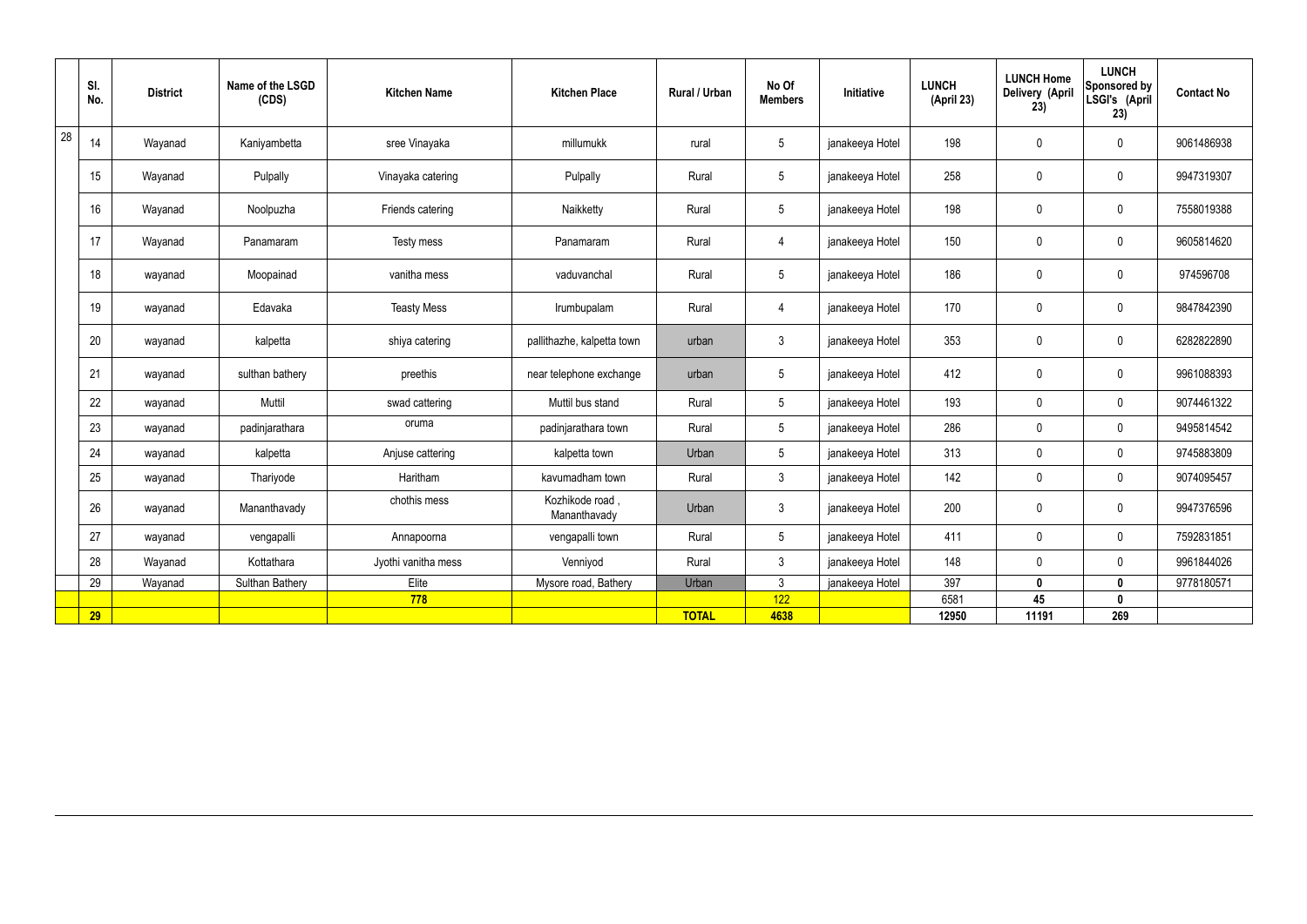| | Sl. No. | District | Name of the LSGD (CDS) | Kitchen Name | Kitchen Place | Rural / Urban | No Of Members | Initiative | LUNCH (April 23) | LUNCH Home Delivery (April 23) | LUNCH Sponsored by LSGI's (April 23) | Contact No |
|---|---|---|---|---|---|---|---|---|---|---|---|---|
| 28 | 14 | Wayanad | Kaniyambetta | sree Vinayaka | millumukk | rural | 5 | janakeeya Hotel | 198 | 0 | 0 | 9061486938 |
| | 15 | Wayanad | Pulpally | Vinayaka catering | Pulpally | Rural | 5 | janakeeya Hotel | 258 | 0 | 0 | 9947319307 |
| | 16 | Wayanad | Noolpuzha | Friends catering | Naikketty | Rural | 5 | janakeeya Hotel | 198 | 0 | 0 | 7558019388 |
| | 17 | Wayanad | Panamaram | Testy mess | Panamaram | Rural | 4 | janakeeya Hotel | 150 | 0 | 0 | 9605814620 |
| | 18 | wayanad | Moopainad | vanitha mess | vaduvanchal | Rural | 5 | janakeeya Hotel | 186 | 0 | 0 | 974596708 |
| | 19 | wayanad | Edavaka | Teasty Mess | Irumbupalam | Rural | 4 | janakeeya Hotel | 170 | 0 | 0 | 9847842390 |
| | 20 | wayanad | kalpetta | shiya catering | pallithazhe, kalpetta town | urban | 3 | janakeeya Hotel | 353 | 0 | 0 | 6282822890 |
| | 21 | wayanad | sulthan bathery | preethis | near telephone exchange | urban | 5 | janakeeya Hotel | 412 | 0 | 0 | 9961088393 |
| | 22 | wayanad | Muttil | swad cattering | Muttil bus stand | Rural | 5 | janakeeya Hotel | 193 | 0 | 0 | 9074461322 |
| | 23 | wayanad | padinjarathara | oruma | padinjarathara town | Rural | 5 | janakeeya Hotel | 286 | 0 | 0 | 9495814542 |
| | 24 | wayanad | kalpetta | Anjuse cattering | kalpetta town | Urban | 5 | janakeeya Hotel | 313 | 0 | 0 | 9745883809 |
| | 25 | wayanad | Thariyode | Haritham | kavumadham town | Rural | 3 | janakeeya Hotel | 142 | 0 | 0 | 9074095457 |
| | 26 | wayanad | Mananthavady | chothis mess | Kozhikode road , Mananthavady | Urban | 3 | janakeeya Hotel | 200 | 0 | 0 | 9947376596 |
| | 27 | wayanad | vengapalli | Annapoorna | vengapalli town | Rural | 5 | janakeeya Hotel | 411 | 0 | 0 | 7592831851 |
| | 28 | Wayanad | Kottathara | Jyothi vanitha mess | Venniyod | Rural | 3 | janakeeya Hotel | 148 | 0 | 0 | 9961844026 |
| | 29 | Wayanad | Sulthan Bathery | Elite | Mysore road, Bathery | Urban | 3 | janakeeya Hotel | 397 | **0** | **0** | 9778180571 |
| | | | | **778** | | | 122 | | 6581 | **45** | **0** | |
| | **29** | | | | | **TOTAL** | **4638** | | **12950** | **11191** | **269** | |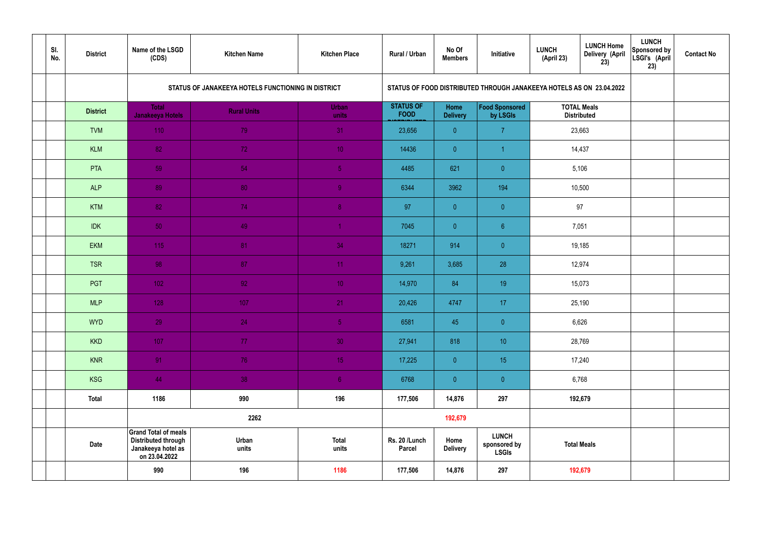| | Sl. No. | District | Name of the LSGD (CDS) | Kitchen Name | Kitchen Place | Rural / Urban | No Of Members | Initiative | LUNCH (April 23) | LUNCH Home Delivery (April 23) | LUNCH Sponsored by LSGI's (April 23) | Contact No |
|---|---|---|---|---|---|---|---|---|---|---|---|---|
| | | | STATUS OF JANAKEEYA HOTELS FUNCTIONING IN DISTRICT | | | STATUS OF FOOD DISTRIBUTED THROUGH JANAKEEYA HOTELS AS ON 23.04.2022 | | | | | | |
| | | District | Total Janakeeya Hotels | Rural Units | Urban units | STATUS OF FOOD DISTRIBUTED | Home Delivery | Food Sponsored by LSGIs | TOTAL Meals Distributed | | | |
| | | TVM | 110 | 79 | 31 | 23,656 | 0 | 7 | 23,663 | | | |
| | | KLM | 82 | 72 | 10 | 14436 | 0 | 1 | 14,437 | | | |
| | | PTA | 59 | 54 | 5 | 4485 | 621 | 0 | 5,106 | | | |
| | | ALP | 89 | 80 | 9 | 6344 | 3962 | 194 | 10,500 | | | |
| | | KTM | 82 | 74 | 8 | 97 | 0 | 0 | 97 | | | |
| | | IDK | 50 | 49 | 1 | 7045 | 0 | 6 | 7,051 | | | |
| | | EKM | 115 | 81 | 34 | 18271 | 914 | 0 | 19,185 | | | |
| | | TSR | 98 | 87 | 11 | 9,261 | 3,685 | 28 | 12,974 | | | |
| | | PGT | 102 | 92 | 10 | 14,970 | 84 | 19 | 15,073 | | | |
| | | MLP | 128 | 107 | 21 | 20,426 | 4747 | 17 | 25,190 | | | |
| | | WYD | 29 | 24 | 5 | 6581 | 45 | 0 | 6,626 | | | |
| | | KKD | 107 | 77 | 30 | 27,941 | 818 | 10 | 28,769 | | | |
| | | KNR | 91 | 76 | 15 | 17,225 | 0 | 15 | 17,240 | | | |
| | | KSG | 44 | 38 | 6 | 6768 | 0 | 0 | 6,768 | | | |
| | | Total | 1186 | 990 | 196 | 177,506 | 14,876 | 297 | 192,679 | | | |
| | | | 2262 | | | 192,679 | | | | | | |
| | | Date | Grand Total of meals Distributed through Janakeeya hotel as on 23.04.2022 | Urban units | Total units | Rs. 20 /Lunch Parcel | Home Delivery | LUNCH sponsored by LSGIs | Total Meals | | | |
| | | | 990 | 196 | 1186 | 177,506 | 14,876 | 297 | 192,679 | | | |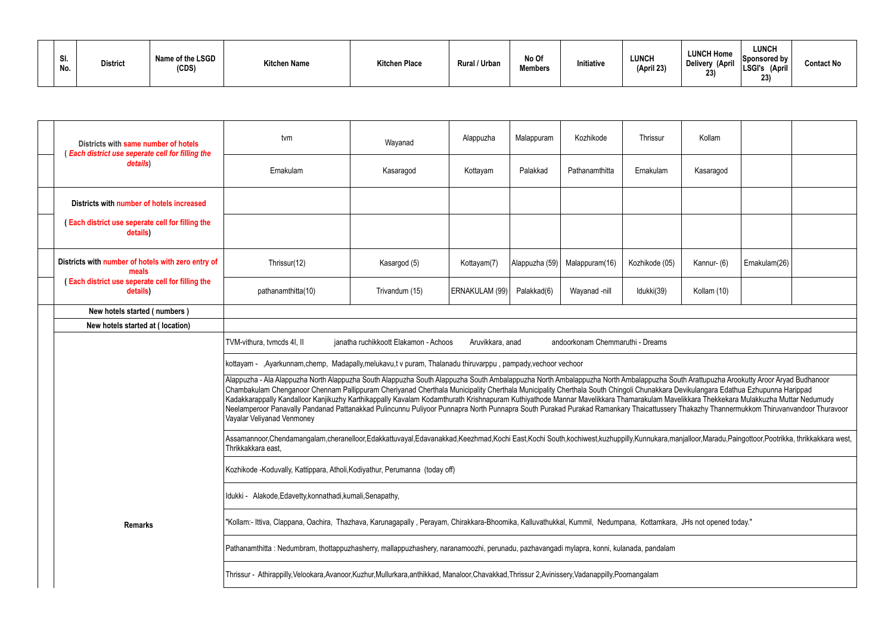| Sl. No. | District | Name of the LSGD (CDS) | Kitchen Name | Kitchen Place | Rural / Urban | No Of Members | Initiative | LUNCH (April 23) | LUNCH Home Delivery (April 23) | LUNCH Sponsored by LSGI's (April 23) | Contact No |
|---|---|---|---|---|---|---|---|---|---|---|---|

| | | | | | | | | | |
|---|---|---|---|---|---|---|---|---|---|
| Districts with same number of hotels ( *Each district use seperate cell for filling the details*) | tvm | Wayanad | Alappuzha | Malappuram | Kozhikode | Thrissur | Kollam | | |
| | Ernakulam | Kasaragod | Kottayam | Palakkad | Pathanamthitta | Ernakulam | Kasaragod | | |
| Districts with number of hotels increased | | | | | | | | | |
| ( Each district use seperate cell for filling the details) | | | | | | | | | |
| Districts with number of hotels with zero entry of meals ( Each district use seperate cell for filling the details) | Thrissur(12) | Kasargod (5) | Kottayam(7) | Alappuzha (59) | Malappuram(16) | Kozhikode (05) | Kannur- (6) | Ernakulam(26) | |
| | pathanamthitta(10) | Trivandum (15) | ERNAKULAM (99) | Palakkad(6) | Wayanad -nill | Idukki(39) | Kollam (10) | | |
| New hotels started ( numbers ) | | | | | | | | | |
| New hotels started at ( location) | | | | | | | | | |

**Remarks**

TVM-vithura, tvmcds 4I, II janatha ruchikkoott Elakamon - Achoos Aruvikkara, anad andoorkonam Chemmaruthi - Dreams

kottayam - ,Ayarkunnam,chemp, Madapally,melukavu,t v puram, Thalanadu thiruvarppu , pampady,vechoor vechoor

Alappuzha - Ala Alappuzha North Alappuzha South Alappuzha South Alappuzha South Ambalappuzha North Ambalappuzha North Ambalappuzha South Arattupuzha Arookutty Aroor Aryad Budhanoor Chambakulam Chenganoor Chennam Pallippuram Cheriyanad Cherthala Municipality Cherthala Municipality Cherthala South Chingoli Chunakkara Devikulangara Edathua Ezhupunna Harippad Kadakkarappally Kandalloor Kanjikuzhy Karthikappally Kavalam Kodamthurath Krishnapuram Kuthiyathode Mannar Mavelikkara Thamarakulam Mavelikkara Thekkekara Mulakkuzha Muttar Nedumudy Neelamperoor Panavally Pandanad Pattanakkad Pulincunnu Puliyoor Punnapra North Punnapra South Purakad Purakad Ramankary Thaicattussery Thakazhy Thannermukkom Thiruvanvandoor Thuravoor Vayalar Veliyanad Venmoney

Assamannoor,Chendamangalam,cheranelloor,Edakkattuvayal,Edavanakkad,Keezhmad,Kochi East,Kochi South,kochiwest,kuzhuppilly,Kunnukara,manjalloor,Maradu,Paingottoor,Pootrikka, thrikkakkara west, Thrikkakkara east,

Kozhikode -Koduvally, Kattippara, Atholi,Kodiyathur, Perumanna (today off)

Idukki - Alakode,Edavetty,konnathadi,kumali,Senapathy,

"Kollam:- Ittiva, Clappana, Oachira, Thazhava, Karunagapally , Perayam, Chirakkara-Bhoomika, Kalluvathukkal, Kummil, Nedumpana, Kottamkara, JHs not opened today."

Pathanamthitta : Nedumbram, thottappuzhasherry, mallappuzhashery, naranamoozhi, perunadu, pazhavangadi mylapra, konni, kulanada, pandalam

Thrissur - Athirappilly,Velookara,Avanoor,Kuzhur,Mullurkara,anthikkad, Manaloor,Chavakkad,Thrissur 2,Avinissery,Vadanappilly,Poomangalam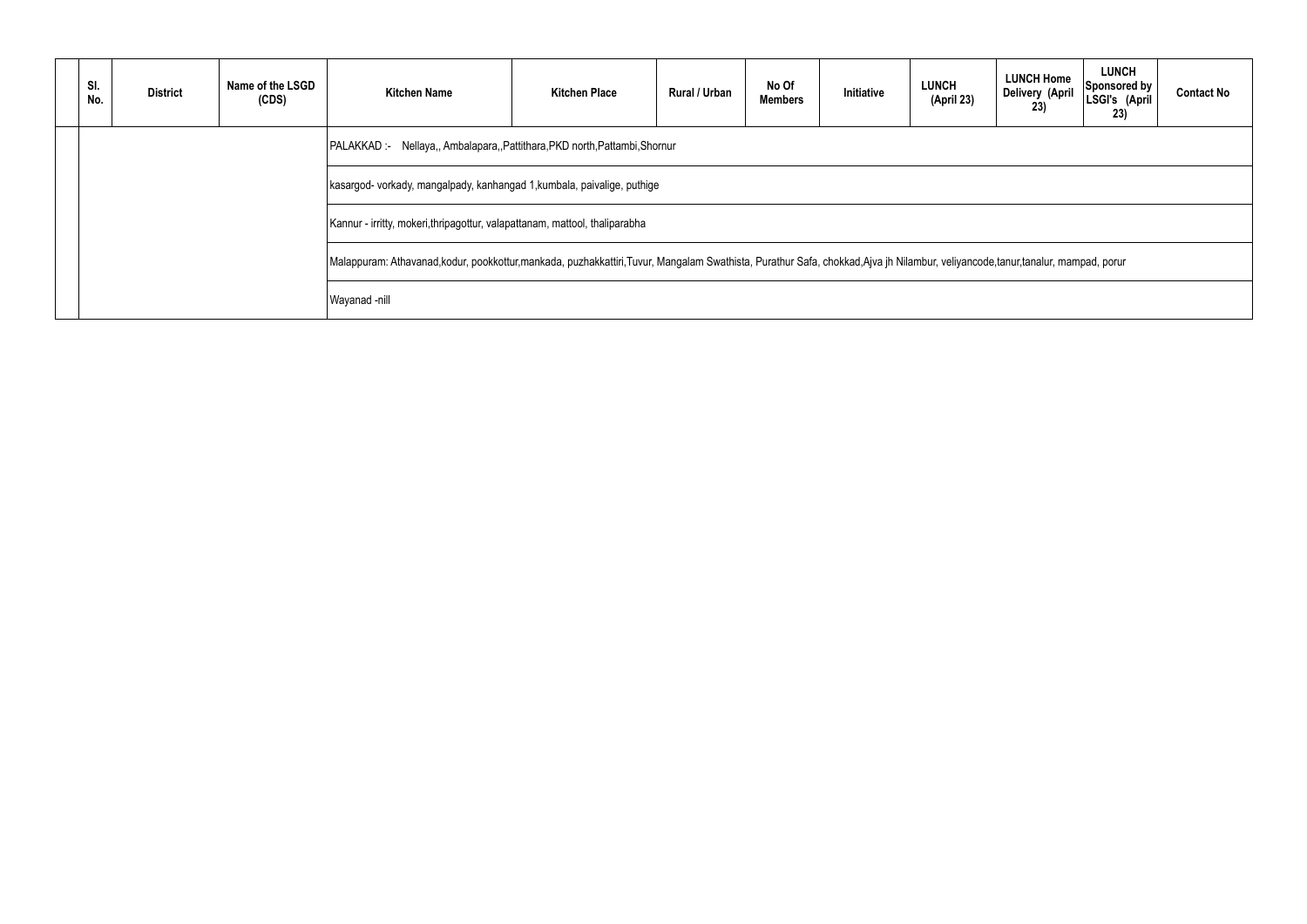| | Sl. No. | District | Name of the LSGD (CDS) | Kitchen Name | Kitchen Place | Rural / Urban | No Of Members | Initiative | LUNCH (April 23) | LUNCH Home Delivery (April 23) | LUNCH Sponsored by LSGI's (April 23) | Contact No |
|---|---|---|---|---|---|---|---|---|---|---|---|---|
| | | | | PALAKKAD :- Nellaya,, Ambalapara,,Pattithara,PKD north,Pattambi,Shornur | | | | | | | | |
| | | | | kasargod- vorkady, mangalpady, kanhangad 1,kumbala, paivalige, puthige | | | | | | | | |
| | | | | Kannur - irritty, mokeri,thripagottur, valapattanam, mattool, thaliparabha | | | | | | | | |
| | | | | Malappuram: Athavanad,kodur, pookkottur,mankada, puzhakkattiri,Tuvur, Mangalam Swathista, Purathur Safa, chokkad,Ajva jh Nilambur, veliyancode,tanur,tanalur, mampad, porur | | | | | | | | |
| | | | | Wayanad -nill | | | | | | | | |